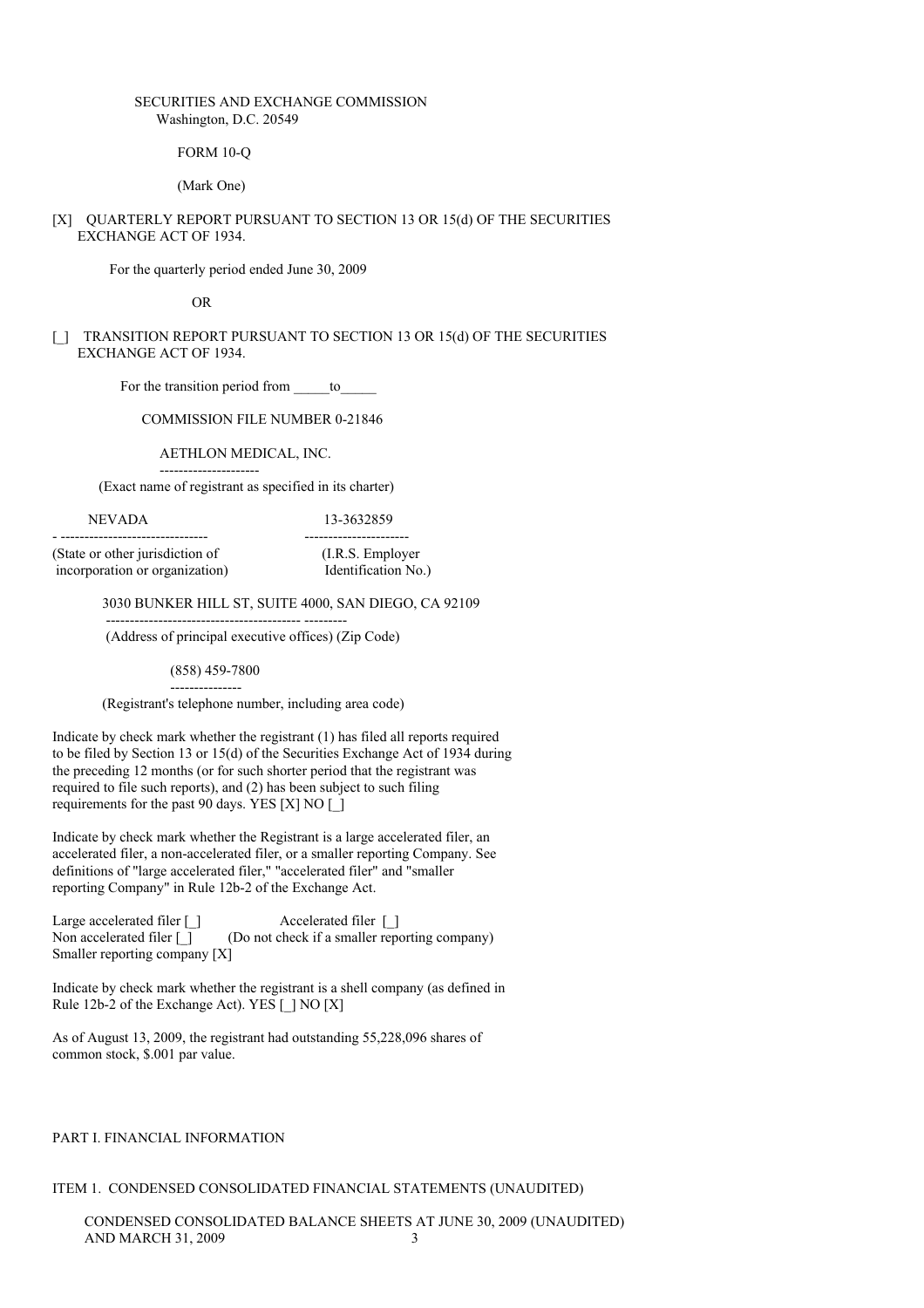SECURITIES AND EXCHANGE COMMISSION
Washington, D.C. 20549

FORM 10-Q

(Mark One)

[X] QUARTERLY REPORT PURSUANT TO SECTION 13 OR 15(d) OF THE SECURITIES EXCHANGE ACT OF 1934.

For the quarterly period ended June 30, 2009

OR

[_] TRANSITION REPORT PURSUANT TO SECTION 13 OR 15(d) OF THE SECURITIES EXCHANGE ACT OF 1934.

For the transition period from _____to_____

COMMISSION FILE NUMBER 0-21846

AETHLON MEDICAL, INC.

(Exact name of registrant as specified in its charter)

| NEVADA | 13-3632859 |
|---|---|
| (State or other jurisdiction of incorporation or organization) | (I.R.S. Employer Identification No.) |

3030 BUNKER HILL ST, SUITE 4000, SAN DIEGO, CA 92109

(Address of principal executive offices) (Zip Code)

(858) 459-7800

(Registrant's telephone number, including area code)

Indicate by check mark whether the registrant (1) has filed all reports required to be filed by Section 13 or 15(d) of the Securities Exchange Act of 1934 during the preceding 12 months (or for such shorter period that the registrant was required to file such reports), and (2) has been subject to such filing requirements for the past 90 days. YES [X] NO [_]

Indicate by check mark whether the Registrant is a large accelerated filer, an accelerated filer, a non-accelerated filer, or a smaller reporting Company. See definitions of "large accelerated filer," "accelerated filer" and "smaller reporting Company" in Rule 12b-2 of the Exchange Act.

Large accelerated filer [_] Accelerated filer [_]
Non accelerated filer [_] (Do not check if a smaller reporting company)
Smaller reporting company [X]

Indicate by check mark whether the registrant is a shell company (as defined in Rule 12b-2 of the Exchange Act). YES [_] NO [X]

As of August 13, 2009, the registrant had outstanding 55,228,096 shares of common stock, $.001 par value.

PART I. FINANCIAL INFORMATION

ITEM 1. CONDENSED CONSOLIDATED FINANCIAL STATEMENTS (UNAUDITED)

CONDENSED CONSOLIDATED BALANCE SHEETS AT JUNE 30, 2009 (UNAUDITED) AND MARCH 31, 2009 3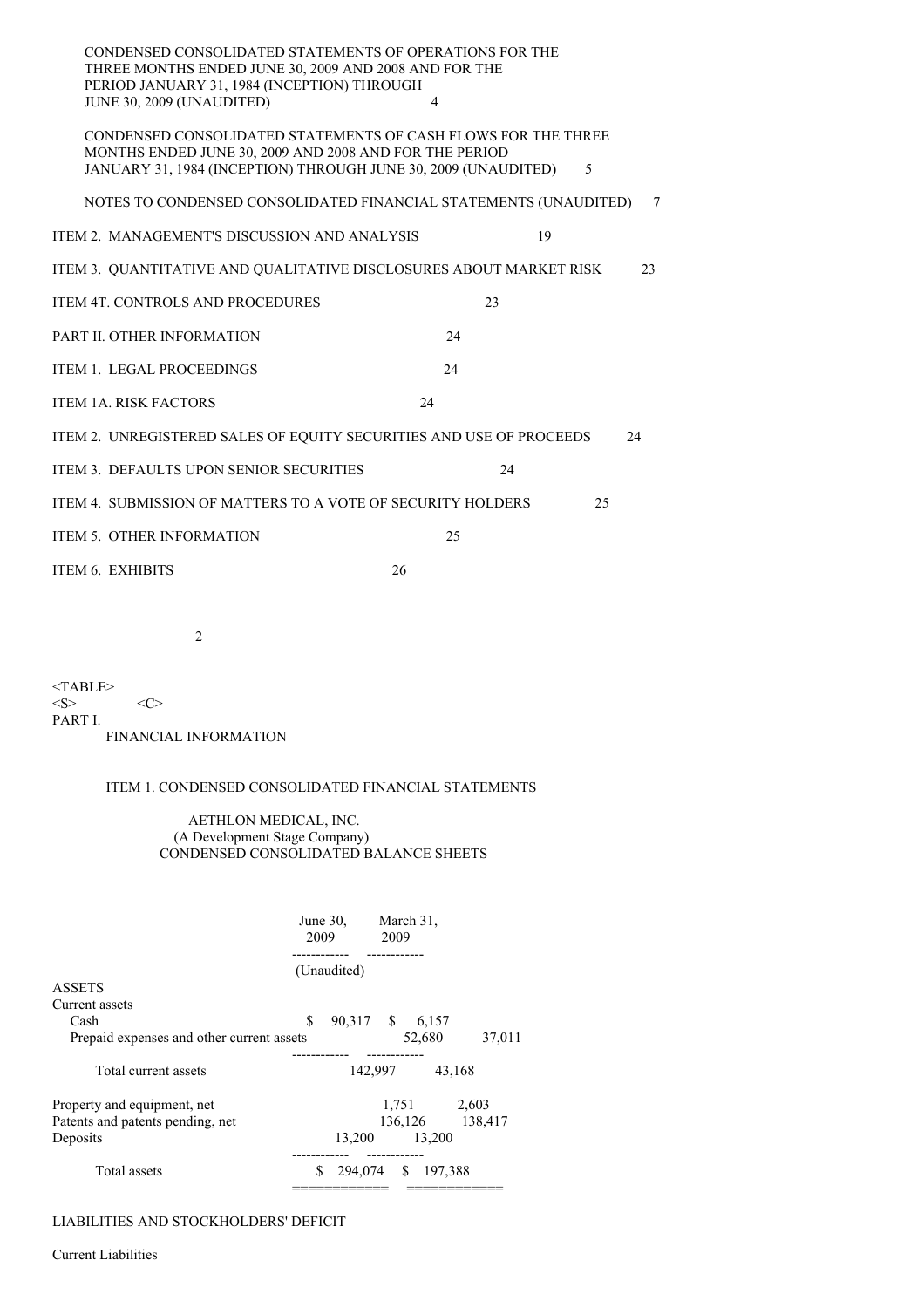CONDENSED CONSOLIDATED STATEMENTS OF OPERATIONS FOR THE THREE MONTHS ENDED JUNE 30, 2009 AND 2008 AND FOR THE PERIOD JANUARY 31, 1984 (INCEPTION) THROUGH JUNE 30, 2009 (UNAUDITED) 4

CONDENSED CONSOLIDATED STATEMENTS OF CASH FLOWS FOR THE THREE MONTHS ENDED JUNE 30, 2009 AND 2008 AND FOR THE PERIOD JANUARY 31, 1984 (INCEPTION) THROUGH JUNE 30, 2009 (UNAUDITED) 5

NOTES TO CONDENSED CONSOLIDATED FINANCIAL STATEMENTS (UNAUDITED) 7

ITEM 2. MANAGEMENT'S DISCUSSION AND ANALYSIS 19

ITEM 3. QUANTITATIVE AND QUALITATIVE DISCLOSURES ABOUT MARKET RISK 23

ITEM 4T. CONTROLS AND PROCEDURES 23

PART II. OTHER INFORMATION 24

ITEM 1. LEGAL PROCEEDINGS 24

ITEM 1A. RISK FACTORS 24

ITEM 2. UNREGISTERED SALES OF EQUITY SECURITIES AND USE OF PROCEEDS 24

ITEM 3. DEFAULTS UPON SENIOR SECURITIES 24

ITEM 4. SUBMISSION OF MATTERS TO A VOTE OF SECURITY HOLDERS 25

ITEM 5. OTHER INFORMATION 25

ITEM 6. EXHIBITS 26

PART I.

FINANCIAL INFORMATION

ITEM 1. CONDENSED CONSOLIDATED FINANCIAL STATEMENTS

AETHLON MEDICAL, INC.
(A Development Stage Company)
CONDENSED CONSOLIDATED BALANCE SHEETS

| | June 30, 2009 | March 31, 2009 |
|---|---|---|
| | (Unaudited) | |
| ASSETS | | |
| Current assets | | |
| Cash | $ 90,317 | $ 6,157 |
| Prepaid expenses and other current assets | 52,680 | 37,011 |
| Total current assets | 142,997 | 43,168 |
| Property and equipment, net | 1,751 | 2,603 |
| Patents and patents pending, net | 136,126 | 138,417 |
| Deposits | 13,200 | 13,200 |
| Total assets | $ 294,074 | $ 197,388 |

LIABILITIES AND STOCKHOLDERS' DEFICIT

Current Liabilities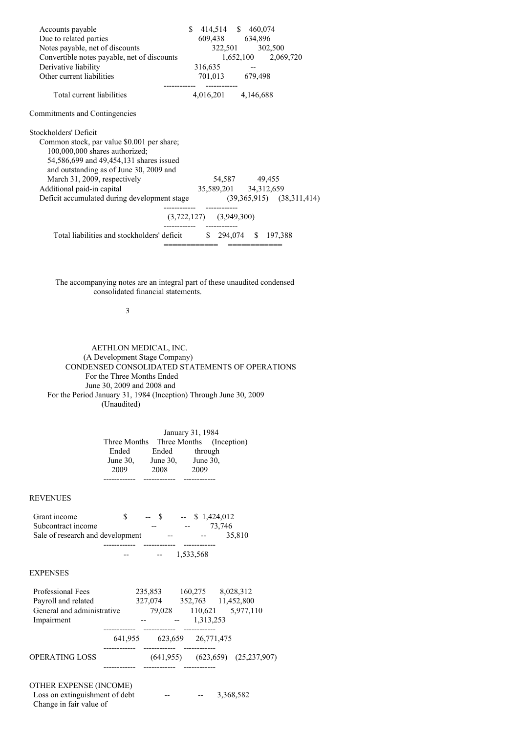| | June 30, 2009 | March 31, 2009 |
|---|---|---|
| Accounts payable | $ 414,514 | $ 460,074 |
| Due to related parties | 609,438 | 634,896 |
| Notes payable, net of discounts | 322,501 | 302,500 |
| Convertible notes payable, net of discounts | 1,652,100 | 2,069,720 |
| Derivative liability | 316,635 | -- |
| Other current liabilities | 701,013 | 679,498 |
| Total current liabilities | 4,016,201 | 4,146,688 |
| Commitments and Contingencies | | |
| Stockholders' Deficit | | |
| Common stock, par value $0.001 per share; 100,000,000 shares authorized; 54,586,699 and 49,454,131 shares issued and outstanding as of June 30, 2009 and March 31, 2009, respectively | 54,587 | 49,455 |
| Additional paid-in capital | 35,589,201 | 34,312,659 |
| Deficit accumulated during development stage | (39,365,915) | (38,311,414) |
| | (3,722,127) | (3,949,300) |
| Total liabilities and stockholders' deficit | $ 294,074 | $ 197,388 |

The accompanying notes are an integral part of these unaudited condensed consolidated financial statements.

AETHLON MEDICAL, INC.
(A Development Stage Company)
CONDENSED CONSOLIDATED STATEMENTS OF OPERATIONS
For the Three Months Ended
June 30, 2009 and 2008 and
For the Period January 31, 1984 (Inception) Through June 30, 2009
(Unaudited)

| | Three Months Ended June 30, 2009 | Three Months Ended June 30, 2008 | January 31, 1984 (Inception) through June 30, 2009 |
|---|---|---|---|
| **REVENUES** | | | |
| Grant income | $ -- | $ -- | $ 1,424,012 |
| Subcontract income | -- | -- | 73,746 |
| Sale of research and development | -- | -- | 35,810 |
| | -- | -- | 1,533,568 |
| **EXPENSES** | | | |
| Professional Fees | 235,853 | 160,275 | 8,028,312 |
| Payroll and related | 327,074 | 352,763 | 11,452,800 |
| General and administrative | 79,028 | 110,621 | 5,977,110 |
| Impairment | -- | -- | 1,313,253 |
| | 641,955 | 623,659 | 26,771,475 |
| OPERATING LOSS | (641,955) | (623,659) | (25,237,907) |
| OTHER EXPENSE (INCOME) | | | |
| Loss on extinguishment of debt | -- | -- | 3,368,582 |
| Change in fair value of | | | |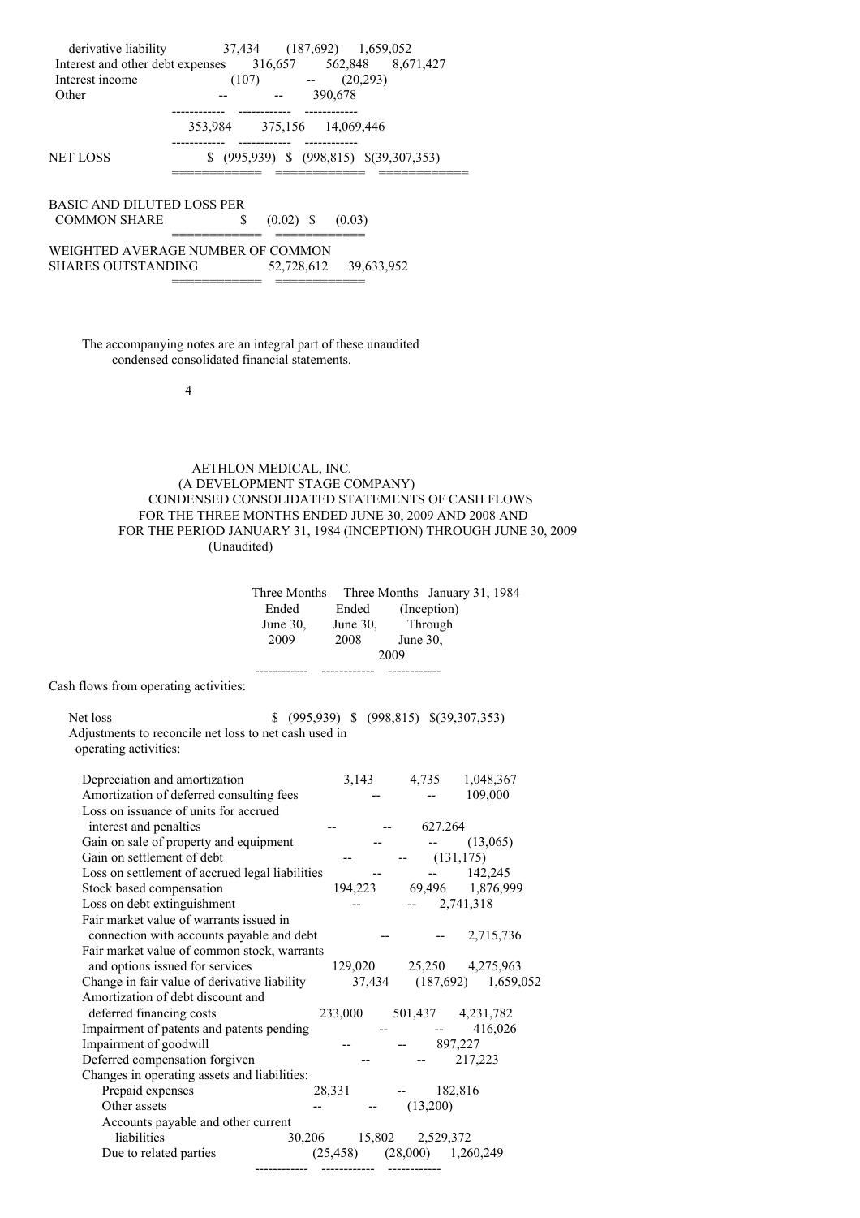| | | | |
|---|---|---|---|
| derivative liability | 37,434 | (187,692) | 1,659,052 |
| Interest and other debt expenses | 316,657 | 562,848 | 8,671,427 |
| Interest income | (107) | -- | (20,293) |
| Other | -- | -- | 390,678 |
| | 353,984 | 375,156 | 14,069,446 |
| NET LOSS | $ (995,939) | $ (998,815) | $(39,307,353) |
| BASIC AND DILUTED LOSS PER COMMON SHARE | $ (0.02) | $ (0.03) | |
| WEIGHTED AVERAGE NUMBER OF COMMON SHARES OUTSTANDING | 52,728,612 | 39,633,952 | |

The accompanying notes are an integral part of these unaudited condensed consolidated financial statements.

AETHLON MEDICAL, INC.
(A DEVELOPMENT STAGE COMPANY)
CONDENSED CONSOLIDATED STATEMENTS OF CASH FLOWS
FOR THE THREE MONTHS ENDED JUNE 30, 2009 AND 2008 AND
FOR THE PERIOD JANUARY 31, 1984 (INCEPTION) THROUGH JUNE 30, 2009
(Unaudited)

| | Three Months Ended June 30, 2009 | Three Months Ended June 30, 2008 | January 31, 1984 (Inception) Through June 30, 2009 |
|---|---|---|---|
| Cash flows from operating activities: | | | |
| Net loss | $ (995,939) | $ (998,815) | $(39,307,353) |
| Adjustments to reconcile net loss to net cash used in operating activities: | | | |
| Depreciation and amortization | 3,143 | 4,735 | 1,048,367 |
| Amortization of deferred consulting fees | -- | -- | 109,000 |
| Loss on issuance of units for accrued interest and penalties | -- | -- | 627.264 |
| Gain on sale of property and equipment | -- | -- | (13,065) |
| Gain on settlement of debt | -- | -- | (131,175) |
| Loss on settlement of accrued legal liabilities | -- | -- | 142,245 |
| Stock based compensation | 194,223 | 69,496 | 1,876,999 |
| Loss on debt extinguishment | -- | -- | 2,741,318 |
| Fair market value of warrants issued in connection with accounts payable and debt | -- | -- | 2,715,736 |
| Fair market value of common stock, warrants and options issued for services | 129,020 | 25,250 | 4,275,963 |
| Change in fair value of derivative liability | 37,434 | (187,692) | 1,659,052 |
| Amortization of debt discount and deferred financing costs | 233,000 | 501,437 | 4,231,782 |
| Impairment of patents and patents pending | -- | -- | 416,026 |
| Impairment of goodwill | -- | -- | 897,227 |
| Deferred compensation forgiven | -- | -- | 217,223 |
| Changes in operating assets and liabilities: | | | |
| Prepaid expenses | 28,331 | -- | 182,816 |
| Other assets | -- | -- | (13,200) |
| Accounts payable and other current liabilities | 30,206 | 15,802 | 2,529,372 |
| Due to related parties | (25,458) | (28,000) | 1,260,249 |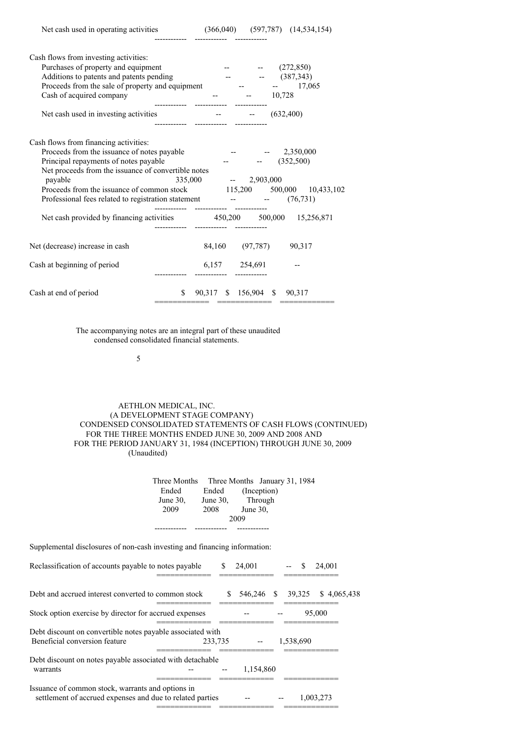| | | | |
|---|---|---|---|
| Net cash used in operating activities | (366,040) | (597,787) | (14,534,154) |
| Cash flows from investing activities: | | | |
| Purchases of property and equipment | -- | -- | (272,850) |
| Additions to patents and patents pending | -- | -- | (387,343) |
| Proceeds from the sale of property and equipment | -- | -- | 17,065 |
| Cash of acquired company | -- | -- | 10,728 |
| Net cash used in investing activities | -- | -- | (632,400) |
| Cash flows from financing activities: | | | |
| Proceeds from the issuance of notes payable | -- | -- | 2,350,000 |
| Principal repayments of notes payable | -- | -- | (352,500) |
| Net proceeds from the issuance of convertible notes payable | 335,000 | -- | 2,903,000 |
| Proceeds from the issuance of common stock | 115,200 | 500,000 | 10,433,102 |
| Professional fees related to registration statement | -- | -- | (76,731) |
| Net cash provided by financing activities | 450,200 | 500,000 | 15,256,871 |
| Net (decrease) increase in cash | 84,160 | (97,787) | 90,317 |
| Cash at beginning of period | 6,157 | 254,691 | -- |
| Cash at end of period | $ 90,317 | $ 156,904 | $ 90,317 |

The accompanying notes are an integral part of these unaudited condensed consolidated financial statements.

AETHLON MEDICAL, INC.
(A DEVELOPMENT STAGE COMPANY)
CONDENSED CONSOLIDATED STATEMENTS OF CASH FLOWS (CONTINUED)
FOR THE THREE MONTHS ENDED JUNE 30, 2009 AND 2008 AND
FOR THE PERIOD JANUARY 31, 1984 (INCEPTION) THROUGH JUNE 30, 2009
(Unaudited)

| | Three Months Ended June 30, 2009 | Three Months Ended June 30, 2008 | January 31, 1984 (Inception) Through June 30, 2009 |
|---|---|---|---|
| Supplemental disclosures of non-cash investing and financing information: | | | |
| Reclassification of accounts payable to notes payable | $ 24,001 | -- | $ 24,001 |
| Debt and accrued interest converted to common stock | $ 546,246 | $ 39,325 | $ 4,065,438 |
| Stock option exercise by director for accrued expenses | -- | -- | 95,000 |
| Debt discount on convertible notes payable associated with Beneficial conversion feature | 233,735 | -- | 1,538,690 |
| Debt discount on notes payable associated with detachable warrants | -- | -- | 1,154,860 |
| Issuance of common stock, warrants and options in settlement of accrued expenses and due to related parties | -- | -- | 1,003,273 |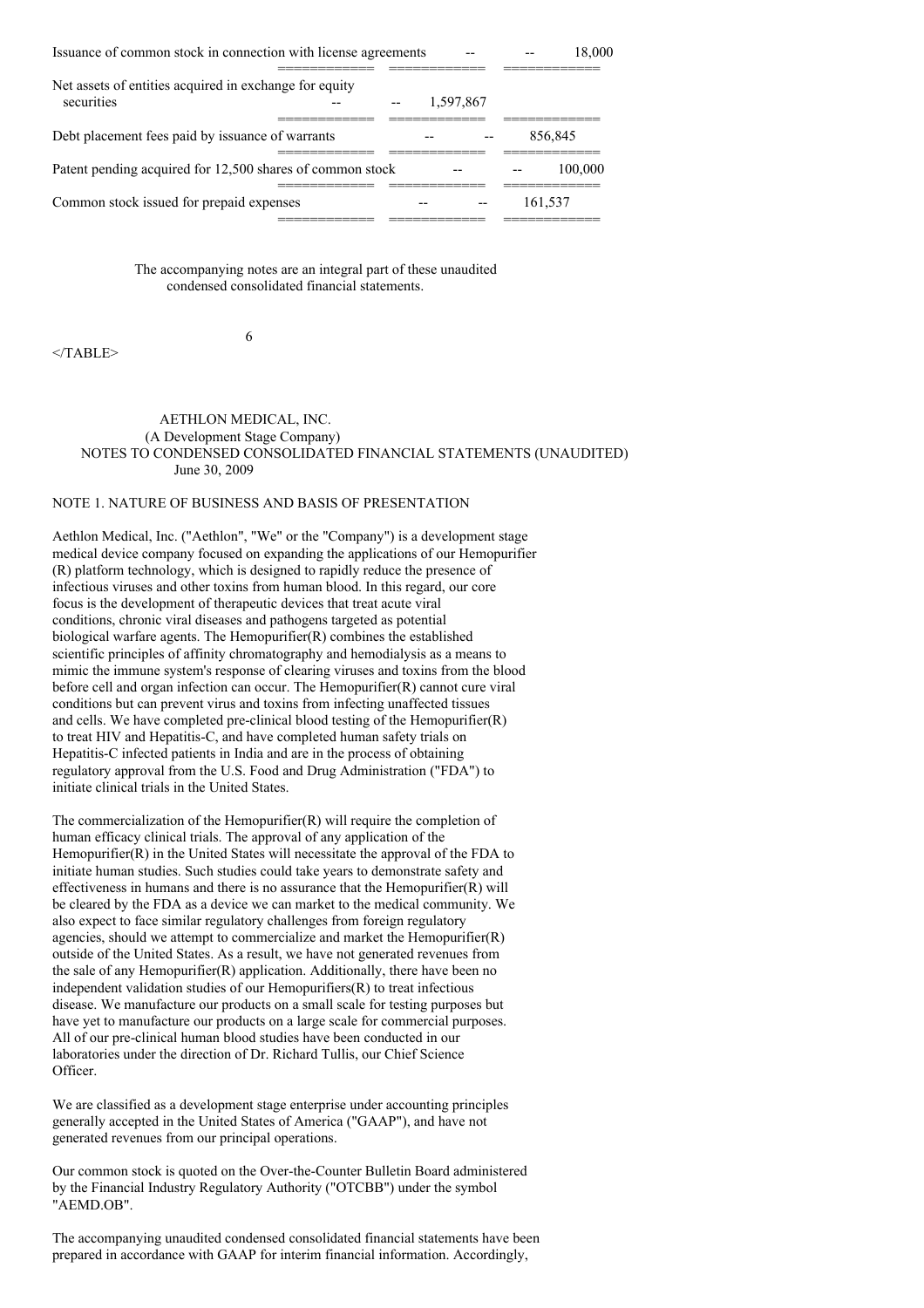| | | | |
|---|---|---|---|
| Issuance of common stock in connection with license agreements | -- | -- | 18,000 |
| Net assets of entities acquired in exchange for equity securities | -- | -- | 1,597,867 |
| Debt placement fees paid by issuance of warrants | -- | -- | 856,845 |
| Patent pending acquired for 12,500 shares of common stock | -- | -- | 100,000 |
| Common stock issued for prepaid expenses | -- | -- | 161,537 |

The accompanying notes are an integral part of these unaudited condensed consolidated financial statements.

AETHLON MEDICAL, INC.
(A Development Stage Company)
NOTES TO CONDENSED CONSOLIDATED FINANCIAL STATEMENTS (UNAUDITED)
June 30, 2009

NOTE 1. NATURE OF BUSINESS AND BASIS OF PRESENTATION

Aethlon Medical, Inc. ("Aethlon", "We" or the "Company") is a development stage medical device company focused on expanding the applications of our Hemopurifier (R) platform technology, which is designed to rapidly reduce the presence of infectious viruses and other toxins from human blood. In this regard, our core focus is the development of therapeutic devices that treat acute viral conditions, chronic viral diseases and pathogens targeted as potential biological warfare agents. The Hemopurifier(R) combines the established scientific principles of affinity chromatography and hemodialysis as a means to mimic the immune system's response of clearing viruses and toxins from the blood before cell and organ infection can occur. The Hemopurifier(R) cannot cure viral conditions but can prevent virus and toxins from infecting unaffected tissues and cells. We have completed pre-clinical blood testing of the Hemopurifier(R) to treat HIV and Hepatitis-C, and have completed human safety trials on Hepatitis-C infected patients in India and are in the process of obtaining regulatory approval from the U.S. Food and Drug Administration ("FDA") to initiate clinical trials in the United States.

The commercialization of the Hemopurifier(R) will require the completion of human efficacy clinical trials. The approval of any application of the Hemopurifier(R) in the United States will necessitate the approval of the FDA to initiate human studies. Such studies could take years to demonstrate safety and effectiveness in humans and there is no assurance that the Hemopurifier(R) will be cleared by the FDA as a device we can market to the medical community. We also expect to face similar regulatory challenges from foreign regulatory agencies, should we attempt to commercialize and market the Hemopurifier(R) outside of the United States. As a result, we have not generated revenues from the sale of any Hemopurifier(R) application. Additionally, there have been no independent validation studies of our Hemopurifiers(R) to treat infectious disease. We manufacture our products on a small scale for testing purposes but have yet to manufacture our products on a large scale for commercial purposes. All of our pre-clinical human blood studies have been conducted in our laboratories under the direction of Dr. Richard Tullis, our Chief Science Officer.

We are classified as a development stage enterprise under accounting principles generally accepted in the United States of America ("GAAP"), and have not generated revenues from our principal operations.

Our common stock is quoted on the Over-the-Counter Bulletin Board administered by the Financial Industry Regulatory Authority ("OTCBB") under the symbol "AEMD.OB".

The accompanying unaudited condensed consolidated financial statements have been prepared in accordance with GAAP for interim financial information. Accordingly,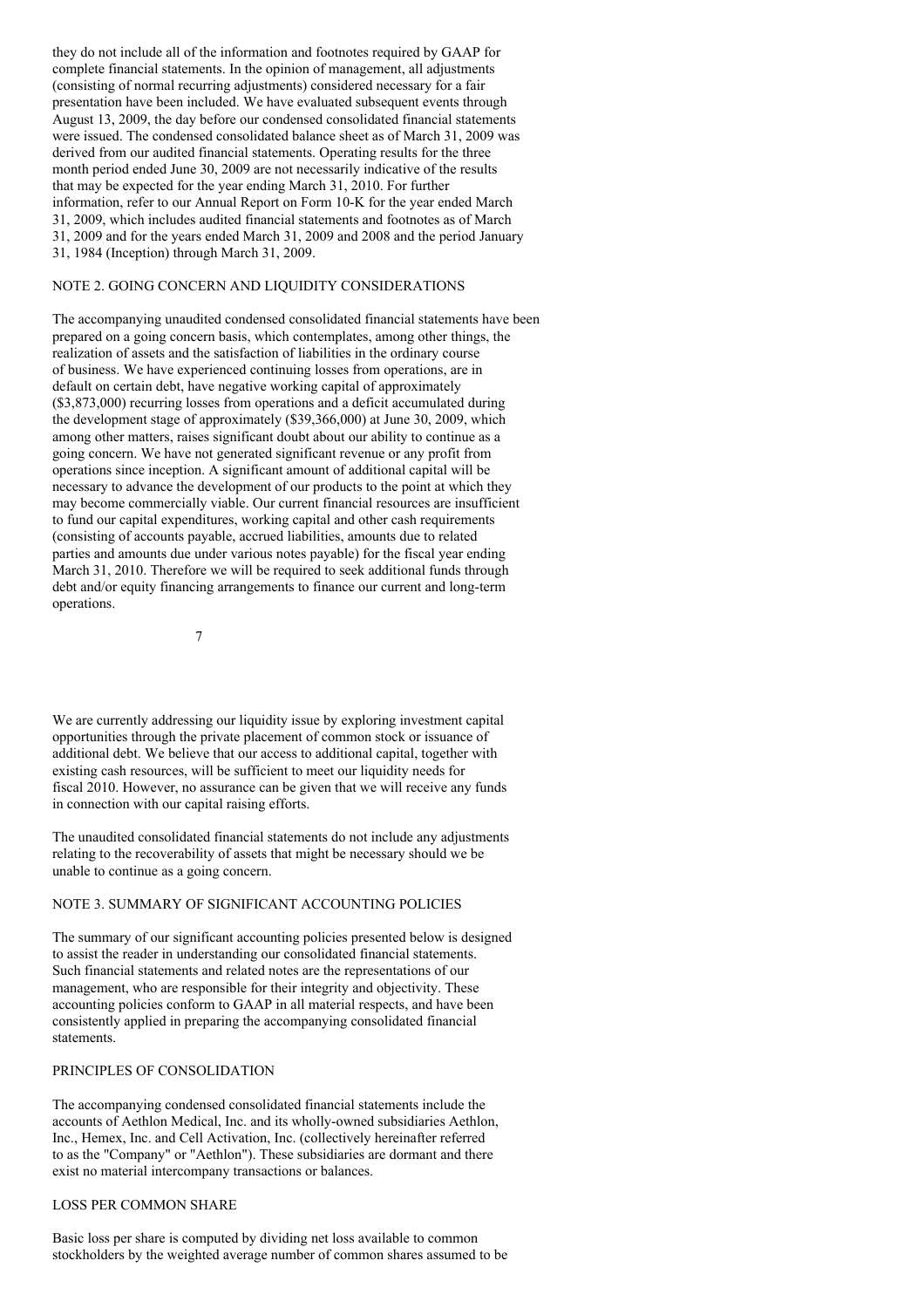they do not include all of the information and footnotes required by GAAP for complete financial statements. In the opinion of management, all adjustments (consisting of normal recurring adjustments) considered necessary for a fair presentation have been included. We have evaluated subsequent events through August 13, 2009, the day before our condensed consolidated financial statements were issued. The condensed consolidated balance sheet as of March 31, 2009 was derived from our audited financial statements. Operating results for the three month period ended June 30, 2009 are not necessarily indicative of the results that may be expected for the year ending March 31, 2010. For further information, refer to our Annual Report on Form 10-K for the year ended March 31, 2009, which includes audited financial statements and footnotes as of March 31, 2009 and for the years ended March 31, 2009 and 2008 and the period January 31, 1984 (Inception) through March 31, 2009.

## NOTE 2. GOING CONCERN AND LIQUIDITY CONSIDERATIONS

The accompanying unaudited condensed consolidated financial statements have been prepared on a going concern basis, which contemplates, among other things, the realization of assets and the satisfaction of liabilities in the ordinary course of business. We have experienced continuing losses from operations, are in default on certain debt, have negative working capital of approximately ($3,873,000) recurring losses from operations and a deficit accumulated during the development stage of approximately ($39,366,000) at June 30, 2009, which among other matters, raises significant doubt about our ability to continue as a going concern. We have not generated significant revenue or any profit from operations since inception. A significant amount of additional capital will be necessary to advance the development of our products to the point at which they may become commercially viable. Our current financial resources are insufficient to fund our capital expenditures, working capital and other cash requirements (consisting of accounts payable, accrued liabilities, amounts due to related parties and amounts due under various notes payable) for the fiscal year ending March 31, 2010. Therefore we will be required to seek additional funds through debt and/or equity financing arrangements to finance our current and long-term operations.

We are currently addressing our liquidity issue by exploring investment capital opportunities through the private placement of common stock or issuance of additional debt. We believe that our access to additional capital, together with existing cash resources, will be sufficient to meet our liquidity needs for fiscal 2010. However, no assurance can be given that we will receive any funds in connection with our capital raising efforts.

The unaudited consolidated financial statements do not include any adjustments relating to the recoverability of assets that might be necessary should we be unable to continue as a going concern.

## NOTE 3. SUMMARY OF SIGNIFICANT ACCOUNTING POLICIES

The summary of our significant accounting policies presented below is designed to assist the reader in understanding our consolidated financial statements. Such financial statements and related notes are the representations of our management, who are responsible for their integrity and objectivity. These accounting policies conform to GAAP in all material respects, and have been consistently applied in preparing the accompanying consolidated financial statements.

### PRINCIPLES OF CONSOLIDATION

The accompanying condensed consolidated financial statements include the accounts of Aethlon Medical, Inc. and its wholly-owned subsidiaries Aethlon, Inc., Hemex, Inc. and Cell Activation, Inc. (collectively hereinafter referred to as the "Company" or "Aethlon"). These subsidiaries are dormant and there exist no material intercompany transactions or balances.

### LOSS PER COMMON SHARE

Basic loss per share is computed by dividing net loss available to common stockholders by the weighted average number of common shares assumed to be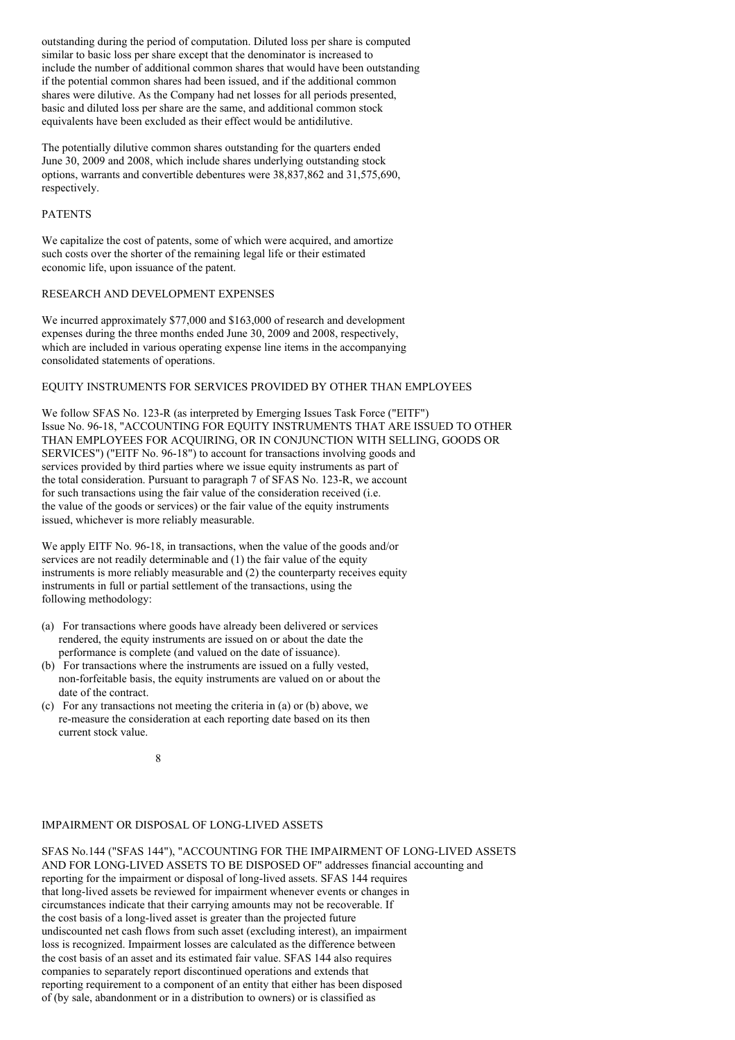outstanding during the period of computation. Diluted loss per share is computed similar to basic loss per share except that the denominator is increased to include the number of additional common shares that would have been outstanding if the potential common shares had been issued, and if the additional common shares were dilutive. As the Company had net losses for all periods presented, basic and diluted loss per share are the same, and additional common stock equivalents have been excluded as their effect would be antidilutive.

The potentially dilutive common shares outstanding for the quarters ended June 30, 2009 and 2008, which include shares underlying outstanding stock options, warrants and convertible debentures were 38,837,862 and 31,575,690, respectively.

## PATENTS

We capitalize the cost of patents, some of which were acquired, and amortize such costs over the shorter of the remaining legal life or their estimated economic life, upon issuance of the patent.

## RESEARCH AND DEVELOPMENT EXPENSES

We incurred approximately $77,000 and $163,000 of research and development expenses during the three months ended June 30, 2009 and 2008, respectively, which are included in various operating expense line items in the accompanying consolidated statements of operations.

## EQUITY INSTRUMENTS FOR SERVICES PROVIDED BY OTHER THAN EMPLOYEES

We follow SFAS No. 123-R (as interpreted by Emerging Issues Task Force ("EITF") Issue No. 96-18, "ACCOUNTING FOR EQUITY INSTRUMENTS THAT ARE ISSUED TO OTHER THAN EMPLOYEES FOR ACQUIRING, OR IN CONJUNCTION WITH SELLING, GOODS OR SERVICES") ("EITF No. 96-18") to account for transactions involving goods and services provided by third parties where we issue equity instruments as part of the total consideration. Pursuant to paragraph 7 of SFAS No. 123-R, we account for such transactions using the fair value of the consideration received (i.e. the value of the goods or services) or the fair value of the equity instruments issued, whichever is more reliably measurable.

We apply EITF No. 96-18, in transactions, when the value of the goods and/or services are not readily determinable and (1) the fair value of the equity instruments is more reliably measurable and (2) the counterparty receives equity instruments in full or partial settlement of the transactions, using the following methodology:

(a) For transactions where goods have already been delivered or services rendered, the equity instruments are issued on or about the date the performance is complete (and valued on the date of issuance).
(b) For transactions where the instruments are issued on a fully vested, non-forfeitable basis, the equity instruments are valued on or about the date of the contract.
(c) For any transactions not meeting the criteria in (a) or (b) above, we re-measure the consideration at each reporting date based on its then current stock value.

## IMPAIRMENT OR DISPOSAL OF LONG-LIVED ASSETS

SFAS No.144 ("SFAS 144"), "ACCOUNTING FOR THE IMPAIRMENT OF LONG-LIVED ASSETS AND FOR LONG-LIVED ASSETS TO BE DISPOSED OF" addresses financial accounting and reporting for the impairment or disposal of long-lived assets. SFAS 144 requires that long-lived assets be reviewed for impairment whenever events or changes in circumstances indicate that their carrying amounts may not be recoverable. If the cost basis of a long-lived asset is greater than the projected future undiscounted net cash flows from such asset (excluding interest), an impairment loss is recognized. Impairment losses are calculated as the difference between the cost basis of an asset and its estimated fair value. SFAS 144 also requires companies to separately report discontinued operations and extends that reporting requirement to a component of an entity that either has been disposed of (by sale, abandonment or in a distribution to owners) or is classified as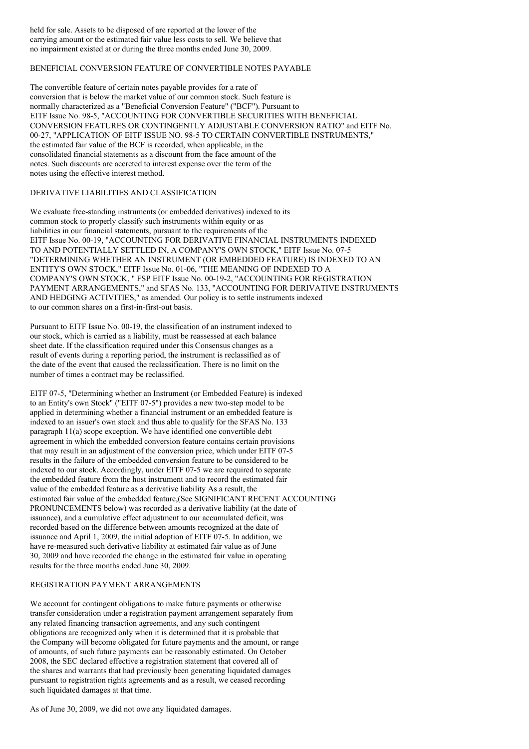held for sale. Assets to be disposed of are reported at the lower of the carrying amount or the estimated fair value less costs to sell. We believe that no impairment existed at or during the three months ended June 30, 2009.

## BENEFICIAL CONVERSION FEATURE OF CONVERTIBLE NOTES PAYABLE

The convertible feature of certain notes payable provides for a rate of conversion that is below the market value of our common stock. Such feature is normally characterized as a "Beneficial Conversion Feature" ("BCF"). Pursuant to EITF Issue No. 98-5, "ACCOUNTING FOR CONVERTIBLE SECURITIES WITH BENEFICIAL CONVERSION FEATURES OR CONTINGENTLY ADJUSTABLE CONVERSION RATIO" and EITF No. 00-27, "APPLICATION OF EITF ISSUE NO. 98-5 TO CERTAIN CONVERTIBLE INSTRUMENTS," the estimated fair value of the BCF is recorded, when applicable, in the consolidated financial statements as a discount from the face amount of the notes. Such discounts are accreted to interest expense over the term of the notes using the effective interest method.

## DERIVATIVE LIABILITIES AND CLASSIFICATION

We evaluate free-standing instruments (or embedded derivatives) indexed to its common stock to properly classify such instruments within equity or as liabilities in our financial statements, pursuant to the requirements of the EITF Issue No. 00-19, "ACCOUNTING FOR DERIVATIVE FINANCIAL INSTRUMENTS INDEXED TO AND POTENTIALLY SETTLED IN, A COMPANY'S OWN STOCK," EITF Issue No. 07-5 "DETERMINING WHETHER AN INSTRUMENT (OR EMBEDDED FEATURE) IS INDEXED TO AN ENTITY'S OWN STOCK," EITF Issue No. 01-06, "THE MEANING OF INDEXED TO A COMPANY'S OWN STOCK, " FSP EITF Issue No. 00-19-2, "ACCOUNTING FOR REGISTRATION PAYMENT ARRANGEMENTS," and SFAS No. 133, "ACCOUNTING FOR DERIVATIVE INSTRUMENTS AND HEDGING ACTIVITIES," as amended. Our policy is to settle instruments indexed to our common shares on a first-in-first-out basis.

Pursuant to EITF Issue No. 00-19, the classification of an instrument indexed to our stock, which is carried as a liability, must be reassessed at each balance sheet date. If the classification required under this Consensus changes as a result of events during a reporting period, the instrument is reclassified as of the date of the event that caused the reclassification. There is no limit on the number of times a contract may be reclassified.

EITF 07-5, "Determining whether an Instrument (or Embedded Feature) is indexed to an Entity's own Stock" ("EITF 07-5") provides a new two-step model to be applied in determining whether a financial instrument or an embedded feature is indexed to an issuer's own stock and thus able to qualify for the SFAS No. 133 paragraph 11(a) scope exception. We have identified one convertible debt agreement in which the embedded conversion feature contains certain provisions that may result in an adjustment of the conversion price, which under EITF 07-5 results in the failure of the embedded conversion feature to be considered to be indexed to our stock. Accordingly, under EITF 07-5 we are required to separate the embedded feature from the host instrument and to record the estimated fair value of the embedded feature as a derivative liability As a result, the estimated fair value of the embedded feature,(See SIGNIFICANT RECENT ACCOUNTING PRONUNCEMENTS below) was recorded as a derivative liability (at the date of issuance), and a cumulative effect adjustment to our accumulated deficit, was recorded based on the difference between amounts recognized at the date of issuance and April 1, 2009, the initial adoption of EITF 07-5. In addition, we have re-measured such derivative liability at estimated fair value as of June 30, 2009 and have recorded the change in the estimated fair value in operating results for the three months ended June 30, 2009.

## REGISTRATION PAYMENT ARRANGEMENTS

We account for contingent obligations to make future payments or otherwise transfer consideration under a registration payment arrangement separately from any related financing transaction agreements, and any such contingent obligations are recognized only when it is determined that it is probable that the Company will become obligated for future payments and the amount, or range of amounts, of such future payments can be reasonably estimated. On October 2008, the SEC declared effective a registration statement that covered all of the shares and warrants that had previously been generating liquidated damages pursuant to registration rights agreements and as a result, we ceased recording such liquidated damages at that time.

As of June 30, 2009, we did not owe any liquidated damages.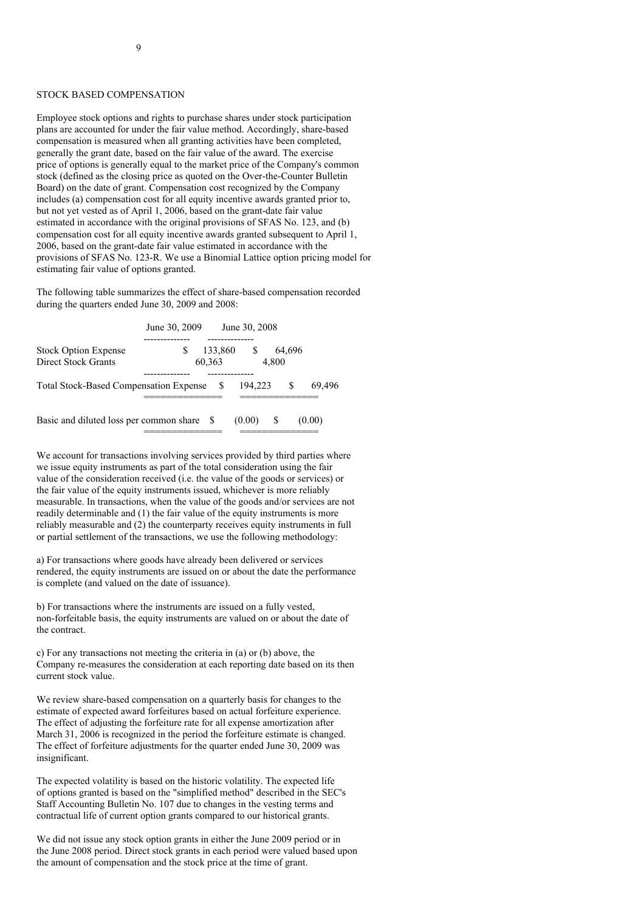STOCK BASED COMPENSATION

Employee stock options and rights to purchase shares under stock participation plans are accounted for under the fair value method. Accordingly, share-based compensation is measured when all granting activities have been completed, generally the grant date, based on the fair value of the award. The exercise price of options is generally equal to the market price of the Company's common stock (defined as the closing price as quoted on the Over-the-Counter Bulletin Board) on the date of grant. Compensation cost recognized by the Company includes (a) compensation cost for all equity incentive awards granted prior to, but not yet vested as of April 1, 2006, based on the grant-date fair value estimated in accordance with the original provisions of SFAS No. 123, and (b) compensation cost for all equity incentive awards granted subsequent to April 1, 2006, based on the grant-date fair value estimated in accordance with the provisions of SFAS No. 123-R. We use a Binomial Lattice option pricing model for estimating fair value of options granted.

The following table summarizes the effect of share-based compensation recorded during the quarters ended June 30, 2009 and 2008:

| | June 30, 2009 | June 30, 2008 |
|---|---|---|
| Stock Option Expense | $ 133,860 | $ 64,696 |
| Direct Stock Grants | 60,363 | 4,800 |
| Total Stock-Based Compensation Expense | $ 194,223 | $ 69,496 |
| Basic and diluted loss per common share | $ (0.00) | $ (0.00) |

We account for transactions involving services provided by third parties where we issue equity instruments as part of the total consideration using the fair value of the consideration received (i.e. the value of the goods or services) or the fair value of the equity instruments issued, whichever is more reliably measurable. In transactions, when the value of the goods and/or services are not readily determinable and (1) the fair value of the equity instruments is more reliably measurable and (2) the counterparty receives equity instruments in full or partial settlement of the transactions, we use the following methodology:

a) For transactions where goods have already been delivered or services rendered, the equity instruments are issued on or about the date the performance is complete (and valued on the date of issuance).

b) For transactions where the instruments are issued on a fully vested, non-forfeitable basis, the equity instruments are valued on or about the date of the contract.

c) For any transactions not meeting the criteria in (a) or (b) above, the Company re-measures the consideration at each reporting date based on its then current stock value.

We review share-based compensation on a quarterly basis for changes to the estimate of expected award forfeitures based on actual forfeiture experience. The effect of adjusting the forfeiture rate for all expense amortization after March 31, 2006 is recognized in the period the forfeiture estimate is changed. The effect of forfeiture adjustments for the quarter ended June 30, 2009 was insignificant.

The expected volatility is based on the historic volatility. The expected life of options granted is based on the "simplified method" described in the SEC's Staff Accounting Bulletin No. 107 due to changes in the vesting terms and contractual life of current option grants compared to our historical grants.

We did not issue any stock option grants in either the June 2009 period or in the June 2008 period. Direct stock grants in each period were valued based upon the amount of compensation and the stock price at the time of grant.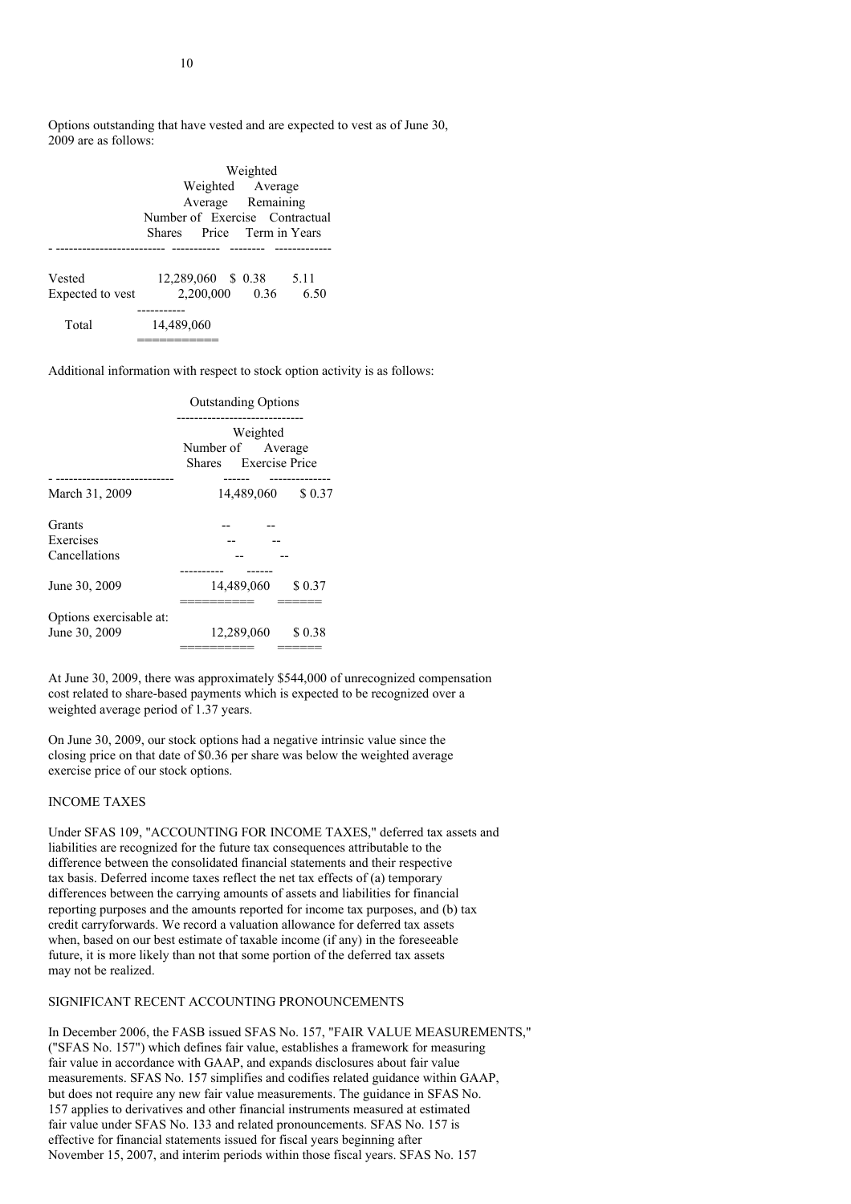Options outstanding that have vested and are expected to vest as of June 30, 2009 are as follows:

| | Number of Shares | Weighted Average Exercise Price | Weighted Average Remaining Contractual Term in Years |
|---|---|---|---|
| Vested | 12,289,060 | $ 0.38 | 5.11 |
| Expected to vest | 2,200,000 | 0.36 | 6.50 |
| Total | 14,489,060 | | |

Additional information with respect to stock option activity is as follows:

| | Outstanding Options | |
|---|---|---|
| | Number of Shares | Weighted Average Exercise Price |
| March 31, 2009 | 14,489,060 | $ 0.37 |
| Grants | -- | -- |
| Exercises | -- | -- |
| Cancellations | -- | -- |
| June 30, 2009 | 14,489,060 | $ 0.37 |
| Options exercisable at: June 30, 2009 | 12,289,060 | $ 0.38 |

At June 30, 2009, there was approximately $544,000 of unrecognized compensation cost related to share-based payments which is expected to be recognized over a weighted average period of 1.37 years.

On June 30, 2009, our stock options had a negative intrinsic value since the closing price on that date of $0.36 per share was below the weighted average exercise price of our stock options.

## INCOME TAXES

Under SFAS 109, "ACCOUNTING FOR INCOME TAXES," deferred tax assets and liabilities are recognized for the future tax consequences attributable to the difference between the consolidated financial statements and their respective tax basis. Deferred income taxes reflect the net tax effects of (a) temporary differences between the carrying amounts of assets and liabilities for financial reporting purposes and the amounts reported for income tax purposes, and (b) tax credit carryforwards. We record a valuation allowance for deferred tax assets when, based on our best estimate of taxable income (if any) in the foreseeable future, it is more likely than not that some portion of the deferred tax assets may not be realized.

## SIGNIFICANT RECENT ACCOUNTING PRONOUNCEMENTS

In December 2006, the FASB issued SFAS No. 157, "FAIR VALUE MEASUREMENTS," ("SFAS No. 157") which defines fair value, establishes a framework for measuring fair value in accordance with GAAP, and expands disclosures about fair value measurements. SFAS No. 157 simplifies and codifies related guidance within GAAP, but does not require any new fair value measurements. The guidance in SFAS No. 157 applies to derivatives and other financial instruments measured at estimated fair value under SFAS No. 133 and related pronouncements. SFAS No. 157 is effective for financial statements issued for fiscal years beginning after November 15, 2007, and interim periods within those fiscal years. SFAS No. 157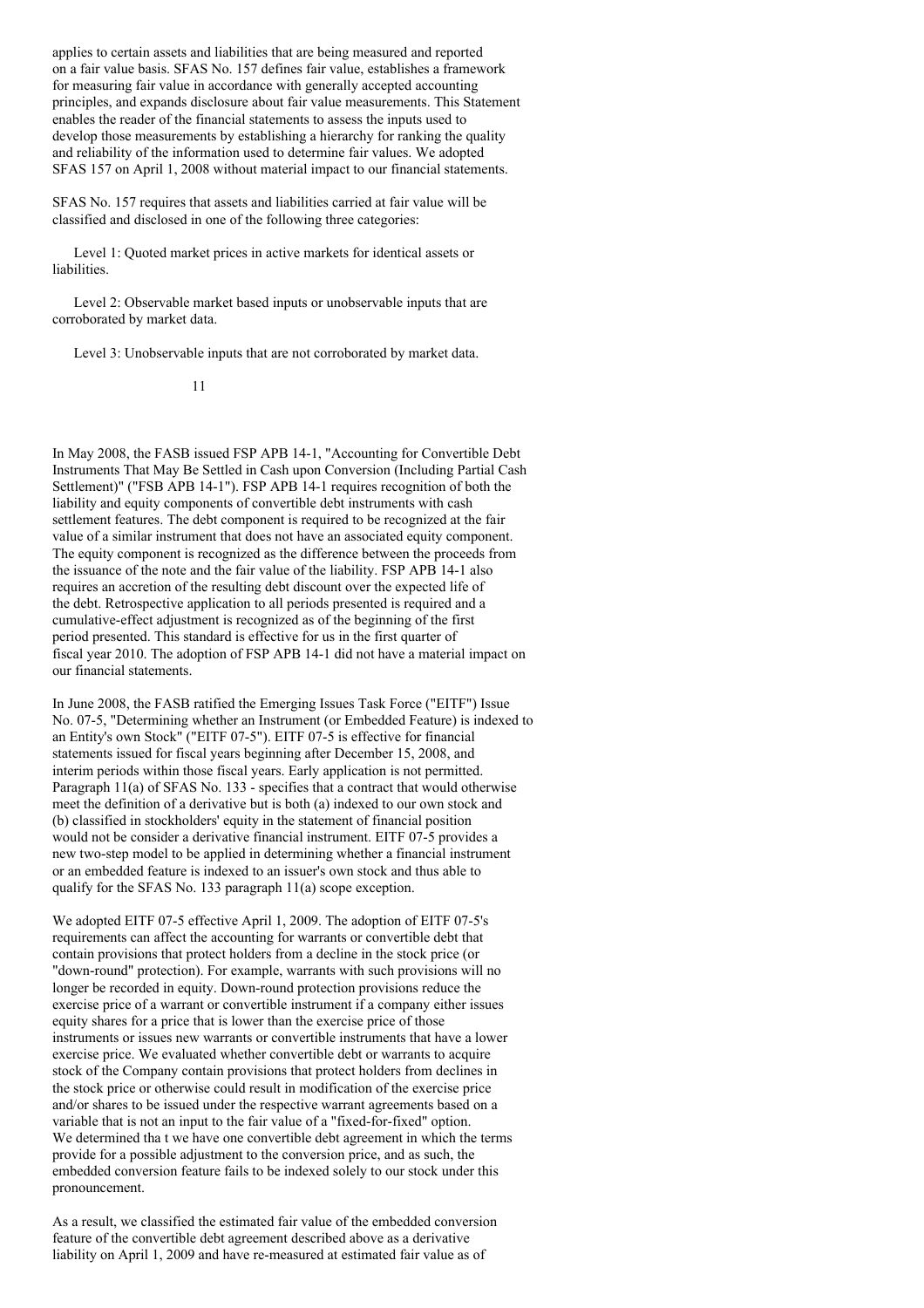applies to certain assets and liabilities that are being measured and reported on a fair value basis. SFAS No. 157 defines fair value, establishes a framework for measuring fair value in accordance with generally accepted accounting principles, and expands disclosure about fair value measurements. This Statement enables the reader of the financial statements to assess the inputs used to develop those measurements by establishing a hierarchy for ranking the quality and reliability of the information used to determine fair values. We adopted SFAS 157 on April 1, 2008 without material impact to our financial statements.

SFAS No. 157 requires that assets and liabilities carried at fair value will be classified and disclosed in one of the following three categories:

Level 1: Quoted market prices in active markets for identical assets or liabilities.

Level 2: Observable market based inputs or unobservable inputs that are corroborated by market data.

Level 3: Unobservable inputs that are not corroborated by market data.

In May 2008, the FASB issued FSP APB 14-1, "Accounting for Convertible Debt Instruments That May Be Settled in Cash upon Conversion (Including Partial Cash Settlement)" ("FSB APB 14-1"). FSP APB 14-1 requires recognition of both the liability and equity components of convertible debt instruments with cash settlement features. The debt component is required to be recognized at the fair value of a similar instrument that does not have an associated equity component. The equity component is recognized as the difference between the proceeds from the issuance of the note and the fair value of the liability. FSP APB 14-1 also requires an accretion of the resulting debt discount over the expected life of the debt. Retrospective application to all periods presented is required and a cumulative-effect adjustment is recognized as of the beginning of the first period presented. This standard is effective for us in the first quarter of fiscal year 2010. The adoption of FSP APB 14-1 did not have a material impact on our financial statements.

In June 2008, the FASB ratified the Emerging Issues Task Force ("EITF") Issue No. 07-5, "Determining whether an Instrument (or Embedded Feature) is indexed to an Entity's own Stock" ("EITF 07-5"). EITF 07-5 is effective for financial statements issued for fiscal years beginning after December 15, 2008, and interim periods within those fiscal years. Early application is not permitted. Paragraph 11(a) of SFAS No. 133 - specifies that a contract that would otherwise meet the definition of a derivative but is both (a) indexed to our own stock and (b) classified in stockholders' equity in the statement of financial position would not be consider a derivative financial instrument. EITF 07-5 provides a new two-step model to be applied in determining whether a financial instrument or an embedded feature is indexed to an issuer's own stock and thus able to qualify for the SFAS No. 133 paragraph 11(a) scope exception.

We adopted EITF 07-5 effective April 1, 2009. The adoption of EITF 07-5's requirements can affect the accounting for warrants or convertible debt that contain provisions that protect holders from a decline in the stock price (or "down-round" protection). For example, warrants with such provisions will no longer be recorded in equity. Down-round protection provisions reduce the exercise price of a warrant or convertible instrument if a company either issues equity shares for a price that is lower than the exercise price of those instruments or issues new warrants or convertible instruments that have a lower exercise price. We evaluated whether convertible debt or warrants to acquire stock of the Company contain provisions that protect holders from declines in the stock price or otherwise could result in modification of the exercise price and/or shares to be issued under the respective warrant agreements based on a variable that is not an input to the fair value of a "fixed-for-fixed" option. We determined tha t we have one convertible debt agreement in which the terms provide for a possible adjustment to the conversion price, and as such, the embedded conversion feature fails to be indexed solely to our stock under this pronouncement.

As a result, we classified the estimated fair value of the embedded conversion feature of the convertible debt agreement described above as a derivative liability on April 1, 2009 and have re-measured at estimated fair value as of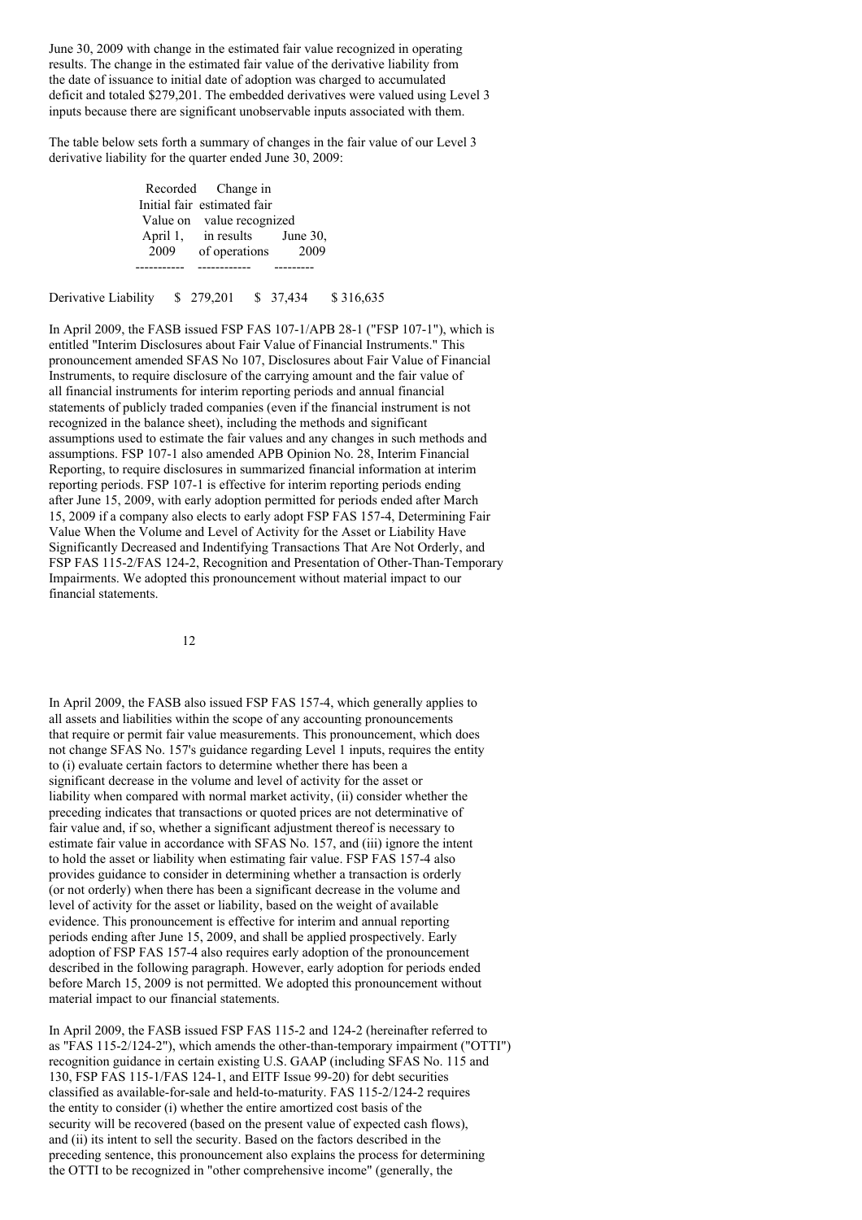June 30, 2009 with change in the estimated fair value recognized in operating results. The change in the estimated fair value of the derivative liability from the date of issuance to initial date of adoption was charged to accumulated deficit and totaled $279,201. The embedded derivatives were valued using Level 3 inputs because there are significant unobservable inputs associated with them.

The table below sets forth a summary of changes in the fair value of our Level 3 derivative liability for the quarter ended June 30, 2009:

| | Recorded Initial fair Value on April 1, 2009 | Change in estimated fair value recognized in results of operations | June 30, 2009 |
|---|---|---|---|
| Derivative Liability | $ 279,201 | $ 37,434 | $ 316,635 |

In April 2009, the FASB issued FSP FAS 107-1/APB 28-1 ("FSP 107-1"), which is entitled "Interim Disclosures about Fair Value of Financial Instruments." This pronouncement amended SFAS No 107, Disclosures about Fair Value of Financial Instruments, to require disclosure of the carrying amount and the fair value of all financial instruments for interim reporting periods and annual financial statements of publicly traded companies (even if the financial instrument is not recognized in the balance sheet), including the methods and significant assumptions used to estimate the fair values and any changes in such methods and assumptions. FSP 107-1 also amended APB Opinion No. 28, Interim Financial Reporting, to require disclosures in summarized financial information at interim reporting periods. FSP 107-1 is effective for interim reporting periods ending after June 15, 2009, with early adoption permitted for periods ended after March 15, 2009 if a company also elects to early adopt FSP FAS 157-4, Determining Fair Value When the Volume and Level of Activity for the Asset or Liability Have Significantly Decreased and Indentifying Transactions That Are Not Orderly, and FSP FAS 115-2/FAS 124-2, Recognition and Presentation of Other-Than-Temporary Impairments. We adopted this pronouncement without material impact to our financial statements.

In April 2009, the FASB also issued FSP FAS 157-4, which generally applies to all assets and liabilities within the scope of any accounting pronouncements that require or permit fair value measurements. This pronouncement, which does not change SFAS No. 157's guidance regarding Level 1 inputs, requires the entity to (i) evaluate certain factors to determine whether there has been a significant decrease in the volume and level of activity for the asset or liability when compared with normal market activity, (ii) consider whether the preceding indicates that transactions or quoted prices are not determinative of fair value and, if so, whether a significant adjustment thereof is necessary to estimate fair value in accordance with SFAS No. 157, and (iii) ignore the intent to hold the asset or liability when estimating fair value. FSP FAS 157-4 also provides guidance to consider in determining whether a transaction is orderly (or not orderly) when there has been a significant decrease in the volume and level of activity for the asset or liability, based on the weight of available evidence. This pronouncement is effective for interim and annual reporting periods ending after June 15, 2009, and shall be applied prospectively. Early adoption of FSP FAS 157-4 also requires early adoption of the pronouncement described in the following paragraph. However, early adoption for periods ended before March 15, 2009 is not permitted. We adopted this pronouncement without material impact to our financial statements.

In April 2009, the FASB issued FSP FAS 115-2 and 124-2 (hereinafter referred to as "FAS 115-2/124-2"), which amends the other-than-temporary impairment ("OTTI") recognition guidance in certain existing U.S. GAAP (including SFAS No. 115 and 130, FSP FAS 115-1/FAS 124-1, and EITF Issue 99-20) for debt securities classified as available-for-sale and held-to-maturity. FAS 115-2/124-2 requires the entity to consider (i) whether the entire amortized cost basis of the security will be recovered (based on the present value of expected cash flows), and (ii) its intent to sell the security. Based on the factors described in the preceding sentence, this pronouncement also explains the process for determining the OTTI to be recognized in "other comprehensive income" (generally, the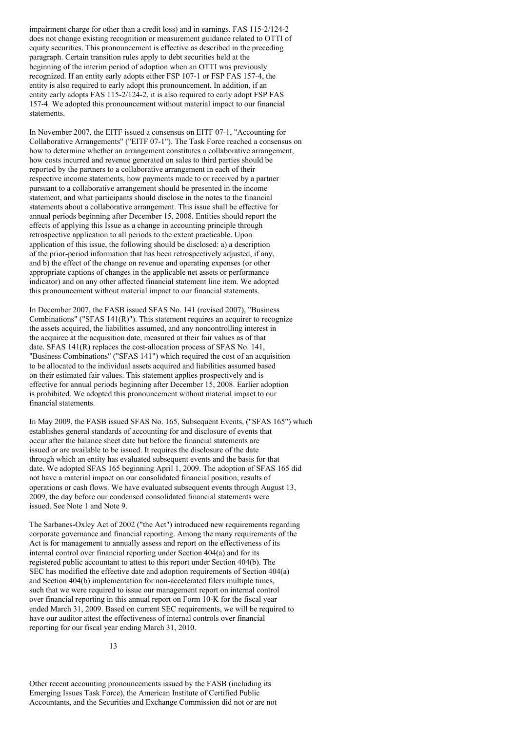impairment charge for other than a credit loss) and in earnings. FAS 115-2/124-2 does not change existing recognition or measurement guidance related to OTTI of equity securities. This pronouncement is effective as described in the preceding paragraph. Certain transition rules apply to debt securities held at the beginning of the interim period of adoption when an OTTI was previously recognized. If an entity early adopts either FSP 107-1 or FSP FAS 157-4, the entity is also required to early adopt this pronouncement. In addition, if an entity early adopts FAS 115-2/124-2, it is also required to early adopt FSP FAS 157-4. We adopted this pronouncement without material impact to our financial statements.

In November 2007, the EITF issued a consensus on EITF 07-1, "Accounting for Collaborative Arrangements" ("EITF 07-1"). The Task Force reached a consensus on how to determine whether an arrangement constitutes a collaborative arrangement, how costs incurred and revenue generated on sales to third parties should be reported by the partners to a collaborative arrangement in each of their respective income statements, how payments made to or received by a partner pursuant to a collaborative arrangement should be presented in the income statement, and what participants should disclose in the notes to the financial statements about a collaborative arrangement. This issue shall be effective for annual periods beginning after December 15, 2008. Entities should report the effects of applying this Issue as a change in accounting principle through retrospective application to all periods to the extent practicable. Upon application of this issue, the following should be disclosed: a) a description of the prior-period information that has been retrospectively adjusted, if any, and b) the effect of the change on revenue and operating expenses (or other appropriate captions of changes in the applicable net assets or performance indicator) and on any other affected financial statement line item. We adopted this pronouncement without material impact to our financial statements.

In December 2007, the FASB issued SFAS No. 141 (revised 2007), "Business Combinations" ("SFAS 141(R)"). This statement requires an acquirer to recognize the assets acquired, the liabilities assumed, and any noncontrolling interest in the acquiree at the acquisition date, measured at their fair values as of that date. SFAS 141(R) replaces the cost-allocation process of SFAS No. 141, "Business Combinations" ("SFAS 141") which required the cost of an acquisition to be allocated to the individual assets acquired and liabilities assumed based on their estimated fair values. This statement applies prospectively and is effective for annual periods beginning after December 15, 2008. Earlier adoption is prohibited. We adopted this pronouncement without material impact to our financial statements.

In May 2009, the FASB issued SFAS No. 165, Subsequent Events, ("SFAS 165") which establishes general standards of accounting for and disclosure of events that occur after the balance sheet date but before the financial statements are issued or are available to be issued. It requires the disclosure of the date through which an entity has evaluated subsequent events and the basis for that date. We adopted SFAS 165 beginning April 1, 2009. The adoption of SFAS 165 did not have a material impact on our consolidated financial position, results of operations or cash flows. We have evaluated subsequent events through August 13, 2009, the day before our condensed consolidated financial statements were issued. See Note 1 and Note 9.

The Sarbanes-Oxley Act of 2002 ("the Act") introduced new requirements regarding corporate governance and financial reporting. Among the many requirements of the Act is for management to annually assess and report on the effectiveness of its internal control over financial reporting under Section 404(a) and for its registered public accountant to attest to this report under Section 404(b). The SEC has modified the effective date and adoption requirements of Section 404(a) and Section 404(b) implementation for non-accelerated filers multiple times, such that we were required to issue our management report on internal control over financial reporting in this annual report on Form 10-K for the fiscal year ended March 31, 2009. Based on current SEC requirements, we will be required to have our auditor attest the effectiveness of internal controls over financial reporting for our fiscal year ending March 31, 2010.

Other recent accounting pronouncements issued by the FASB (including its Emerging Issues Task Force), the American Institute of Certified Public Accountants, and the Securities and Exchange Commission did not or are not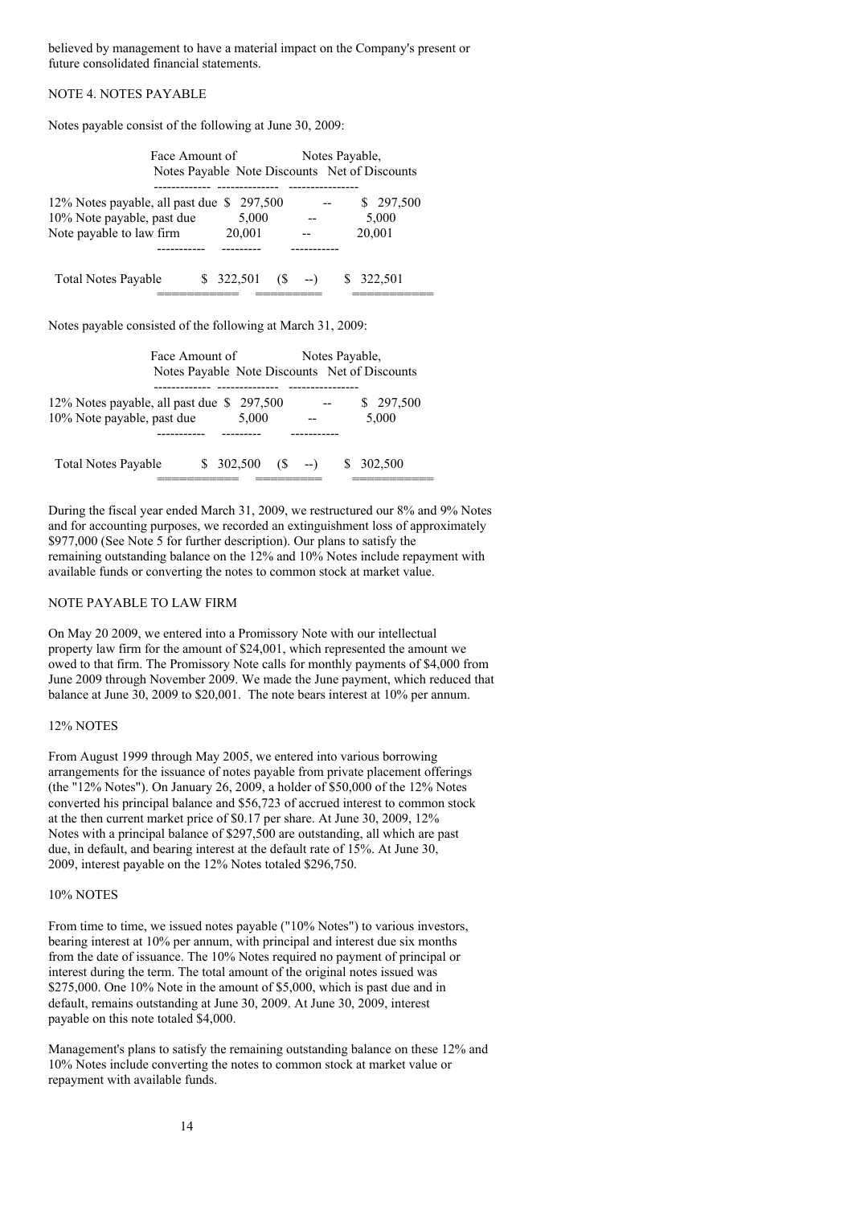believed by management to have a material impact on the Company's present or future consolidated financial statements.

## NOTE 4. NOTES PAYABLE

Notes payable consist of the following at June 30, 2009:

| | Face Amount of Notes Payable | Note Discounts | Notes Payable, Net of Discounts |
|---|---|---|---|
| 12% Notes payable, all past due | $ 297,500 | -- | $ 297,500 |
| 10% Note payable, past due | 5,000 | -- | 5,000 |
| Note payable to law firm | 20,001 | -- | 20,001 |
| Total Notes Payable | $ 322,501 | ($ --) | $ 322,501 |

Notes payable consisted of the following at March 31, 2009:

| | Face Amount of Notes Payable | Note Discounts | Notes Payable, Net of Discounts |
|---|---|---|---|
| 12% Notes payable, all past due | $ 297,500 | -- | $ 297,500 |
| 10% Note payable, past due | 5,000 | -- | 5,000 |
| Total Notes Payable | $ 302,500 | ($ --) | $ 302,500 |

During the fiscal year ended March 31, 2009, we restructured our 8% and 9% Notes and for accounting purposes, we recorded an extinguishment loss of approximately $977,000 (See Note 5 for further description). Our plans to satisfy the remaining outstanding balance on the 12% and 10% Notes include repayment with available funds or converting the notes to common stock at market value.

### NOTE PAYABLE TO LAW FIRM

On May 20 2009, we entered into a Promissory Note with our intellectual property law firm for the amount of $24,001, which represented the amount we owed to that firm. The Promissory Note calls for monthly payments of $4,000 from June 2009 through November 2009. We made the June payment, which reduced that balance at June 30, 2009 to $20,001. The note bears interest at 10% per annum.

### 12% NOTES

From August 1999 through May 2005, we entered into various borrowing arrangements for the issuance of notes payable from private placement offerings (the "12% Notes"). On January 26, 2009, a holder of $50,000 of the 12% Notes converted his principal balance and $56,723 of accrued interest to common stock at the then current market price of $0.17 per share. At June 30, 2009, 12% Notes with a principal balance of $297,500 are outstanding, all which are past due, in default, and bearing interest at the default rate of 15%. At June 30, 2009, interest payable on the 12% Notes totaled $296,750.

### 10% NOTES

From time to time, we issued notes payable ("10% Notes") to various investors, bearing interest at 10% per annum, with principal and interest due six months from the date of issuance. The 10% Notes required no payment of principal or interest during the term. The total amount of the original notes issued was $275,000. One 10% Note in the amount of $5,000, which is past due and in default, remains outstanding at June 30, 2009. At June 30, 2009, interest payable on this note totaled $4,000.

Management's plans to satisfy the remaining outstanding balance on these 12% and 10% Notes include converting the notes to common stock at market value or repayment with available funds.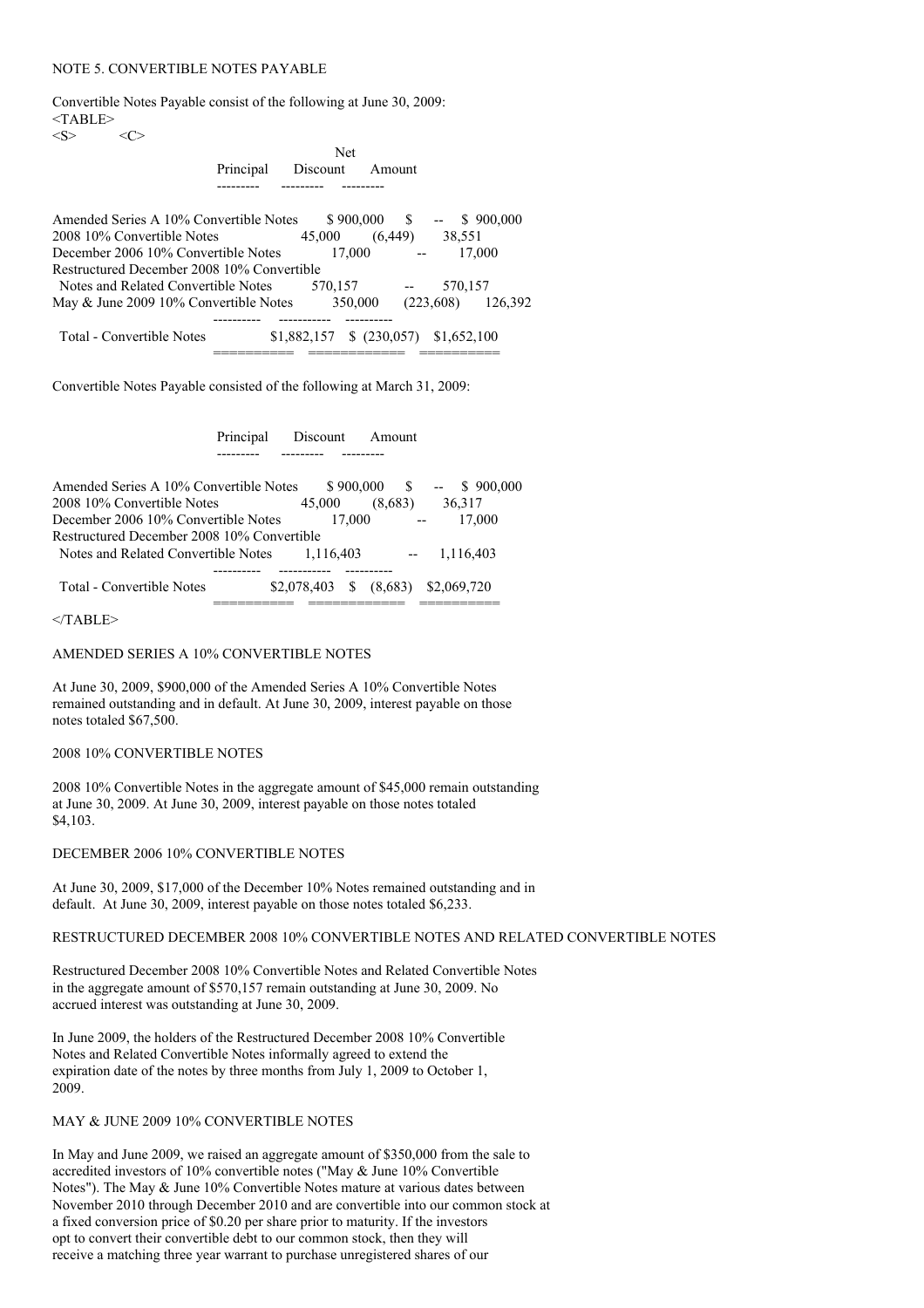## NOTE 5. CONVERTIBLE NOTES PAYABLE

Convertible Notes Payable consist of the following at June 30, 2009:

| | Principal | Discount | Net Amount |
|---|---|---|---|
| Amended Series A 10% Convertible Notes | $ 900,000 | $ -- | $ 900,000 |
| 2008 10% Convertible Notes | 45,000 | (6,449) | 38,551 |
| December 2006 10% Convertible Notes | 17,000 | -- | 17,000 |
| Restructured December 2008 10% Convertible Notes and Related Convertible Notes | 570,157 | -- | 570,157 |
| May & June 2009 10% Convertible Notes | 350,000 | (223,608) | 126,392 |
| Total - Convertible Notes | $1,882,157 | $ (230,057) | $1,652,100 |

Convertible Notes Payable consisted of the following at March 31, 2009:

| | Principal | Discount | Amount |
|---|---|---|---|
| Amended Series A 10% Convertible Notes | $ 900,000 | $ -- | $ 900,000 |
| 2008 10% Convertible Notes | 45,000 | (8,683) | 36,317 |
| December 2006 10% Convertible Notes | 17,000 | -- | 17,000 |
| Restructured December 2008 10% Convertible Notes and Related Convertible Notes | 1,116,403 | -- | 1,116,403 |
| Total - Convertible Notes | $2,078,403 | $ (8,683) | $2,069,720 |

### AMENDED SERIES A 10% CONVERTIBLE NOTES

At June 30, 2009, $900,000 of the Amended Series A 10% Convertible Notes remained outstanding and in default. At June 30, 2009, interest payable on those notes totaled $67,500.

### 2008 10% CONVERTIBLE NOTES

2008 10% Convertible Notes in the aggregate amount of $45,000 remain outstanding at June 30, 2009. At June 30, 2009, interest payable on those notes totaled $4,103.

### DECEMBER 2006 10% CONVERTIBLE NOTES

At June 30, 2009, $17,000 of the December 10% Notes remained outstanding and in default. At June 30, 2009, interest payable on those notes totaled $6,233.

### RESTRUCTURED DECEMBER 2008 10% CONVERTIBLE NOTES AND RELATED CONVERTIBLE NOTES

Restructured December 2008 10% Convertible Notes and Related Convertible Notes in the aggregate amount of $570,157 remain outstanding at June 30, 2009. No accrued interest was outstanding at June 30, 2009.

In June 2009, the holders of the Restructured December 2008 10% Convertible Notes and Related Convertible Notes informally agreed to extend the expiration date of the notes by three months from July 1, 2009 to October 1, 2009.

### MAY & JUNE 2009 10% CONVERTIBLE NOTES

In May and June 2009, we raised an aggregate amount of $350,000 from the sale to accredited investors of 10% convertible notes ("May & June 10% Convertible Notes"). The May & June 10% Convertible Notes mature at various dates between November 2010 through December 2010 and are convertible into our common stock at a fixed conversion price of $0.20 per share prior to maturity. If the investors opt to convert their convertible debt to our common stock, then they will receive a matching three year warrant to purchase unregistered shares of our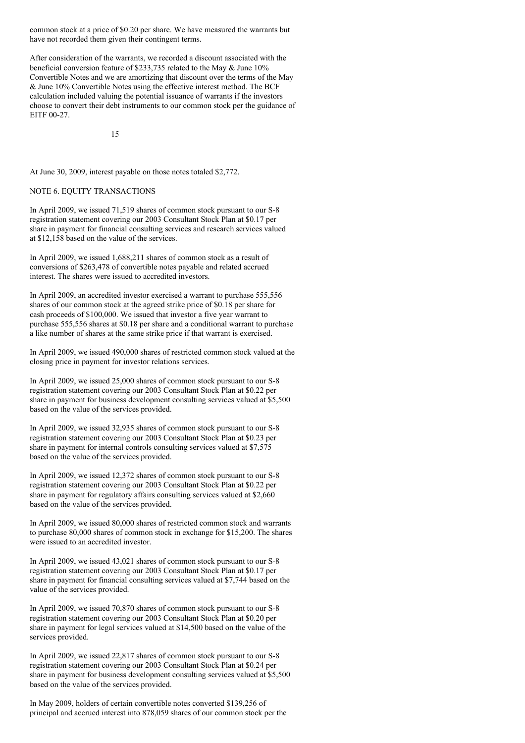common stock at a price of $0.20 per share. We have measured the warrants but have not recorded them given their contingent terms.

After consideration of the warrants, we recorded a discount associated with the beneficial conversion feature of $233,735 related to the May & June 10% Convertible Notes and we are amortizing that discount over the terms of the May & June 10% Convertible Notes using the effective interest method. The BCF calculation included valuing the potential issuance of warrants if the investors choose to convert their debt instruments to our common stock per the guidance of EITF 00-27.

At June 30, 2009, interest payable on those notes totaled $2,772.

NOTE 6. EQUITY TRANSACTIONS

In April 2009, we issued 71,519 shares of common stock pursuant to our S-8 registration statement covering our 2003 Consultant Stock Plan at $0.17 per share in payment for financial consulting services and research services valued at $12,158 based on the value of the services.

In April 2009, we issued 1,688,211 shares of common stock as a result of conversions of $263,478 of convertible notes payable and related accrued interest. The shares were issued to accredited investors.

In April 2009, an accredited investor exercised a warrant to purchase 555,556 shares of our common stock at the agreed strike price of $0.18 per share for cash proceeds of $100,000. We issued that investor a five year warrant to purchase 555,556 shares at $0.18 per share and a conditional warrant to purchase a like number of shares at the same strike price if that warrant is exercised.

In April 2009, we issued 490,000 shares of restricted common stock valued at the closing price in payment for investor relations services.

In April 2009, we issued 25,000 shares of common stock pursuant to our S-8 registration statement covering our 2003 Consultant Stock Plan at $0.22 per share in payment for business development consulting services valued at $5,500 based on the value of the services provided.

In April 2009, we issued 32,935 shares of common stock pursuant to our S-8 registration statement covering our 2003 Consultant Stock Plan at $0.23 per share in payment for internal controls consulting services valued at $7,575 based on the value of the services provided.

In April 2009, we issued 12,372 shares of common stock pursuant to our S-8 registration statement covering our 2003 Consultant Stock Plan at $0.22 per share in payment for regulatory affairs consulting services valued at $2,660 based on the value of the services provided.

In April 2009, we issued 80,000 shares of restricted common stock and warrants to purchase 80,000 shares of common stock in exchange for $15,200. The shares were issued to an accredited investor.

In April 2009, we issued 43,021 shares of common stock pursuant to our S-8 registration statement covering our 2003 Consultant Stock Plan at $0.17 per share in payment for financial consulting services valued at $7,744 based on the value of the services provided.

In April 2009, we issued 70,870 shares of common stock pursuant to our S-8 registration statement covering our 2003 Consultant Stock Plan at $0.20 per share in payment for legal services valued at $14,500 based on the value of the services provided.

In April 2009, we issued 22,817 shares of common stock pursuant to our S-8 registration statement covering our 2003 Consultant Stock Plan at $0.24 per share in payment for business development consulting services valued at $5,500 based on the value of the services provided.

In May 2009, holders of certain convertible notes converted $139,256 of principal and accrued interest into 878,059 shares of our common stock per the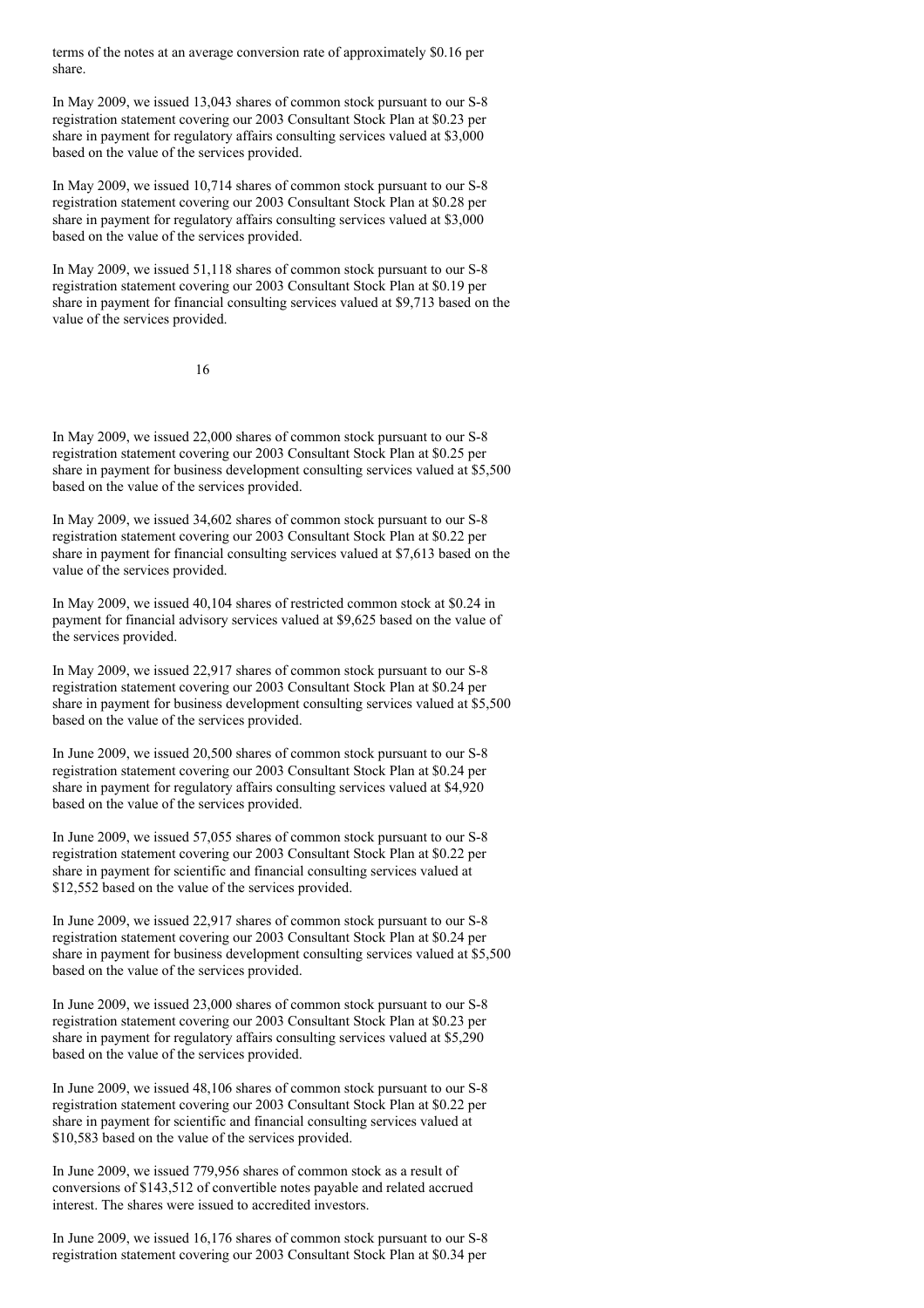terms of the notes at an average conversion rate of approximately $0.16 per share.

In May 2009, we issued 13,043 shares of common stock pursuant to our S-8 registration statement covering our 2003 Consultant Stock Plan at $0.23 per share in payment for regulatory affairs consulting services valued at $3,000 based on the value of the services provided.

In May 2009, we issued 10,714 shares of common stock pursuant to our S-8 registration statement covering our 2003 Consultant Stock Plan at $0.28 per share in payment for regulatory affairs consulting services valued at $3,000 based on the value of the services provided.

In May 2009, we issued 51,118 shares of common stock pursuant to our S-8 registration statement covering our 2003 Consultant Stock Plan at $0.19 per share in payment for financial consulting services valued at $9,713 based on the value of the services provided.

In May 2009, we issued 22,000 shares of common stock pursuant to our S-8 registration statement covering our 2003 Consultant Stock Plan at $0.25 per share in payment for business development consulting services valued at $5,500 based on the value of the services provided.

In May 2009, we issued 34,602 shares of common stock pursuant to our S-8 registration statement covering our 2003 Consultant Stock Plan at $0.22 per share in payment for financial consulting services valued at $7,613 based on the value of the services provided.

In May 2009, we issued 40,104 shares of restricted common stock at $0.24 in payment for financial advisory services valued at $9,625 based on the value of the services provided.

In May 2009, we issued 22,917 shares of common stock pursuant to our S-8 registration statement covering our 2003 Consultant Stock Plan at $0.24 per share in payment for business development consulting services valued at $5,500 based on the value of the services provided.

In June 2009, we issued 20,500 shares of common stock pursuant to our S-8 registration statement covering our 2003 Consultant Stock Plan at $0.24 per share in payment for regulatory affairs consulting services valued at $4,920 based on the value of the services provided.

In June 2009, we issued 57,055 shares of common stock pursuant to our S-8 registration statement covering our 2003 Consultant Stock Plan at $0.22 per share in payment for scientific and financial consulting services valued at $12,552 based on the value of the services provided.

In June 2009, we issued 22,917 shares of common stock pursuant to our S-8 registration statement covering our 2003 Consultant Stock Plan at $0.24 per share in payment for business development consulting services valued at $5,500 based on the value of the services provided.

In June 2009, we issued 23,000 shares of common stock pursuant to our S-8 registration statement covering our 2003 Consultant Stock Plan at $0.23 per share in payment for regulatory affairs consulting services valued at $5,290 based on the value of the services provided.

In June 2009, we issued 48,106 shares of common stock pursuant to our S-8 registration statement covering our 2003 Consultant Stock Plan at $0.22 per share in payment for scientific and financial consulting services valued at $10,583 based on the value of the services provided.

In June 2009, we issued 779,956 shares of common stock as a result of conversions of $143,512 of convertible notes payable and related accrued interest. The shares were issued to accredited investors.

In June 2009, we issued 16,176 shares of common stock pursuant to our S-8 registration statement covering our 2003 Consultant Stock Plan at $0.34 per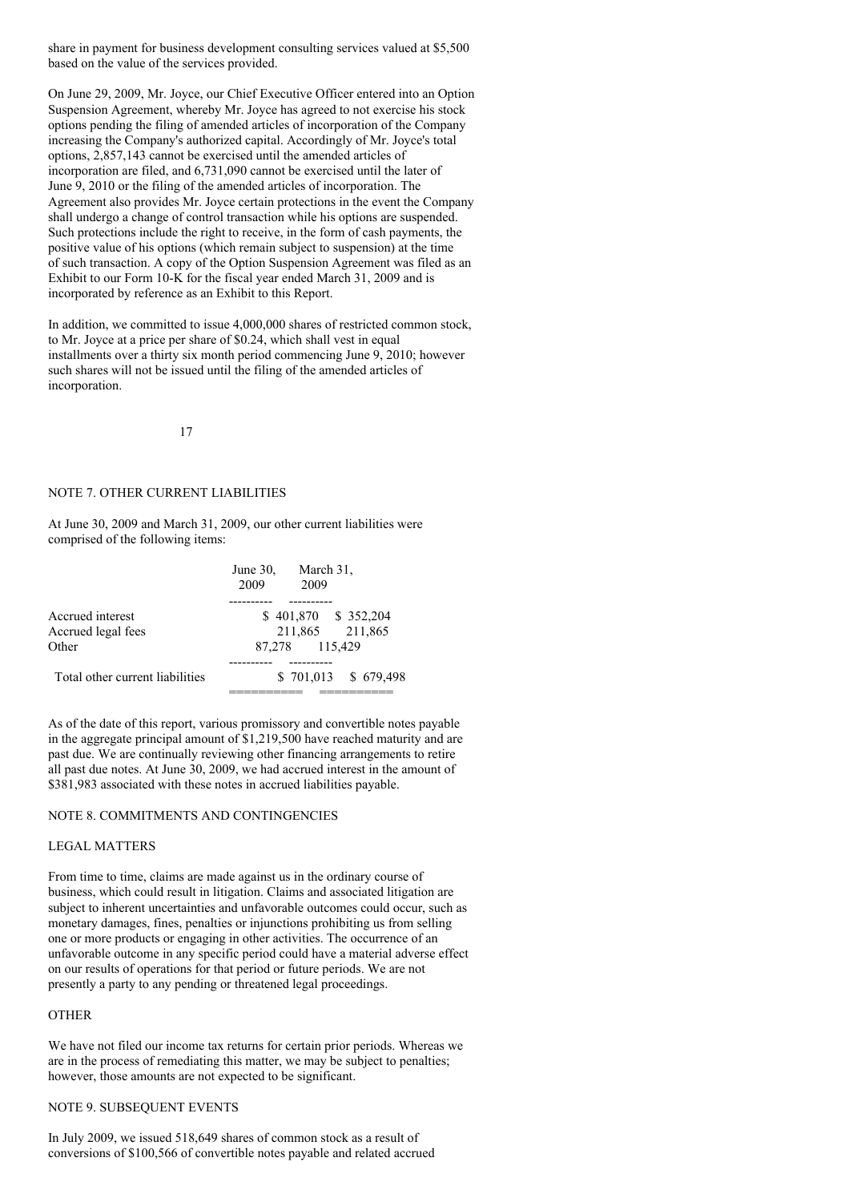share in payment for business development consulting services valued at $5,500 based on the value of the services provided.

On June 29, 2009, Mr. Joyce, our Chief Executive Officer entered into an Option Suspension Agreement, whereby Mr. Joyce has agreed to not exercise his stock options pending the filing of amended articles of incorporation of the Company increasing the Company's authorized capital. Accordingly of Mr. Joyce's total options, 2,857,143 cannot be exercised until the amended articles of incorporation are filed, and 6,731,090 cannot be exercised until the later of June 9, 2010 or the filing of the amended articles of incorporation. The Agreement also provides Mr. Joyce certain protections in the event the Company shall undergo a change of control transaction while his options are suspended. Such protections include the right to receive, in the form of cash payments, the positive value of his options (which remain subject to suspension) at the time of such transaction. A copy of the Option Suspension Agreement was filed as an Exhibit to our Form 10-K for the fiscal year ended March 31, 2009 and is incorporated by reference as an Exhibit to this Report.

In addition, we committed to issue 4,000,000 shares of restricted common stock, to Mr. Joyce at a price per share of $0.24, which shall vest in equal installments over a thirty six month period commencing June 9, 2010; however such shares will not be issued until the filing of the amended articles of incorporation.

## NOTE 7. OTHER CURRENT LIABILITIES

At June 30, 2009 and March 31, 2009, our other current liabilities were comprised of the following items:

| | June 30, 2009 | March 31, 2009 |
|---|---|---|
| Accrued interest | $ 401,870 | $ 352,204 |
| Accrued legal fees | 211,865 | 211,865 |
| Other | 87,278 | 115,429 |
| Total other current liabilities | $ 701,013 | $ 679,498 |

As of the date of this report, various promissory and convertible notes payable in the aggregate principal amount of $1,219,500 have reached maturity and are past due. We are continually reviewing other financing arrangements to retire all past due notes. At June 30, 2009, we had accrued interest in the amount of $381,983 associated with these notes in accrued liabilities payable.

## NOTE 8. COMMITMENTS AND CONTINGENCIES

### LEGAL MATTERS

From time to time, claims are made against us in the ordinary course of business, which could result in litigation. Claims and associated litigation are subject to inherent uncertainties and unfavorable outcomes could occur, such as monetary damages, fines, penalties or injunctions prohibiting us from selling one or more products or engaging in other activities. The occurrence of an unfavorable outcome in any specific period could have a material adverse effect on our results of operations for that period or future periods. We are not presently a party to any pending or threatened legal proceedings.

### OTHER

We have not filed our income tax returns for certain prior periods. Whereas we are in the process of remediating this matter, we may be subject to penalties; however, those amounts are not expected to be significant.

## NOTE 9. SUBSEQUENT EVENTS

In July 2009, we issued 518,649 shares of common stock as a result of conversions of $100,566 of convertible notes payable and related accrued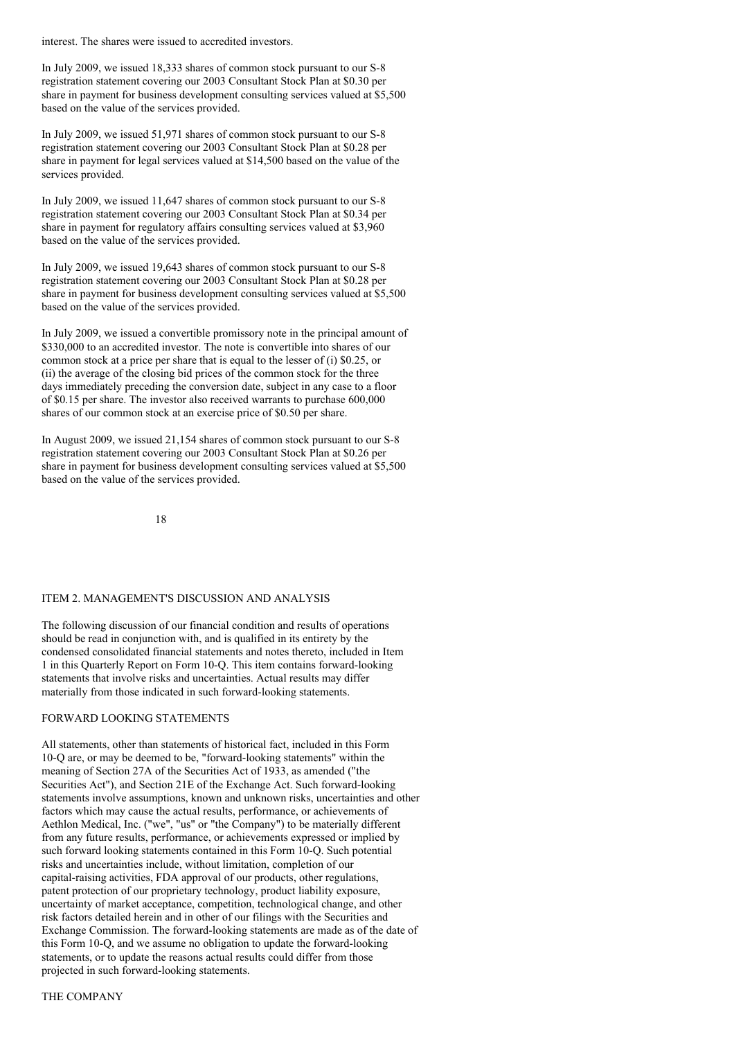interest. The shares were issued to accredited investors.

In July 2009, we issued 18,333 shares of common stock pursuant to our S-8 registration statement covering our 2003 Consultant Stock Plan at $0.30 per share in payment for business development consulting services valued at $5,500 based on the value of the services provided.

In July 2009, we issued 51,971 shares of common stock pursuant to our S-8 registration statement covering our 2003 Consultant Stock Plan at $0.28 per share in payment for legal services valued at $14,500 based on the value of the services provided.

In July 2009, we issued 11,647 shares of common stock pursuant to our S-8 registration statement covering our 2003 Consultant Stock Plan at $0.34 per share in payment for regulatory affairs consulting services valued at $3,960 based on the value of the services provided.

In July 2009, we issued 19,643 shares of common stock pursuant to our S-8 registration statement covering our 2003 Consultant Stock Plan at $0.28 per share in payment for business development consulting services valued at $5,500 based on the value of the services provided.

In July 2009, we issued a convertible promissory note in the principal amount of $330,000 to an accredited investor. The note is convertible into shares of our common stock at a price per share that is equal to the lesser of (i) $0.25, or (ii) the average of the closing bid prices of the common stock for the three days immediately preceding the conversion date, subject in any case to a floor of $0.15 per share. The investor also received warrants to purchase 600,000 shares of our common stock at an exercise price of $0.50 per share.

In August 2009, we issued 21,154 shares of common stock pursuant to our S-8 registration statement covering our 2003 Consultant Stock Plan at $0.26 per share in payment for business development consulting services valued at $5,500 based on the value of the services provided.

## ITEM 2. MANAGEMENT'S DISCUSSION AND ANALYSIS

The following discussion of our financial condition and results of operations should be read in conjunction with, and is qualified in its entirety by the condensed consolidated financial statements and notes thereto, included in Item 1 in this Quarterly Report on Form 10-Q. This item contains forward-looking statements that involve risks and uncertainties. Actual results may differ materially from those indicated in such forward-looking statements.

### FORWARD LOOKING STATEMENTS

All statements, other than statements of historical fact, included in this Form 10-Q are, or may be deemed to be, "forward-looking statements" within the meaning of Section 27A of the Securities Act of 1933, as amended ("the Securities Act"), and Section 21E of the Exchange Act. Such forward-looking statements involve assumptions, known and unknown risks, uncertainties and other factors which may cause the actual results, performance, or achievements of Aethlon Medical, Inc. ("we", "us" or "the Company") to be materially different from any future results, performance, or achievements expressed or implied by such forward looking statements contained in this Form 10-Q. Such potential risks and uncertainties include, without limitation, completion of our capital-raising activities, FDA approval of our products, other regulations, patent protection of our proprietary technology, product liability exposure, uncertainty of market acceptance, competition, technological change, and other risk factors detailed herein and in other of our filings with the Securities and Exchange Commission. The forward-looking statements are made as of the date of this Form 10-Q, and we assume no obligation to update the forward-looking statements, or to update the reasons actual results could differ from those projected in such forward-looking statements.

### THE COMPANY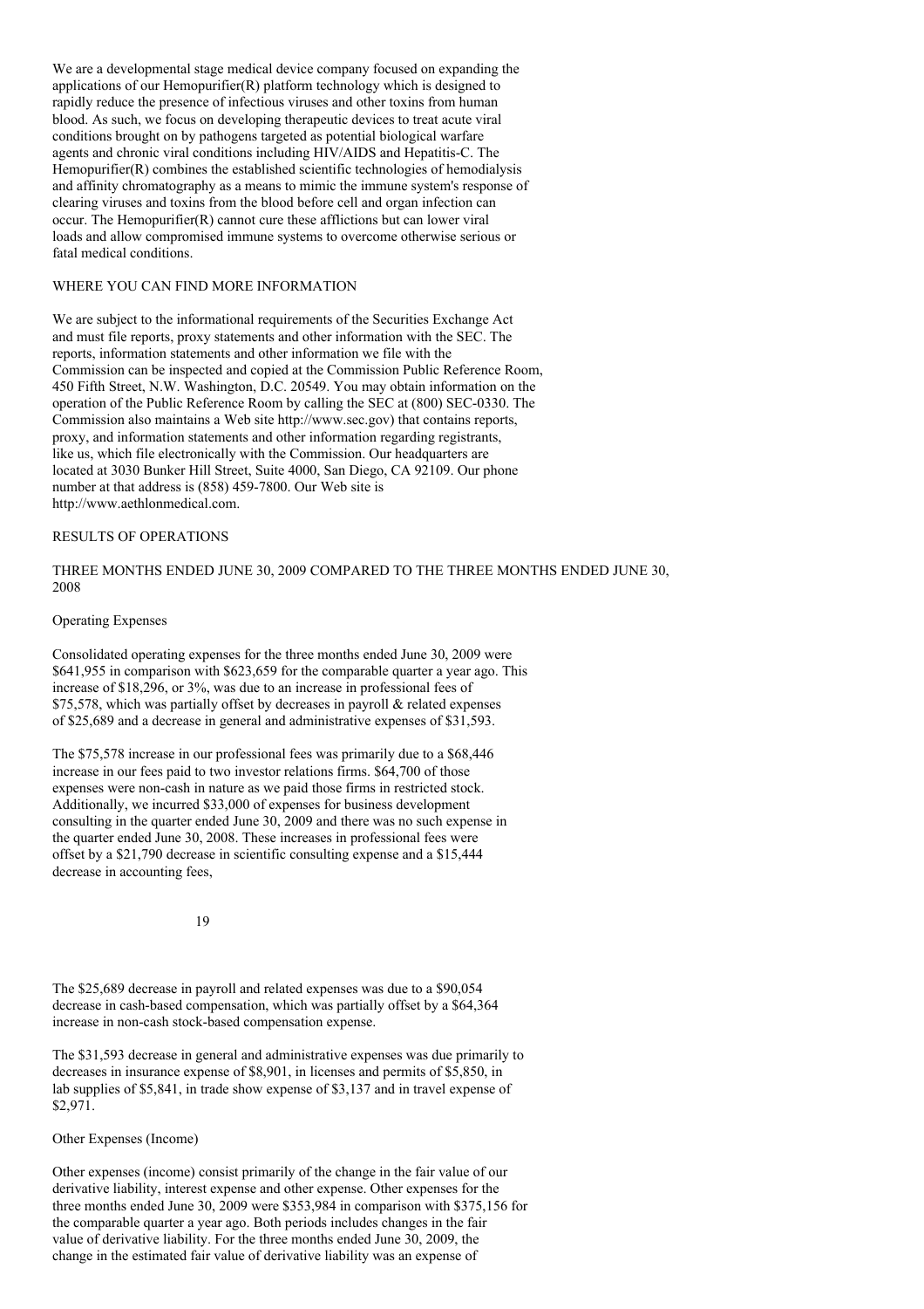We are a developmental stage medical device company focused on expanding the applications of our Hemopurifier(R) platform technology which is designed to rapidly reduce the presence of infectious viruses and other toxins from human blood. As such, we focus on developing therapeutic devices to treat acute viral conditions brought on by pathogens targeted as potential biological warfare agents and chronic viral conditions including HIV/AIDS and Hepatitis-C. The Hemopurifier(R) combines the established scientific technologies of hemodialysis and affinity chromatography as a means to mimic the immune system's response of clearing viruses and toxins from the blood before cell and organ infection can occur. The Hemopurifier(R) cannot cure these afflictions but can lower viral loads and allow compromised immune systems to overcome otherwise serious or fatal medical conditions.

## WHERE YOU CAN FIND MORE INFORMATION

We are subject to the informational requirements of the Securities Exchange Act and must file reports, proxy statements and other information with the SEC. The reports, information statements and other information we file with the Commission can be inspected and copied at the Commission Public Reference Room, 450 Fifth Street, N.W. Washington, D.C. 20549. You may obtain information on the operation of the Public Reference Room by calling the SEC at (800) SEC-0330. The Commission also maintains a Web site http://www.sec.gov) that contains reports, proxy, and information statements and other information regarding registrants, like us, which file electronically with the Commission. Our headquarters are located at 3030 Bunker Hill Street, Suite 4000, San Diego, CA 92109. Our phone number at that address is (858) 459-7800. Our Web site is http://www.aethlonmedical.com.

## RESULTS OF OPERATIONS

### THREE MONTHS ENDED JUNE 30, 2009 COMPARED TO THE THREE MONTHS ENDED JUNE 30, 2008

#### Operating Expenses

Consolidated operating expenses for the three months ended June 30, 2009 were $641,955 in comparison with $623,659 for the comparable quarter a year ago. This increase of $18,296, or 3%, was due to an increase in professional fees of $75,578, which was partially offset by decreases in payroll & related expenses of $25,689 and a decrease in general and administrative expenses of $31,593.

The $75,578 increase in our professional fees was primarily due to a $68,446 increase in our fees paid to two investor relations firms. $64,700 of those expenses were non-cash in nature as we paid those firms in restricted stock. Additionally, we incurred $33,000 of expenses for business development consulting in the quarter ended June 30, 2009 and there was no such expense in the quarter ended June 30, 2008. These increases in professional fees were offset by a $21,790 decrease in scientific consulting expense and a $15,444 decrease in accounting fees,

The $25,689 decrease in payroll and related expenses was due to a $90,054 decrease in cash-based compensation, which was partially offset by a $64,364 increase in non-cash stock-based compensation expense.

The $31,593 decrease in general and administrative expenses was due primarily to decreases in insurance expense of $8,901, in licenses and permits of $5,850, in lab supplies of $5,841, in trade show expense of $3,137 and in travel expense of $2,971.

#### Other Expenses (Income)

Other expenses (income) consist primarily of the change in the fair value of our derivative liability, interest expense and other expense. Other expenses for the three months ended June 30, 2009 were $353,984 in comparison with $375,156 for the comparable quarter a year ago. Both periods includes changes in the fair value of derivative liability. For the three months ended June 30, 2009, the change in the estimated fair value of derivative liability was an expense of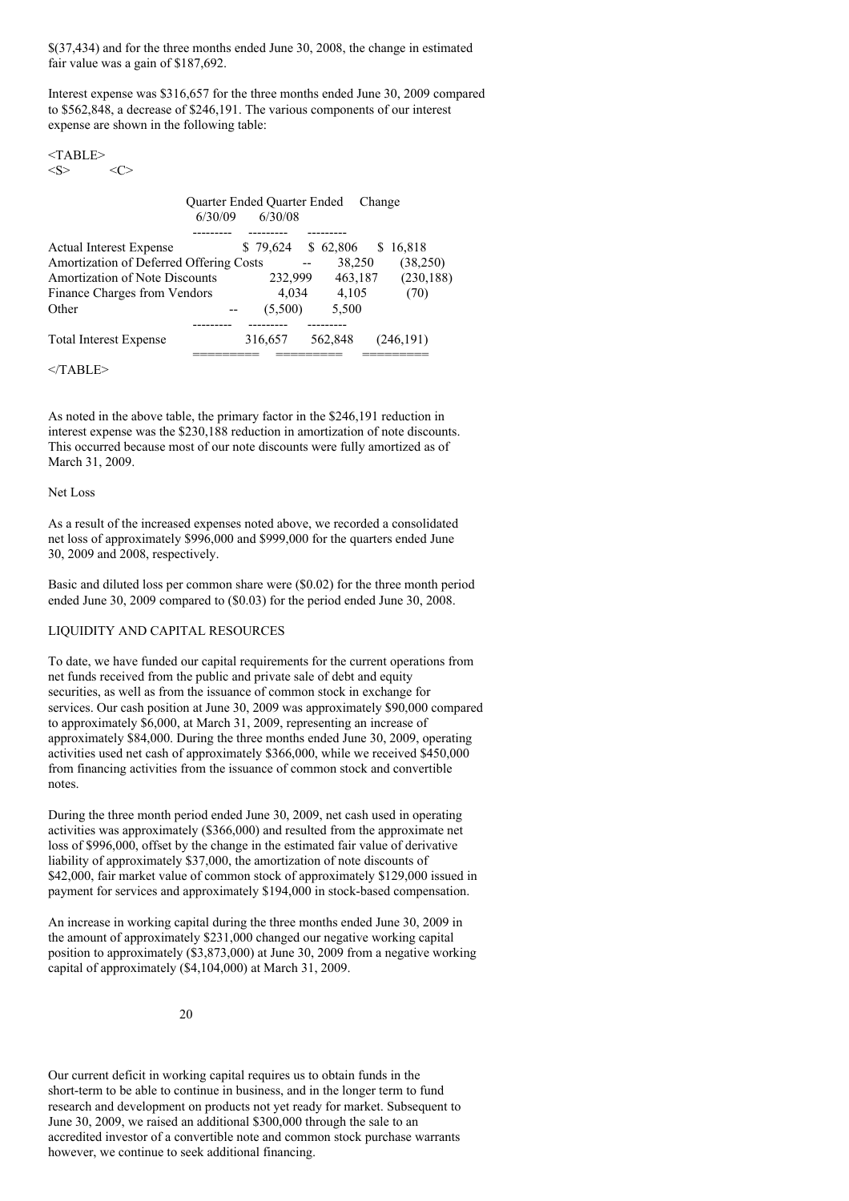$(37,434) and for the three months ended June 30, 2008, the change in estimated fair value was a gain of $187,692.

Interest expense was $316,657 for the three months ended June 30, 2009 compared to $562,848, a decrease of $246,191. The various components of our interest expense are shown in the following table:

| | Quarter Ended 6/30/09 | Quarter Ended 6/30/08 | Change |
|---|---|---|---|
| Actual Interest Expense | $ 79,624 | $ 62,806 | $ 16,818 |
| Amortization of Deferred Offering Costs | -- | 38,250 | (38,250) |
| Amortization of Note Discounts | 232,999 | 463,187 | (230,188) |
| Finance Charges from Vendors | 4,034 | 4,105 | (70) |
| Other | -- | (5,500) | 5,500 |
| Total Interest Expense | 316,657 | 562,848 | (246,191) |

As noted in the above table, the primary factor in the $246,191 reduction in interest expense was the $230,188 reduction in amortization of note discounts. This occurred because most of our note discounts were fully amortized as of March 31, 2009.

Net Loss

As a result of the increased expenses noted above, we recorded a consolidated net loss of approximately $996,000 and $999,000 for the quarters ended June 30, 2009 and 2008, respectively.

Basic and diluted loss per common share were ($0.02) for the three month period ended June 30, 2009 compared to ($0.03) for the period ended June 30, 2008.

LIQUIDITY AND CAPITAL RESOURCES

To date, we have funded our capital requirements for the current operations from net funds received from the public and private sale of debt and equity securities, as well as from the issuance of common stock in exchange for services. Our cash position at June 30, 2009 was approximately $90,000 compared to approximately $6,000, at March 31, 2009, representing an increase of approximately $84,000. During the three months ended June 30, 2009, operating activities used net cash of approximately $366,000, while we received $450,000 from financing activities from the issuance of common stock and convertible notes.

During the three month period ended June 30, 2009, net cash used in operating activities was approximately ($366,000) and resulted from the approximate net loss of $996,000, offset by the change in the estimated fair value of derivative liability of approximately $37,000, the amortization of note discounts of $42,000, fair market value of common stock of approximately $129,000 issued in payment for services and approximately $194,000 in stock-based compensation.

An increase in working capital during the three months ended June 30, 2009 in the amount of approximately $231,000 changed our negative working capital position to approximately ($3,873,000) at June 30, 2009 from a negative working capital of approximately ($4,104,000) at March 31, 2009.

Our current deficit in working capital requires us to obtain funds in the short-term to be able to continue in business, and in the longer term to fund research and development on products not yet ready for market. Subsequent to June 30, 2009, we raised an additional $300,000 through the sale to an accredited investor of a convertible note and common stock purchase warrants however, we continue to seek additional financing.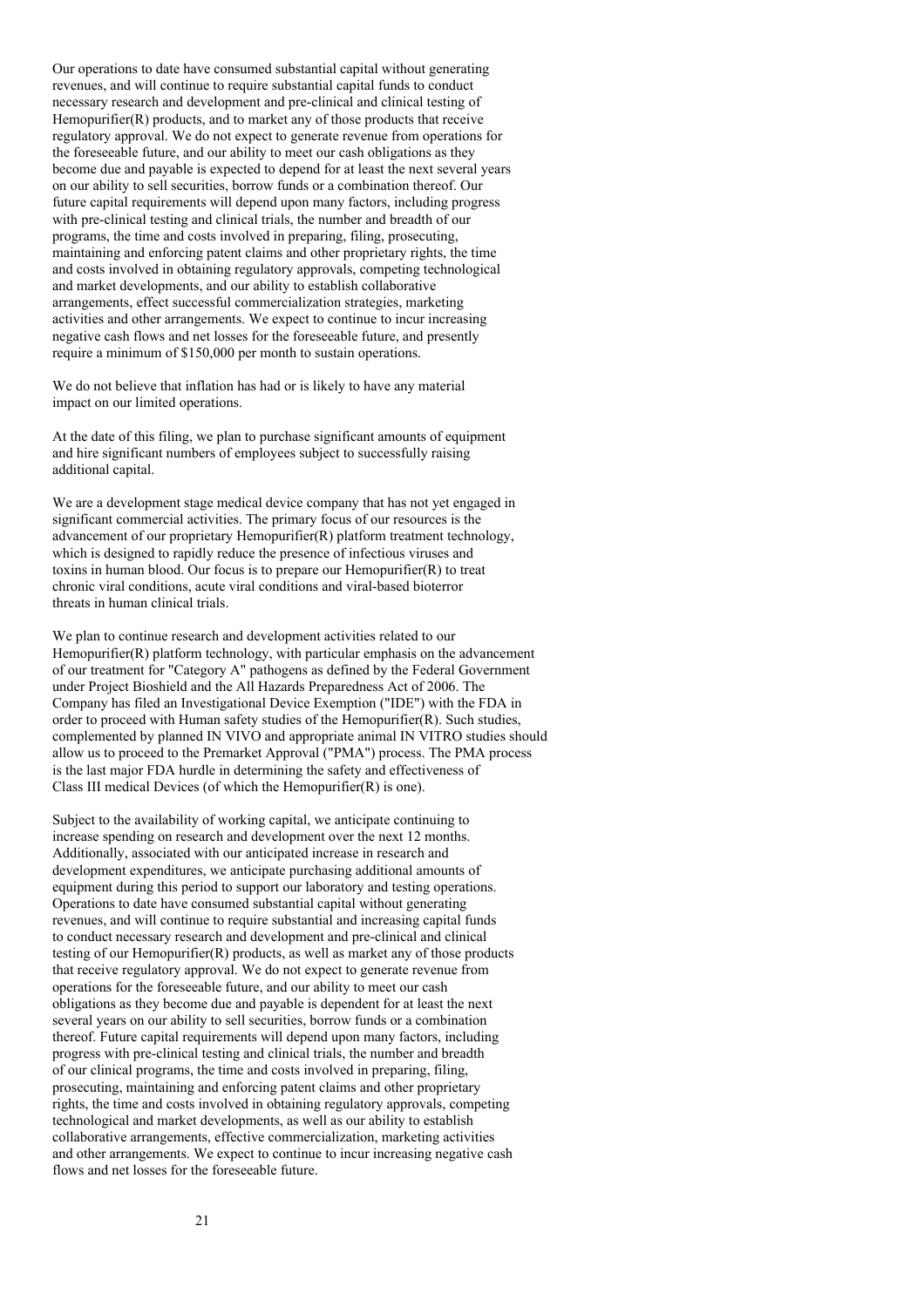Our operations to date have consumed substantial capital without generating revenues, and will continue to require substantial capital funds to conduct necessary research and development and pre-clinical and clinical testing of Hemopurifier(R) products, and to market any of those products that receive regulatory approval. We do not expect to generate revenue from operations for the foreseeable future, and our ability to meet our cash obligations as they become due and payable is expected to depend for at least the next several years on our ability to sell securities, borrow funds or a combination thereof. Our future capital requirements will depend upon many factors, including progress with pre-clinical testing and clinical trials, the number and breadth of our programs, the time and costs involved in preparing, filing, prosecuting, maintaining and enforcing patent claims and other proprietary rights, the time and costs involved in obtaining regulatory approvals, competing technological and market developments, and our ability to establish collaborative arrangements, effect successful commercialization strategies, marketing activities and other arrangements. We expect to continue to incur increasing negative cash flows and net losses for the foreseeable future, and presently require a minimum of $150,000 per month to sustain operations.

We do not believe that inflation has had or is likely to have any material impact on our limited operations.

At the date of this filing, we plan to purchase significant amounts of equipment and hire significant numbers of employees subject to successfully raising additional capital.

We are a development stage medical device company that has not yet engaged in significant commercial activities. The primary focus of our resources is the advancement of our proprietary Hemopurifier(R) platform treatment technology, which is designed to rapidly reduce the presence of infectious viruses and toxins in human blood. Our focus is to prepare our Hemopurifier(R) to treat chronic viral conditions, acute viral conditions and viral-based bioterror threats in human clinical trials.

We plan to continue research and development activities related to our Hemopurifier(R) platform technology, with particular emphasis on the advancement of our treatment for "Category A" pathogens as defined by the Federal Government under Project Bioshield and the All Hazards Preparedness Act of 2006. The Company has filed an Investigational Device Exemption ("IDE") with the FDA in order to proceed with Human safety studies of the Hemopurifier(R). Such studies, complemented by planned IN VIVO and appropriate animal IN VITRO studies should allow us to proceed to the Premarket Approval ("PMA") process. The PMA process is the last major FDA hurdle in determining the safety and effectiveness of Class III medical Devices (of which the Hemopurifier(R) is one).

Subject to the availability of working capital, we anticipate continuing to increase spending on research and development over the next 12 months. Additionally, associated with our anticipated increase in research and development expenditures, we anticipate purchasing additional amounts of equipment during this period to support our laboratory and testing operations. Operations to date have consumed substantial capital without generating revenues, and will continue to require substantial and increasing capital funds to conduct necessary research and development and pre-clinical and clinical testing of our Hemopurifier(R) products, as well as market any of those products that receive regulatory approval. We do not expect to generate revenue from operations for the foreseeable future, and our ability to meet our cash obligations as they become due and payable is dependent for at least the next several years on our ability to sell securities, borrow funds or a combination thereof. Future capital requirements will depend upon many factors, including progress with pre-clinical testing and clinical trials, the number and breadth of our clinical programs, the time and costs involved in preparing, filing, prosecuting, maintaining and enforcing patent claims and other proprietary rights, the time and costs involved in obtaining regulatory approvals, competing technological and market developments, as well as our ability to establish collaborative arrangements, effective commercialization, marketing activities and other arrangements. We expect to continue to incur increasing negative cash flows and net losses for the foreseeable future.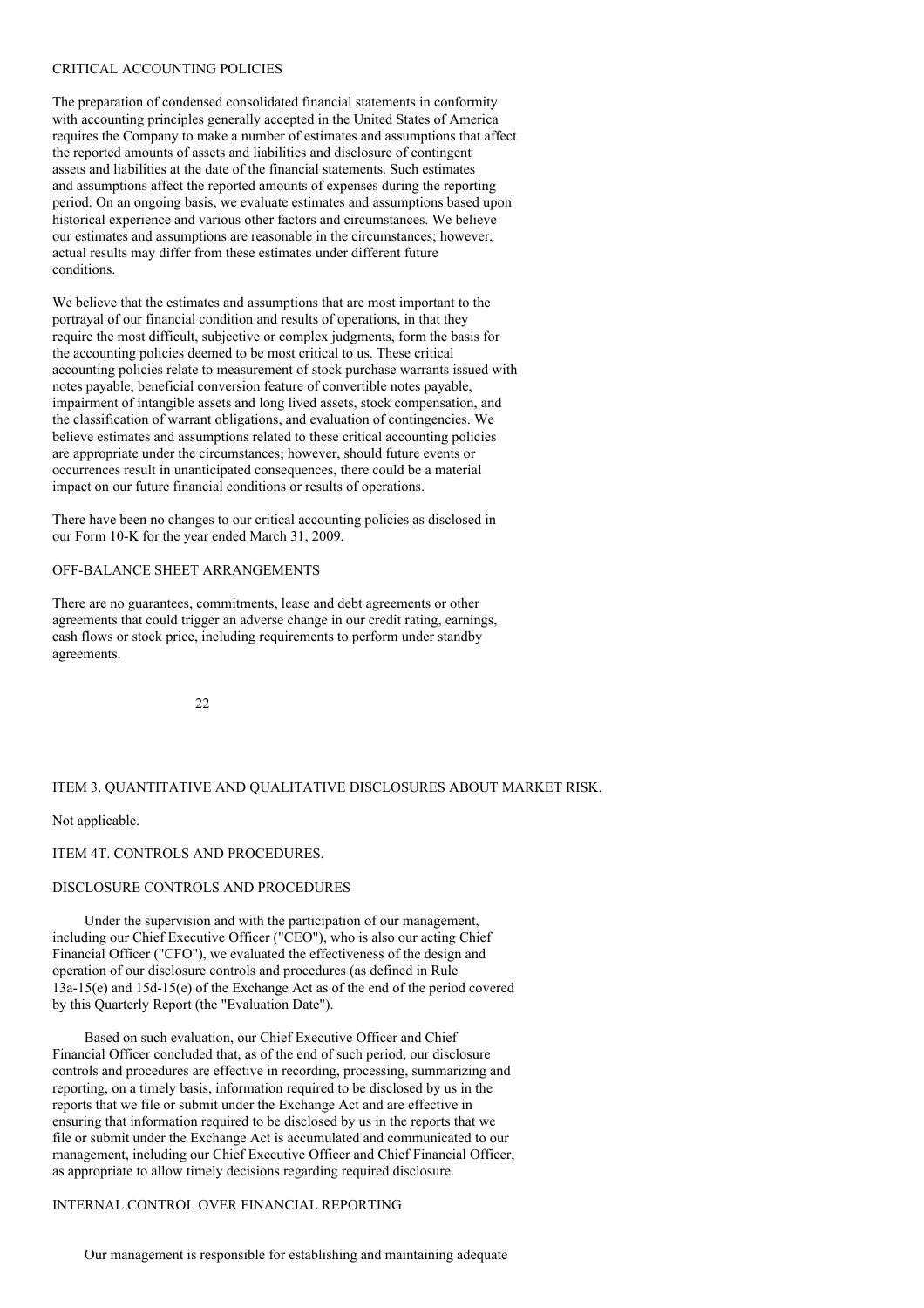## CRITICAL ACCOUNTING POLICIES

The preparation of condensed consolidated financial statements in conformity with accounting principles generally accepted in the United States of America requires the Company to make a number of estimates and assumptions that affect the reported amounts of assets and liabilities and disclosure of contingent assets and liabilities at the date of the financial statements. Such estimates and assumptions affect the reported amounts of expenses during the reporting period. On an ongoing basis, we evaluate estimates and assumptions based upon historical experience and various other factors and circumstances. We believe our estimates and assumptions are reasonable in the circumstances; however, actual results may differ from these estimates under different future conditions.

We believe that the estimates and assumptions that are most important to the portrayal of our financial condition and results of operations, in that they require the most difficult, subjective or complex judgments, form the basis for the accounting policies deemed to be most critical to us. These critical accounting policies relate to measurement of stock purchase warrants issued with notes payable, beneficial conversion feature of convertible notes payable, impairment of intangible assets and long lived assets, stock compensation, and the classification of warrant obligations, and evaluation of contingencies. We believe estimates and assumptions related to these critical accounting policies are appropriate under the circumstances; however, should future events or occurrences result in unanticipated consequences, there could be a material impact on our future financial conditions or results of operations.

There have been no changes to our critical accounting policies as disclosed in our Form 10-K for the year ended March 31, 2009.

## OFF-BALANCE SHEET ARRANGEMENTS

There are no guarantees, commitments, lease and debt agreements or other agreements that could trigger an adverse change in our credit rating, earnings, cash flows or stock price, including requirements to perform under standby agreements.

## ITEM 3. QUANTITATIVE AND QUALITATIVE DISCLOSURES ABOUT MARKET RISK.

Not applicable.

## ITEM 4T. CONTROLS AND PROCEDURES.

### DISCLOSURE CONTROLS AND PROCEDURES

Under the supervision and with the participation of our management, including our Chief Executive Officer ("CEO"), who is also our acting Chief Financial Officer ("CFO"), we evaluated the effectiveness of the design and operation of our disclosure controls and procedures (as defined in Rule 13a-15(e) and 15d-15(e) of the Exchange Act as of the end of the period covered by this Quarterly Report (the "Evaluation Date").

Based on such evaluation, our Chief Executive Officer and Chief Financial Officer concluded that, as of the end of such period, our disclosure controls and procedures are effective in recording, processing, summarizing and reporting, on a timely basis, information required to be disclosed by us in the reports that we file or submit under the Exchange Act and are effective in ensuring that information required to be disclosed by us in the reports that we file or submit under the Exchange Act is accumulated and communicated to our management, including our Chief Executive Officer and Chief Financial Officer, as appropriate to allow timely decisions regarding required disclosure.

### INTERNAL CONTROL OVER FINANCIAL REPORTING

Our management is responsible for establishing and maintaining adequate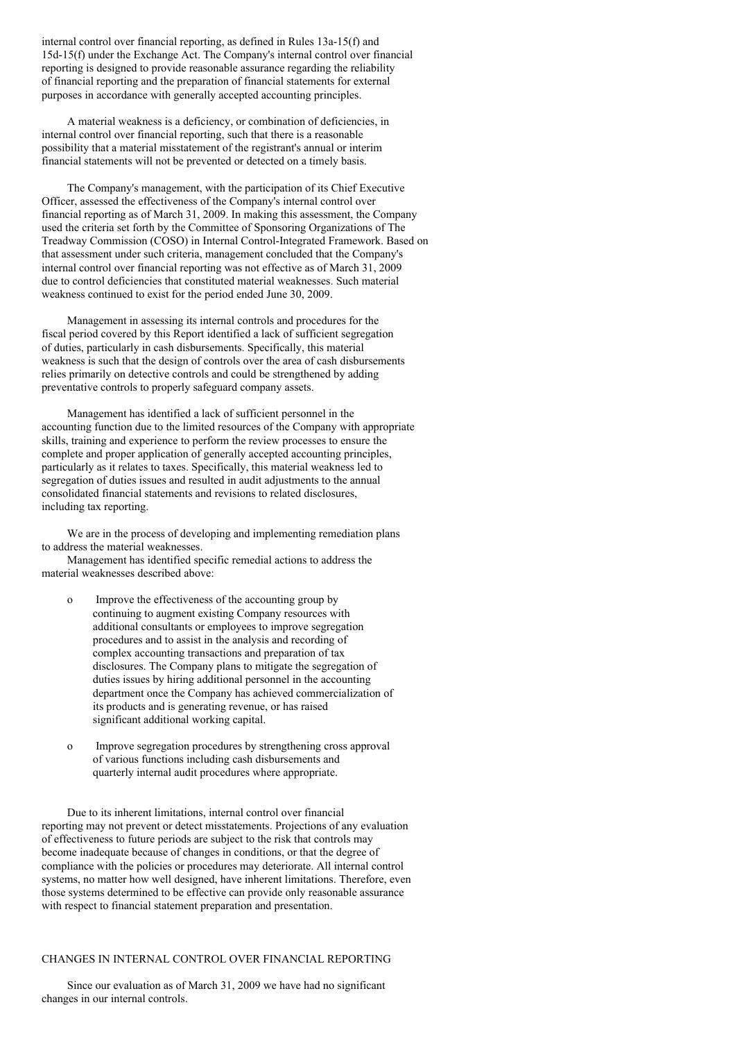internal control over financial reporting, as defined in Rules 13a-15(f) and 15d-15(f) under the Exchange Act. The Company's internal control over financial reporting is designed to provide reasonable assurance regarding the reliability of financial reporting and the preparation of financial statements for external purposes in accordance with generally accepted accounting principles.

A material weakness is a deficiency, or combination of deficiencies, in internal control over financial reporting, such that there is a reasonable possibility that a material misstatement of the registrant's annual or interim financial statements will not be prevented or detected on a timely basis.

The Company's management, with the participation of its Chief Executive Officer, assessed the effectiveness of the Company's internal control over financial reporting as of March 31, 2009. In making this assessment, the Company used the criteria set forth by the Committee of Sponsoring Organizations of The Treadway Commission (COSO) in Internal Control-Integrated Framework. Based on that assessment under such criteria, management concluded that the Company's internal control over financial reporting was not effective as of March 31, 2009 due to control deficiencies that constituted material weaknesses. Such material weakness continued to exist for the period ended June 30, 2009.

Management in assessing its internal controls and procedures for the fiscal period covered by this Report identified a lack of sufficient segregation of duties, particularly in cash disbursements. Specifically, this material weakness is such that the design of controls over the area of cash disbursements relies primarily on detective controls and could be strengthened by adding preventative controls to properly safeguard company assets.

Management has identified a lack of sufficient personnel in the accounting function due to the limited resources of the Company with appropriate skills, training and experience to perform the review processes to ensure the complete and proper application of generally accepted accounting principles, particularly as it relates to taxes. Specifically, this material weakness led to segregation of duties issues and resulted in audit adjustments to the annual consolidated financial statements and revisions to related disclosures, including tax reporting.

We are in the process of developing and implementing remediation plans to address the material weaknesses.

Management has identified specific remedial actions to address the material weaknesses described above:

- Improve the effectiveness of the accounting group by continuing to augment existing Company resources with additional consultants or employees to improve segregation procedures and to assist in the analysis and recording of complex accounting transactions and preparation of tax disclosures. The Company plans to mitigate the segregation of duties issues by hiring additional personnel in the accounting department once the Company has achieved commercialization of its products and is generating revenue, or has raised significant additional working capital.

- Improve segregation procedures by strengthening cross approval of various functions including cash disbursements and quarterly internal audit procedures where appropriate.

Due to its inherent limitations, internal control over financial reporting may not prevent or detect misstatements. Projections of any evaluation of effectiveness to future periods are subject to the risk that controls may become inadequate because of changes in conditions, or that the degree of compliance with the policies or procedures may deteriorate. All internal control systems, no matter how well designed, have inherent limitations. Therefore, even those systems determined to be effective can provide only reasonable assurance with respect to financial statement preparation and presentation.

## CHANGES IN INTERNAL CONTROL OVER FINANCIAL REPORTING

Since our evaluation as of March 31, 2009 we have had no significant changes in our internal controls.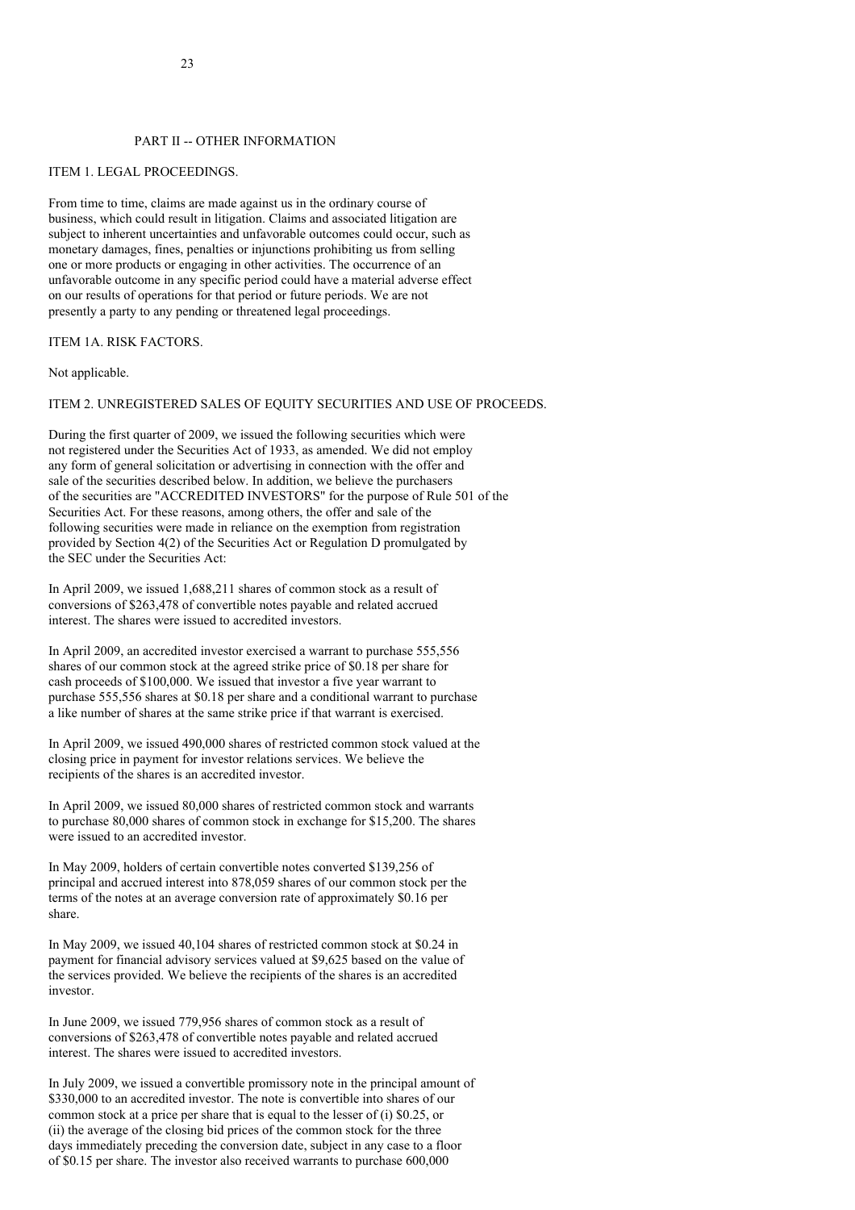## PART II -- OTHER INFORMATION

### ITEM 1. LEGAL PROCEEDINGS.

From time to time, claims are made against us in the ordinary course of business, which could result in litigation. Claims and associated litigation are subject to inherent uncertainties and unfavorable outcomes could occur, such as monetary damages, fines, penalties or injunctions prohibiting us from selling one or more products or engaging in other activities. The occurrence of an unfavorable outcome in any specific period could have a material adverse effect on our results of operations for that period or future periods. We are not presently a party to any pending or threatened legal proceedings.

### ITEM 1A. RISK FACTORS.

Not applicable.

### ITEM 2. UNREGISTERED SALES OF EQUITY SECURITIES AND USE OF PROCEEDS.

During the first quarter of 2009, we issued the following securities which were not registered under the Securities Act of 1933, as amended. We did not employ any form of general solicitation or advertising in connection with the offer and sale of the securities described below. In addition, we believe the purchasers of the securities are "ACCREDITED INVESTORS" for the purpose of Rule 501 of the Securities Act. For these reasons, among others, the offer and sale of the following securities were made in reliance on the exemption from registration provided by Section 4(2) of the Securities Act or Regulation D promulgated by the SEC under the Securities Act:

In April 2009, we issued 1,688,211 shares of common stock as a result of conversions of $263,478 of convertible notes payable and related accrued interest. The shares were issued to accredited investors.

In April 2009, an accredited investor exercised a warrant to purchase 555,556 shares of our common stock at the agreed strike price of $0.18 per share for cash proceeds of $100,000. We issued that investor a five year warrant to purchase 555,556 shares at $0.18 per share and a conditional warrant to purchase a like number of shares at the same strike price if that warrant is exercised.

In April 2009, we issued 490,000 shares of restricted common stock valued at the closing price in payment for investor relations services. We believe the recipients of the shares is an accredited investor.

In April 2009, we issued 80,000 shares of restricted common stock and warrants to purchase 80,000 shares of common stock in exchange for $15,200. The shares were issued to an accredited investor.

In May 2009, holders of certain convertible notes converted $139,256 of principal and accrued interest into 878,059 shares of our common stock per the terms of the notes at an average conversion rate of approximately $0.16 per share.

In May 2009, we issued 40,104 shares of restricted common stock at $0.24 in payment for financial advisory services valued at $9,625 based on the value of the services provided. We believe the recipients of the shares is an accredited investor.

In June 2009, we issued 779,956 shares of common stock as a result of conversions of $263,478 of convertible notes payable and related accrued interest. The shares were issued to accredited investors.

In July 2009, we issued a convertible promissory note in the principal amount of $330,000 to an accredited investor. The note is convertible into shares of our common stock at a price per share that is equal to the lesser of (i) $0.25, or (ii) the average of the closing bid prices of the common stock for the three days immediately preceding the conversion date, subject in any case to a floor of $0.15 per share. The investor also received warrants to purchase 600,000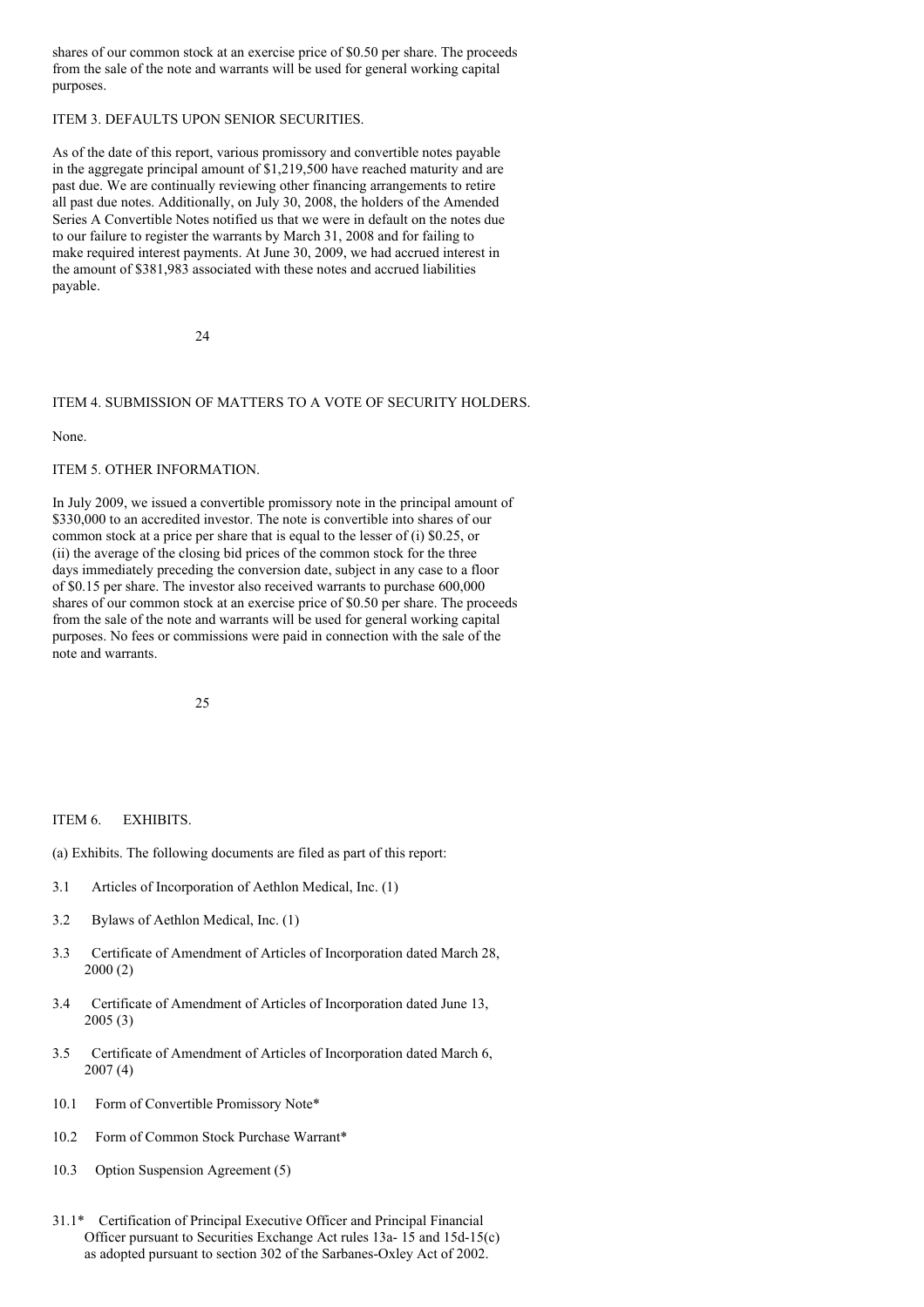shares of our common stock at an exercise price of $0.50 per share. The proceeds from the sale of the note and warrants will be used for general working capital purposes.

## ITEM 3. DEFAULTS UPON SENIOR SECURITIES.

As of the date of this report, various promissory and convertible notes payable in the aggregate principal amount of $1,219,500 have reached maturity and are past due. We are continually reviewing other financing arrangements to retire all past due notes. Additionally, on July 30, 2008, the holders of the Amended Series A Convertible Notes notified us that we were in default on the notes due to our failure to register the warrants by March 31, 2008 and for failing to make required interest payments. At June 30, 2009, we had accrued interest in the amount of $381,983 associated with these notes and accrued liabilities payable.

## ITEM 4. SUBMISSION OF MATTERS TO A VOTE OF SECURITY HOLDERS.

None.

## ITEM 5. OTHER INFORMATION.

In July 2009, we issued a convertible promissory note in the principal amount of $330,000 to an accredited investor. The note is convertible into shares of our common stock at a price per share that is equal to the lesser of (i) $0.25, or (ii) the average of the closing bid prices of the common stock for the three days immediately preceding the conversion date, subject in any case to a floor of $0.15 per share. The investor also received warrants to purchase 600,000 shares of our common stock at an exercise price of $0.50 per share. The proceeds from the sale of the note and warrants will be used for general working capital purposes. No fees or commissions were paid in connection with the sale of the note and warrants.

## ITEM 6. EXHIBITS.

(a) Exhibits. The following documents are filed as part of this report:

3.1 Articles of Incorporation of Aethlon Medical, Inc. (1)

3.2 Bylaws of Aethlon Medical, Inc. (1)

3.3 Certificate of Amendment of Articles of Incorporation dated March 28, 2000 (2)

3.4 Certificate of Amendment of Articles of Incorporation dated June 13, 2005 (3)

3.5 Certificate of Amendment of Articles of Incorporation dated March 6, 2007 (4)

10.1 Form of Convertible Promissory Note*

10.2 Form of Common Stock Purchase Warrant*

10.3 Option Suspension Agreement (5)

31.1* Certification of Principal Executive Officer and Principal Financial Officer pursuant to Securities Exchange Act rules 13a- 15 and 15d-15(c) as adopted pursuant to section 302 of the Sarbanes-Oxley Act of 2002.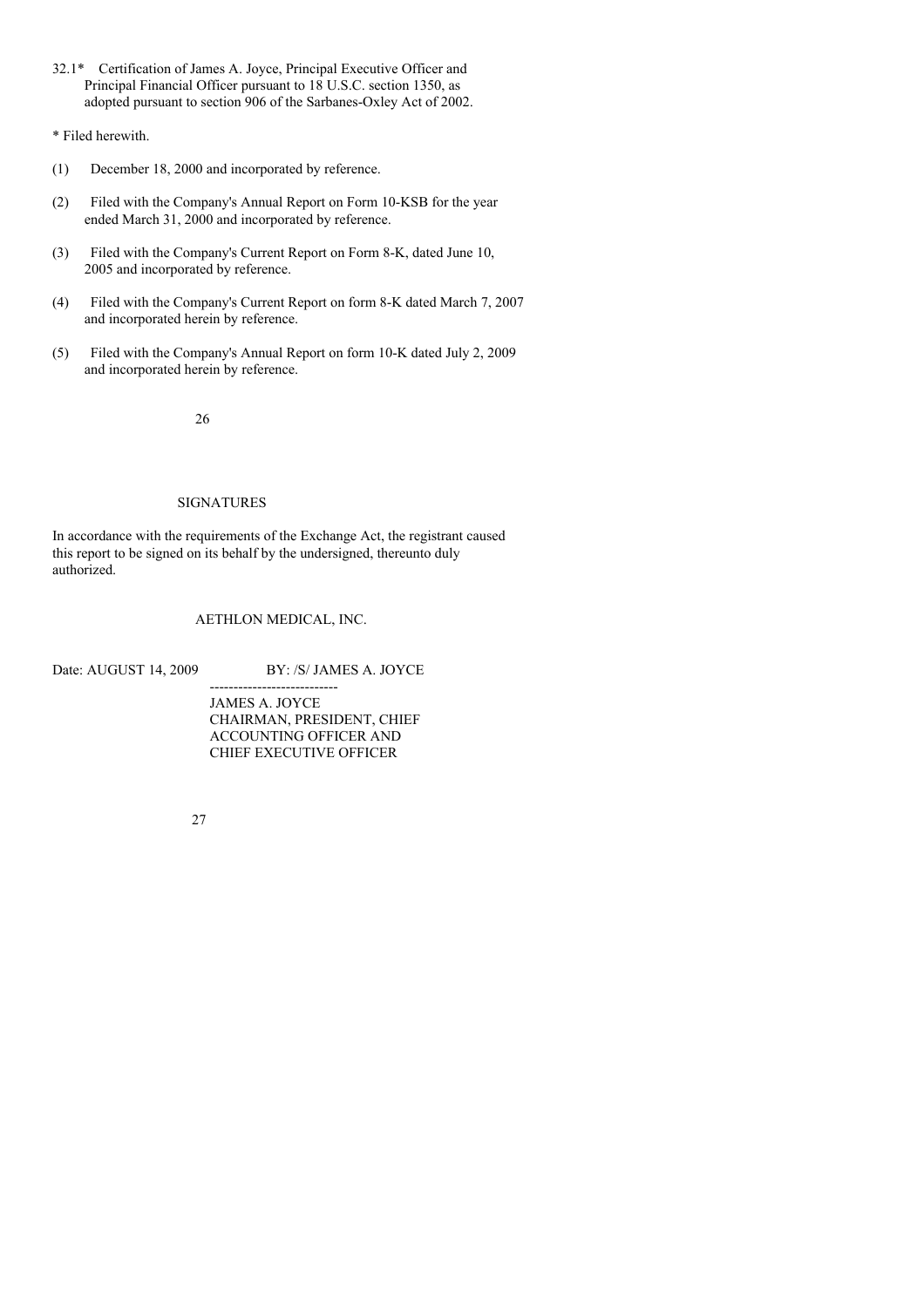32.1* Certification of James A. Joyce, Principal Executive Officer and Principal Financial Officer pursuant to 18 U.S.C. section 1350, as adopted pursuant to section 906 of the Sarbanes-Oxley Act of 2002.

* Filed herewith.

(1) December 18, 2000 and incorporated by reference.

(2) Filed with the Company's Annual Report on Form 10-KSB for the year ended March 31, 2000 and incorporated by reference.

(3) Filed with the Company's Current Report on Form 8-K, dated June 10, 2005 and incorporated by reference.

(4) Filed with the Company's Current Report on form 8-K dated March 7, 2007 and incorporated herein by reference.

(5) Filed with the Company's Annual Report on form 10-K dated July 2, 2009 and incorporated herein by reference.

## SIGNATURES

In accordance with the requirements of the Exchange Act, the registrant caused this report to be signed on its behalf by the undersigned, thereunto duly authorized.

AETHLON MEDICAL, INC.

Date: AUGUST 14, 2009 BY: /S/ JAMES A. JOYCE

---------------------------

JAMES A. JOYCE
CHAIRMAN, PRESIDENT, CHIEF
ACCOUNTING OFFICER AND
CHIEF EXECUTIVE OFFICER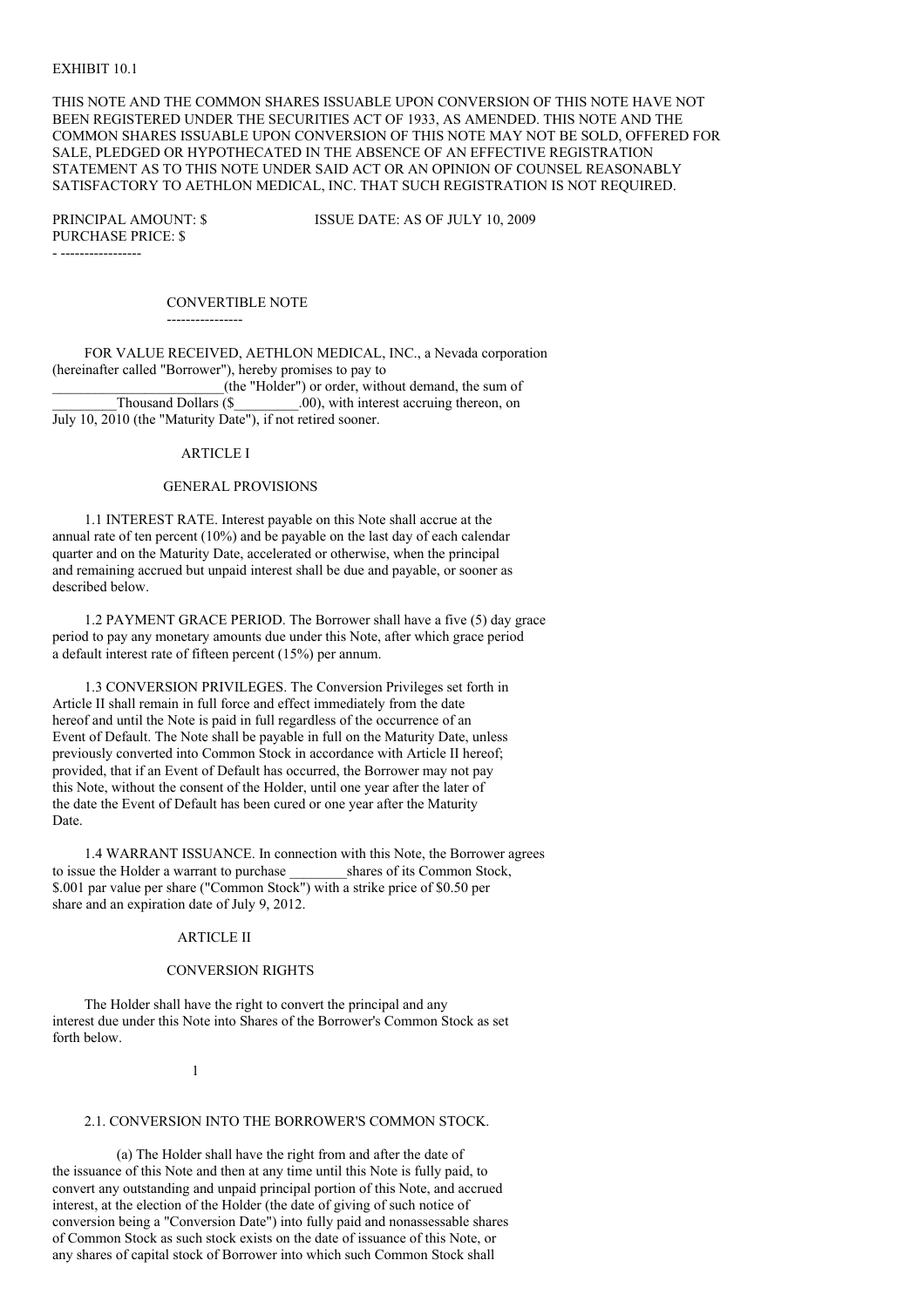EXHIBIT 10.1

THIS NOTE AND THE COMMON SHARES ISSUABLE UPON CONVERSION OF THIS NOTE HAVE NOT BEEN REGISTERED UNDER THE SECURITIES ACT OF 1933, AS AMENDED. THIS NOTE AND THE COMMON SHARES ISSUABLE UPON CONVERSION OF THIS NOTE MAY NOT BE SOLD, OFFERED FOR SALE, PLEDGED OR HYPOTHECATED IN THE ABSENCE OF AN EFFECTIVE REGISTRATION STATEMENT AS TO THIS NOTE UNDER SAID ACT OR AN OPINION OF COUNSEL REASONABLY SATISFACTORY TO AETHLON MEDICAL, INC. THAT SUCH REGISTRATION IS NOT REQUIRED.

PRINCIPAL AMOUNT: $ ISSUE DATE: AS OF JULY 10, 2009
PURCHASE PRICE: $

## CONVERTIBLE NOTE

FOR VALUE RECEIVED, AETHLON MEDICAL, INC., a Nevada corporation (hereinafter called "Borrower"), hereby promises to pay to \_\_\_\_\_\_\_\_\_\_\_\_\_\_\_\_\_\_\_\_\_\_\_\_\_(the "Holder") or order, without demand, the sum of \_\_\_\_\_\_\_\_\_Thousand Dollars ($\_\_\_\_\_\_\_\_\_.00), with interest accruing thereon, on July 10, 2010 (the "Maturity Date"), if not retired sooner.

## ARTICLE I

## GENERAL PROVISIONS

1.1 INTEREST RATE. Interest payable on this Note shall accrue at the annual rate of ten percent (10%) and be payable on the last day of each calendar quarter and on the Maturity Date, accelerated or otherwise, when the principal and remaining accrued but unpaid interest shall be due and payable, or sooner as described below.

1.2 PAYMENT GRACE PERIOD. The Borrower shall have a five (5) day grace period to pay any monetary amounts due under this Note, after which grace period a default interest rate of fifteen percent (15%) per annum.

1.3 CONVERSION PRIVILEGES. The Conversion Privileges set forth in Article II shall remain in full force and effect immediately from the date hereof and until the Note is paid in full regardless of the occurrence of an Event of Default. The Note shall be payable in full on the Maturity Date, unless previously converted into Common Stock in accordance with Article II hereof; provided, that if an Event of Default has occurred, the Borrower may not pay this Note, without the consent of the Holder, until one year after the later of the date the Event of Default has been cured or one year after the Maturity Date.

1.4 WARRANT ISSUANCE. In connection with this Note, the Borrower agrees to issue the Holder a warrant to purchase \_\_\_\_\_\_\_\_shares of its Common Stock, $.001 par value per share ("Common Stock") with a strike price of $0.50 per share and an expiration date of July 9, 2012.

## ARTICLE II

## CONVERSION RIGHTS

The Holder shall have the right to convert the principal and any interest due under this Note into Shares of the Borrower's Common Stock as set forth below.

2.1. CONVERSION INTO THE BORROWER'S COMMON STOCK.

(a) The Holder shall have the right from and after the date of the issuance of this Note and then at any time until this Note is fully paid, to convert any outstanding and unpaid principal portion of this Note, and accrued interest, at the election of the Holder (the date of giving of such notice of conversion being a "Conversion Date") into fully paid and nonassessable shares of Common Stock as such stock exists on the date of issuance of this Note, or any shares of capital stock of Borrower into which such Common Stock shall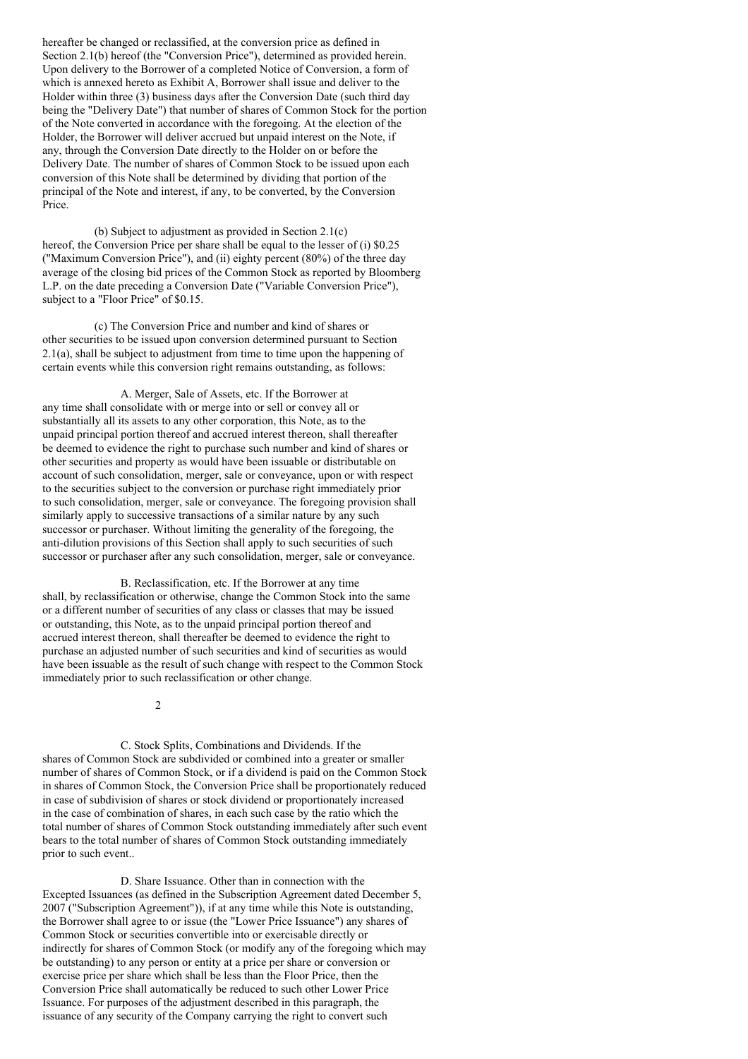hereafter be changed or reclassified, at the conversion price as defined in Section 2.1(b) hereof (the "Conversion Price"), determined as provided herein. Upon delivery to the Borrower of a completed Notice of Conversion, a form of which is annexed hereto as Exhibit A, Borrower shall issue and deliver to the Holder within three (3) business days after the Conversion Date (such third day being the "Delivery Date") that number of shares of Common Stock for the portion of the Note converted in accordance with the foregoing. At the election of the Holder, the Borrower will deliver accrued but unpaid interest on the Note, if any, through the Conversion Date directly to the Holder on or before the Delivery Date. The number of shares of Common Stock to be issued upon each conversion of this Note shall be determined by dividing that portion of the principal of the Note and interest, if any, to be converted, by the Conversion Price.

(b) Subject to adjustment as provided in Section 2.1(c) hereof, the Conversion Price per share shall be equal to the lesser of (i) $0.25 ("Maximum Conversion Price"), and (ii) eighty percent (80%) of the three day average of the closing bid prices of the Common Stock as reported by Bloomberg L.P. on the date preceding a Conversion Date ("Variable Conversion Price"), subject to a "Floor Price" of $0.15.

(c) The Conversion Price and number and kind of shares or other securities to be issued upon conversion determined pursuant to Section 2.1(a), shall be subject to adjustment from time to time upon the happening of certain events while this conversion right remains outstanding, as follows:

A. Merger, Sale of Assets, etc. If the Borrower at any time shall consolidate with or merge into or sell or convey all or substantially all its assets to any other corporation, this Note, as to the unpaid principal portion thereof and accrued interest thereon, shall thereafter be deemed to evidence the right to purchase such number and kind of shares or other securities and property as would have been issuable or distributable on account of such consolidation, merger, sale or conveyance, upon or with respect to the securities subject to the conversion or purchase right immediately prior to such consolidation, merger, sale or conveyance. The foregoing provision shall similarly apply to successive transactions of a similar nature by any such successor or purchaser. Without limiting the generality of the foregoing, the anti-dilution provisions of this Section shall apply to such securities of such successor or purchaser after any such consolidation, merger, sale or conveyance.

B. Reclassification, etc. If the Borrower at any time shall, by reclassification or otherwise, change the Common Stock into the same or a different number of securities of any class or classes that may be issued or outstanding, this Note, as to the unpaid principal portion thereof and accrued interest thereon, shall thereafter be deemed to evidence the right to purchase an adjusted number of such securities and kind of securities as would have been issuable as the result of such change with respect to the Common Stock immediately prior to such reclassification or other change.

C. Stock Splits, Combinations and Dividends. If the shares of Common Stock are subdivided or combined into a greater or smaller number of shares of Common Stock, or if a dividend is paid on the Common Stock in shares of Common Stock, the Conversion Price shall be proportionately reduced in case of subdivision of shares or stock dividend or proportionately increased in the case of combination of shares, in each such case by the ratio which the total number of shares of Common Stock outstanding immediately after such event bears to the total number of shares of Common Stock outstanding immediately prior to such event..

D. Share Issuance. Other than in connection with the Excepted Issuances (as defined in the Subscription Agreement dated December 5, 2007 ("Subscription Agreement")), if at any time while this Note is outstanding, the Borrower shall agree to or issue (the "Lower Price Issuance") any shares of Common Stock or securities convertible into or exercisable directly or indirectly for shares of Common Stock (or modify any of the foregoing which may be outstanding) to any person or entity at a price per share or conversion or exercise price per share which shall be less than the Floor Price, then the Conversion Price shall automatically be reduced to such other Lower Price Issuance. For purposes of the adjustment described in this paragraph, the issuance of any security of the Company carrying the right to convert such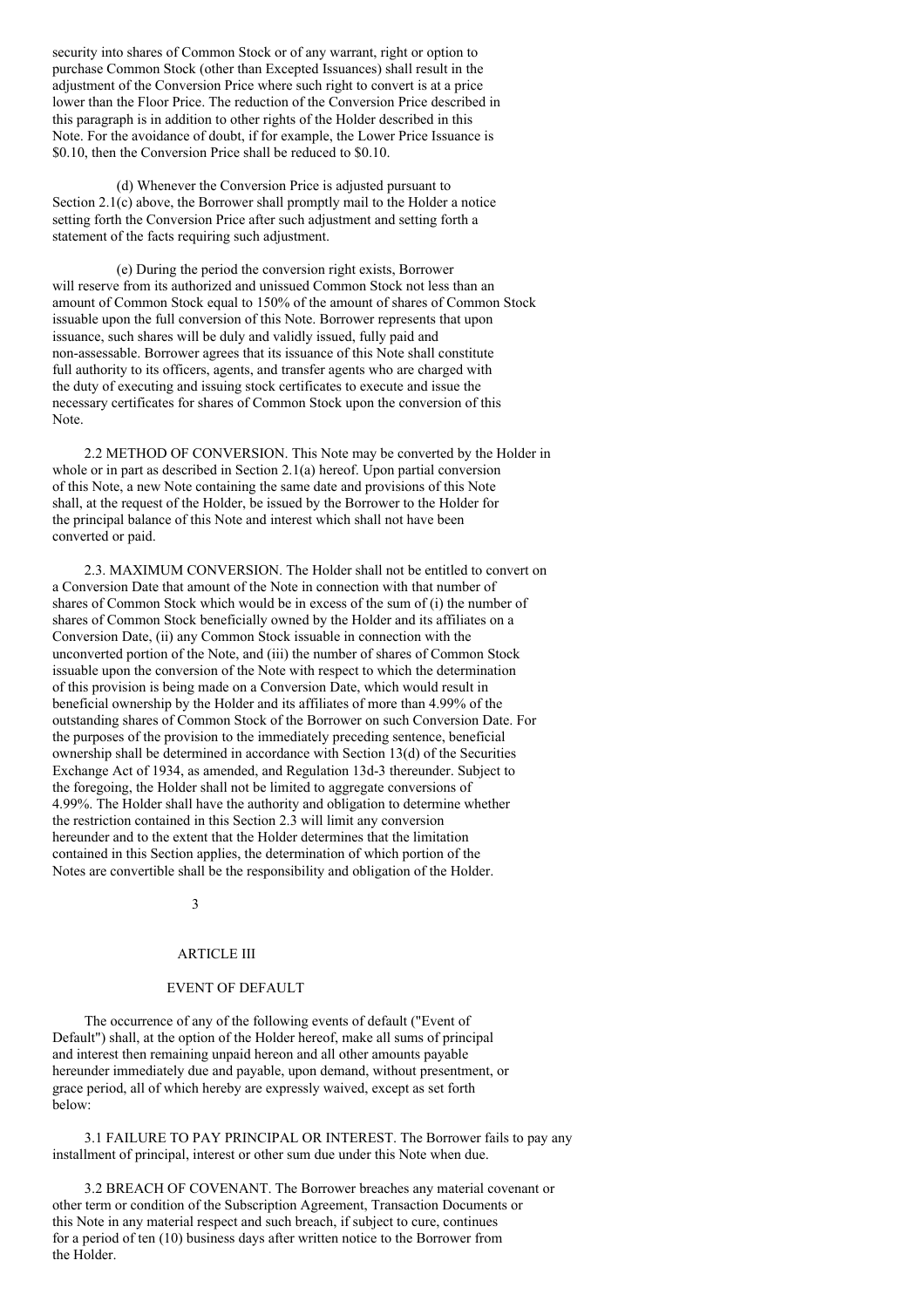security into shares of Common Stock or of any warrant, right or option to purchase Common Stock (other than Excepted Issuances) shall result in the adjustment of the Conversion Price where such right to convert is at a price lower than the Floor Price. The reduction of the Conversion Price described in this paragraph is in addition to other rights of the Holder described in this Note. For the avoidance of doubt, if for example, the Lower Price Issuance is $0.10, then the Conversion Price shall be reduced to $0.10.

(d) Whenever the Conversion Price is adjusted pursuant to Section 2.1(c) above, the Borrower shall promptly mail to the Holder a notice setting forth the Conversion Price after such adjustment and setting forth a statement of the facts requiring such adjustment.

(e) During the period the conversion right exists, Borrower will reserve from its authorized and unissued Common Stock not less than an amount of Common Stock equal to 150% of the amount of shares of Common Stock issuable upon the full conversion of this Note. Borrower represents that upon issuance, such shares will be duly and validly issued, fully paid and non-assessable. Borrower agrees that its issuance of this Note shall constitute full authority to its officers, agents, and transfer agents who are charged with the duty of executing and issuing stock certificates to execute and issue the necessary certificates for shares of Common Stock upon the conversion of this Note.

2.2 METHOD OF CONVERSION. This Note may be converted by the Holder in whole or in part as described in Section 2.1(a) hereof. Upon partial conversion of this Note, a new Note containing the same date and provisions of this Note shall, at the request of the Holder, be issued by the Borrower to the Holder for the principal balance of this Note and interest which shall not have been converted or paid.

2.3. MAXIMUM CONVERSION. The Holder shall not be entitled to convert on a Conversion Date that amount of the Note in connection with that number of shares of Common Stock which would be in excess of the sum of (i) the number of shares of Common Stock beneficially owned by the Holder and its affiliates on a Conversion Date, (ii) any Common Stock issuable in connection with the unconverted portion of the Note, and (iii) the number of shares of Common Stock issuable upon the conversion of the Note with respect to which the determination of this provision is being made on a Conversion Date, which would result in beneficial ownership by the Holder and its affiliates of more than 4.99% of the outstanding shares of Common Stock of the Borrower on such Conversion Date. For the purposes of the provision to the immediately preceding sentence, beneficial ownership shall be determined in accordance with Section 13(d) of the Securities Exchange Act of 1934, as amended, and Regulation 13d-3 thereunder. Subject to the foregoing, the Holder shall not be limited to aggregate conversions of 4.99%. The Holder shall have the authority and obligation to determine whether the restriction contained in this Section 2.3 will limit any conversion hereunder and to the extent that the Holder determines that the limitation contained in this Section applies, the determination of which portion of the Notes are convertible shall be the responsibility and obligation of the Holder.

## ARTICLE III

## EVENT OF DEFAULT

The occurrence of any of the following events of default ("Event of Default") shall, at the option of the Holder hereof, make all sums of principal and interest then remaining unpaid hereon and all other amounts payable hereunder immediately due and payable, upon demand, without presentment, or grace period, all of which hereby are expressly waived, except as set forth below:

3.1 FAILURE TO PAY PRINCIPAL OR INTEREST. The Borrower fails to pay any installment of principal, interest or other sum due under this Note when due.

3.2 BREACH OF COVENANT. The Borrower breaches any material covenant or other term or condition of the Subscription Agreement, Transaction Documents or this Note in any material respect and such breach, if subject to cure, continues for a period of ten (10) business days after written notice to the Borrower from the Holder.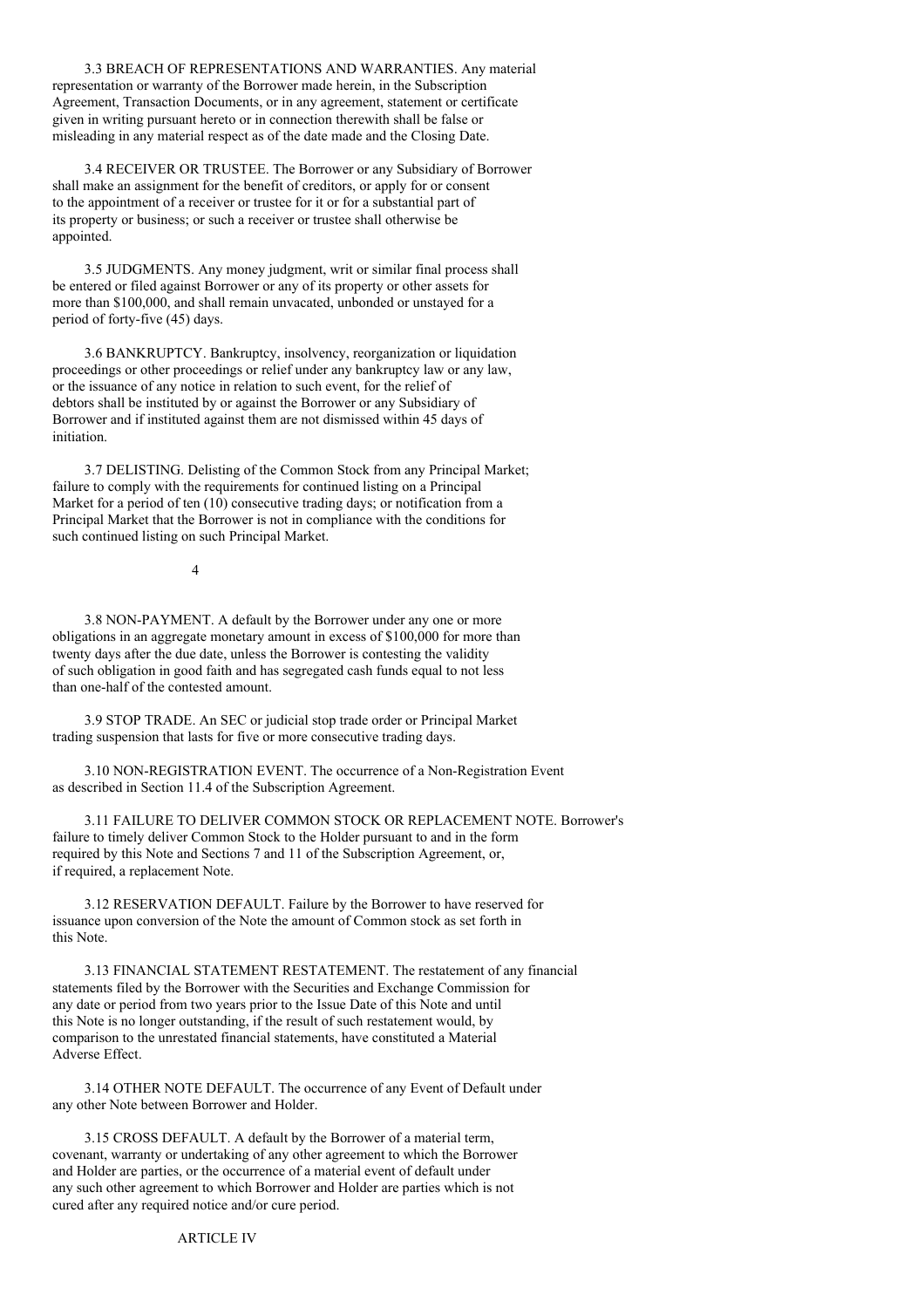3.3 BREACH OF REPRESENTATIONS AND WARRANTIES. Any material representation or warranty of the Borrower made herein, in the Subscription Agreement, Transaction Documents, or in any agreement, statement or certificate given in writing pursuant hereto or in connection therewith shall be false or misleading in any material respect as of the date made and the Closing Date.

3.4 RECEIVER OR TRUSTEE. The Borrower or any Subsidiary of Borrower shall make an assignment for the benefit of creditors, or apply for or consent to the appointment of a receiver or trustee for it or for a substantial part of its property or business; or such a receiver or trustee shall otherwise be appointed.

3.5 JUDGMENTS. Any money judgment, writ or similar final process shall be entered or filed against Borrower or any of its property or other assets for more than $100,000, and shall remain unvacated, unbonded or unstayed for a period of forty-five (45) days.

3.6 BANKRUPTCY. Bankruptcy, insolvency, reorganization or liquidation proceedings or other proceedings or relief under any bankruptcy law or any law, or the issuance of any notice in relation to such event, for the relief of debtors shall be instituted by or against the Borrower or any Subsidiary of Borrower and if instituted against them are not dismissed within 45 days of initiation.

3.7 DELISTING. Delisting of the Common Stock from any Principal Market; failure to comply with the requirements for continued listing on a Principal Market for a period of ten (10) consecutive trading days; or notification from a Principal Market that the Borrower is not in compliance with the conditions for such continued listing on such Principal Market.

3.8 NON-PAYMENT. A default by the Borrower under any one or more obligations in an aggregate monetary amount in excess of $100,000 for more than twenty days after the due date, unless the Borrower is contesting the validity of such obligation in good faith and has segregated cash funds equal to not less than one-half of the contested amount.

3.9 STOP TRADE. An SEC or judicial stop trade order or Principal Market trading suspension that lasts for five or more consecutive trading days.

3.10 NON-REGISTRATION EVENT. The occurrence of a Non-Registration Event as described in Section 11.4 of the Subscription Agreement.

3.11 FAILURE TO DELIVER COMMON STOCK OR REPLACEMENT NOTE. Borrower's failure to timely deliver Common Stock to the Holder pursuant to and in the form required by this Note and Sections 7 and 11 of the Subscription Agreement, or, if required, a replacement Note.

3.12 RESERVATION DEFAULT. Failure by the Borrower to have reserved for issuance upon conversion of the Note the amount of Common stock as set forth in this Note.

3.13 FINANCIAL STATEMENT RESTATEMENT. The restatement of any financial statements filed by the Borrower with the Securities and Exchange Commission for any date or period from two years prior to the Issue Date of this Note and until this Note is no longer outstanding, if the result of such restatement would, by comparison to the unrestated financial statements, have constituted a Material Adverse Effect.

3.14 OTHER NOTE DEFAULT. The occurrence of any Event of Default under any other Note between Borrower and Holder.

3.15 CROSS DEFAULT. A default by the Borrower of a material term, covenant, warranty or undertaking of any other agreement to which the Borrower and Holder are parties, or the occurrence of a material event of default under any such other agreement to which Borrower and Holder are parties which is not cured after any required notice and/or cure period.

## ARTICLE IV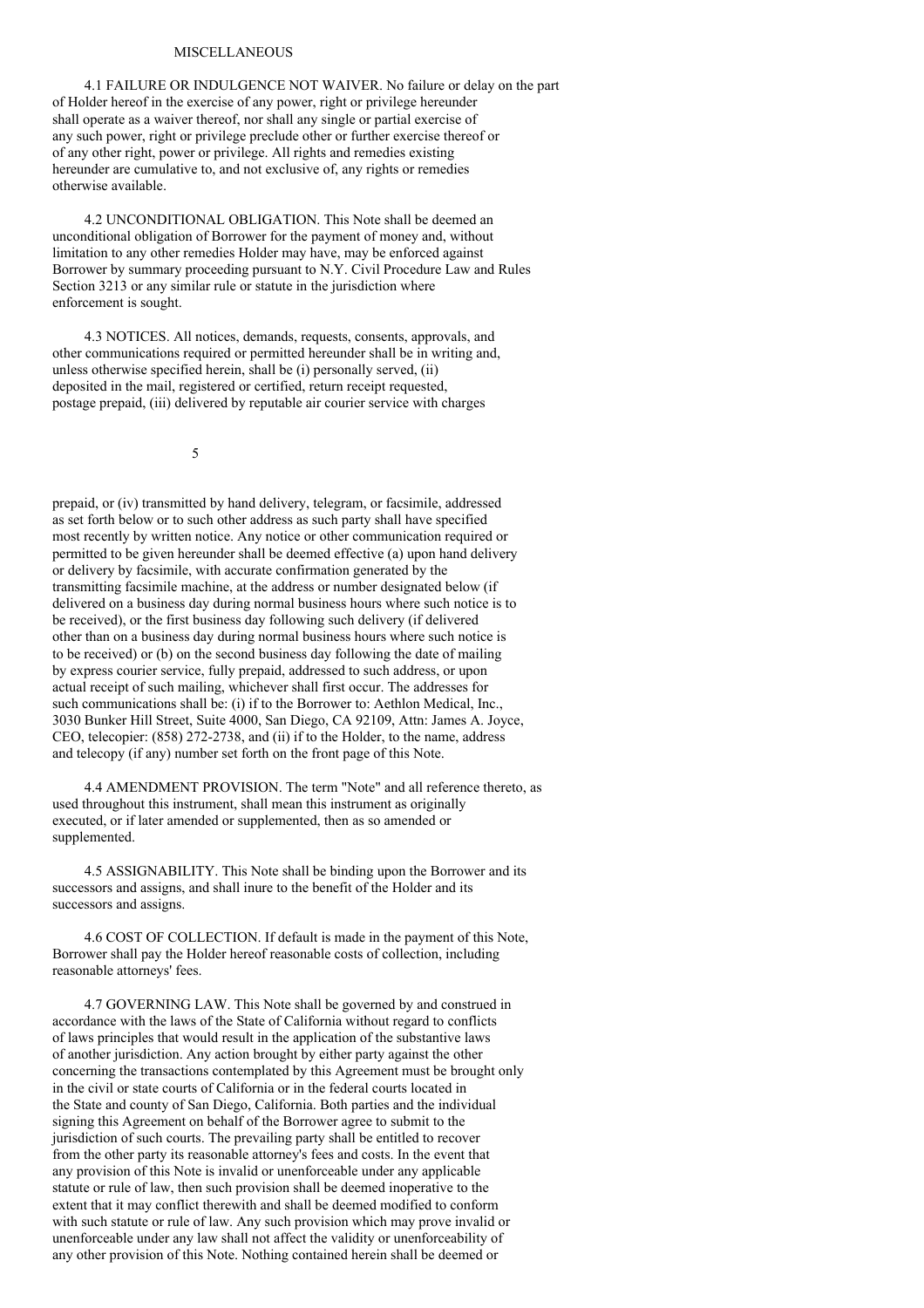MISCELLANEOUS

4.1 FAILURE OR INDULGENCE NOT WAIVER. No failure or delay on the part of Holder hereof in the exercise of any power, right or privilege hereunder shall operate as a waiver thereof, nor shall any single or partial exercise of any such power, right or privilege preclude other or further exercise thereof or of any other right, power or privilege. All rights and remedies existing hereunder are cumulative to, and not exclusive of, any rights or remedies otherwise available.

4.2 UNCONDITIONAL OBLIGATION. This Note shall be deemed an unconditional obligation of Borrower for the payment of money and, without limitation to any other remedies Holder may have, may be enforced against Borrower by summary proceeding pursuant to N.Y. Civil Procedure Law and Rules Section 3213 or any similar rule or statute in the jurisdiction where enforcement is sought.

4.3 NOTICES. All notices, demands, requests, consents, approvals, and other communications required or permitted hereunder shall be in writing and, unless otherwise specified herein, shall be (i) personally served, (ii) deposited in the mail, registered or certified, return receipt requested, postage prepaid, (iii) delivered by reputable air courier service with charges prepaid, or (iv) transmitted by hand delivery, telegram, or facsimile, addressed as set forth below or to such other address as such party shall have specified most recently by written notice. Any notice or other communication required or permitted to be given hereunder shall be deemed effective (a) upon hand delivery or delivery by facsimile, with accurate confirmation generated by the transmitting facsimile machine, at the address or number designated below (if delivered on a business day during normal business hours where such notice is to be received), or the first business day following such delivery (if delivered other than on a business day during normal business hours where such notice is to be received) or (b) on the second business day following the date of mailing by express courier service, fully prepaid, addressed to such address, or upon actual receipt of such mailing, whichever shall first occur. The addresses for such communications shall be: (i) if to the Borrower to: Aethlon Medical, Inc., 3030 Bunker Hill Street, Suite 4000, San Diego, CA 92109, Attn: James A. Joyce, CEO, telecopier: (858) 272-2738, and (ii) if to the Holder, to the name, address and telecopy (if any) number set forth on the front page of this Note.

4.4 AMENDMENT PROVISION. The term "Note" and all reference thereto, as used throughout this instrument, shall mean this instrument as originally executed, or if later amended or supplemented, then as so amended or supplemented.

4.5 ASSIGNABILITY. This Note shall be binding upon the Borrower and its successors and assigns, and shall inure to the benefit of the Holder and its successors and assigns.

4.6 COST OF COLLECTION. If default is made in the payment of this Note, Borrower shall pay the Holder hereof reasonable costs of collection, including reasonable attorneys' fees.

4.7 GOVERNING LAW. This Note shall be governed by and construed in accordance with the laws of the State of California without regard to conflicts of laws principles that would result in the application of the substantive laws of another jurisdiction. Any action brought by either party against the other concerning the transactions contemplated by this Agreement must be brought only in the civil or state courts of California or in the federal courts located in the State and county of San Diego, California. Both parties and the individual signing this Agreement on behalf of the Borrower agree to submit to the jurisdiction of such courts. The prevailing party shall be entitled to recover from the other party its reasonable attorney's fees and costs. In the event that any provision of this Note is invalid or unenforceable under any applicable statute or rule of law, then such provision shall be deemed inoperative to the extent that it may conflict therewith and shall be deemed modified to conform with such statute or rule of law. Any such provision which may prove invalid or unenforceable under any law shall not affect the validity or unenforceability of any other provision of this Note. Nothing contained herein shall be deemed or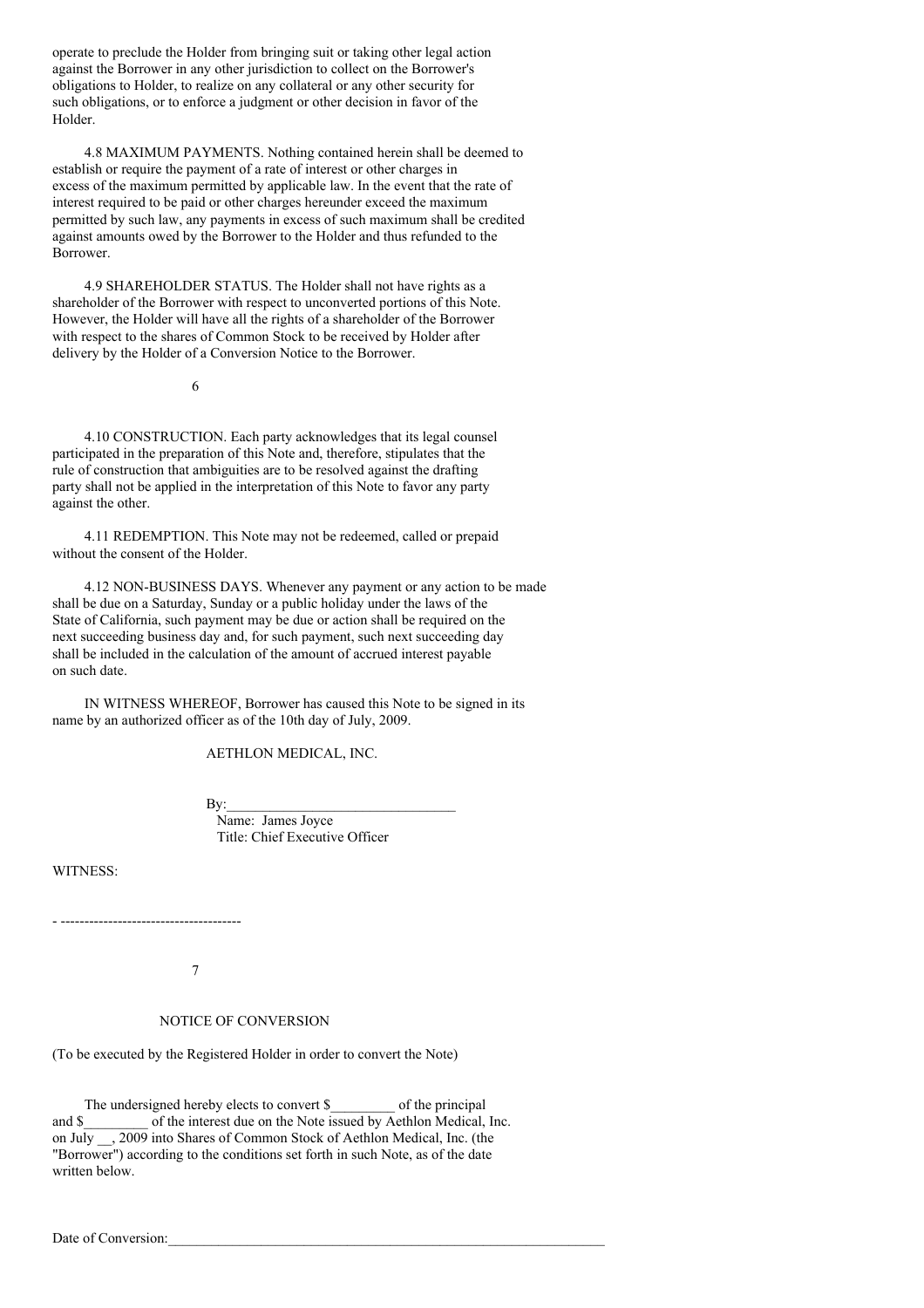operate to preclude the Holder from bringing suit or taking other legal action against the Borrower in any other jurisdiction to collect on the Borrower's obligations to Holder, to realize on any collateral or any other security for such obligations, or to enforce a judgment or other decision in favor of the Holder.

4.8 MAXIMUM PAYMENTS. Nothing contained herein shall be deemed to establish or require the payment of a rate of interest or other charges in excess of the maximum permitted by applicable law. In the event that the rate of interest required to be paid or other charges hereunder exceed the maximum permitted by such law, any payments in excess of such maximum shall be credited against amounts owed by the Borrower to the Holder and thus refunded to the Borrower.

4.9 SHAREHOLDER STATUS. The Holder shall not have rights as a shareholder of the Borrower with respect to unconverted portions of this Note. However, the Holder will have all the rights of a shareholder of the Borrower with respect to the shares of Common Stock to be received by Holder after delivery by the Holder of a Conversion Notice to the Borrower.

4.10 CONSTRUCTION. Each party acknowledges that its legal counsel participated in the preparation of this Note and, therefore, stipulates that the rule of construction that ambiguities are to be resolved against the drafting party shall not be applied in the interpretation of this Note to favor any party against the other.

4.11 REDEMPTION. This Note may not be redeemed, called or prepaid without the consent of the Holder.

4.12 NON-BUSINESS DAYS. Whenever any payment or any action to be made shall be due on a Saturday, Sunday or a public holiday under the laws of the State of California, such payment may be due or action shall be required on the next succeeding business day and, for such payment, such next succeeding day shall be included in the calculation of the amount of accrued interest payable on such date.

IN WITNESS WHEREOF, Borrower has caused this Note to be signed in its name by an authorized officer as of the 10th day of July, 2009.

AETHLON MEDICAL, INC.

By:________________________________
Name: James Joyce
Title: Chief Executive Officer

WITNESS:

- --------------------------------------

NOTICE OF CONVERSION

(To be executed by the Registered Holder in order to convert the Note)

The undersigned hereby elects to convert $_________ of the principal and $_________ of the interest due on the Note issued by Aethlon Medical, Inc. on July __, 2009 into Shares of Common Stock of Aethlon Medical, Inc. (the "Borrower") according to the conditions set forth in such Note, as of the date written below.

Date of Conversion:_______________________________________________________________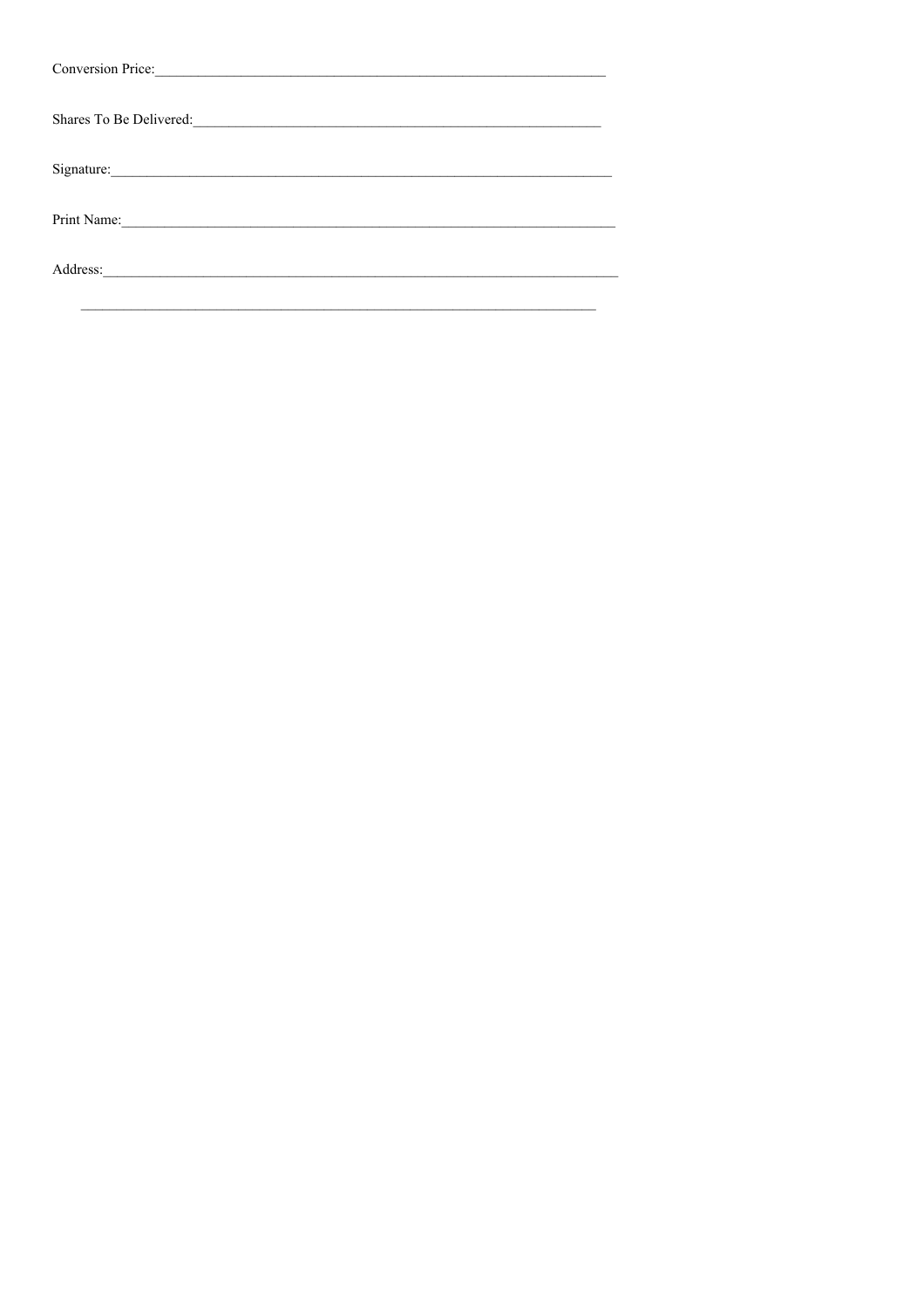Conversion Price:_______________________________________________________________

Shares To Be Delivered:__________________________________________________________

Signature:_______________________________________________________________________

Print Name:______________________________________________________________________

Address:_________________________________________________________________________

_________________________________________________________________________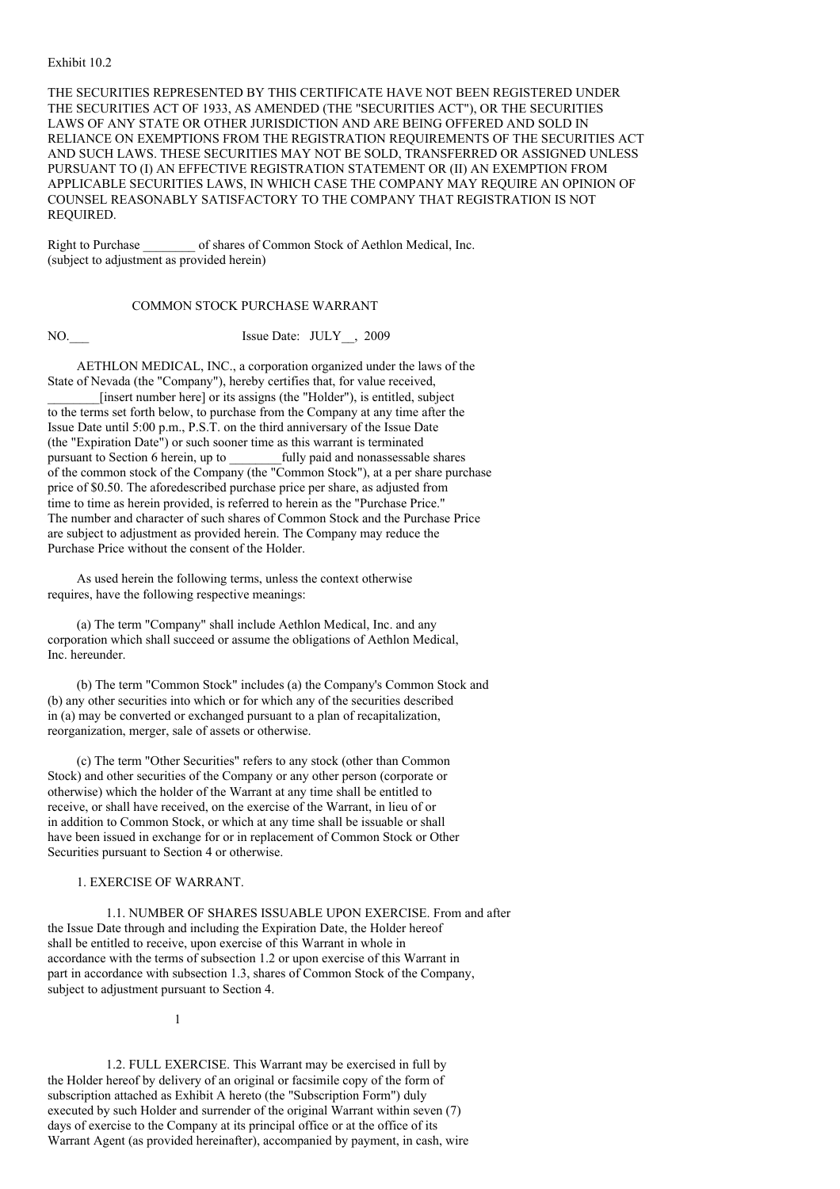Exhibit 10.2

THE SECURITIES REPRESENTED BY THIS CERTIFICATE HAVE NOT BEEN REGISTERED UNDER THE SECURITIES ACT OF 1933, AS AMENDED (THE "SECURITIES ACT"), OR THE SECURITIES LAWS OF ANY STATE OR OTHER JURISDICTION AND ARE BEING OFFERED AND SOLD IN RELIANCE ON EXEMPTIONS FROM THE REGISTRATION REQUIREMENTS OF THE SECURITIES ACT AND SUCH LAWS. THESE SECURITIES MAY NOT BE SOLD, TRANSFERRED OR ASSIGNED UNLESS PURSUANT TO (I) AN EFFECTIVE REGISTRATION STATEMENT OR (II) AN EXEMPTION FROM APPLICABLE SECURITIES LAWS, IN WHICH CASE THE COMPANY MAY REQUIRE AN OPINION OF COUNSEL REASONABLY SATISFACTORY TO THE COMPANY THAT REGISTRATION IS NOT REQUIRED.

Right to Purchase ________ of shares of Common Stock of Aethlon Medical, Inc.
(subject to adjustment as provided herein)

COMMON STOCK PURCHASE WARRANT

NO.___ Issue Date: JULY__, 2009

AETHLON MEDICAL, INC., a corporation organized under the laws of the State of Nevada (the "Company"), hereby certifies that, for value received, ________[insert number here] or its assigns (the "Holder"), is entitled, subject to the terms set forth below, to purchase from the Company at any time after the Issue Date until 5:00 p.m., P.S.T. on the third anniversary of the Issue Date (the "Expiration Date") or such sooner time as this warrant is terminated pursuant to Section 6 herein, up to ________fully paid and nonassessable shares of the common stock of the Company (the "Common Stock"), at a per share purchase price of $0.50. The aforedescribed purchase price per share, as adjusted from time to time as herein provided, is referred to herein as the "Purchase Price." The number and character of such shares of Common Stock and the Purchase Price are subject to adjustment as provided herein. The Company may reduce the Purchase Price without the consent of the Holder.

As used herein the following terms, unless the context otherwise requires, have the following respective meanings:

(a) The term "Company" shall include Aethlon Medical, Inc. and any corporation which shall succeed or assume the obligations of Aethlon Medical, Inc. hereunder.

(b) The term "Common Stock" includes (a) the Company's Common Stock and (b) any other securities into which or for which any of the securities described in (a) may be converted or exchanged pursuant to a plan of recapitalization, reorganization, merger, sale of assets or otherwise.

(c) The term "Other Securities" refers to any stock (other than Common Stock) and other securities of the Company or any other person (corporate or otherwise) which the holder of the Warrant at any time shall be entitled to receive, or shall have received, on the exercise of the Warrant, in lieu of or in addition to Common Stock, or which at any time shall be issuable or shall have been issued in exchange for or in replacement of Common Stock or Other Securities pursuant to Section 4 or otherwise.

1. EXERCISE OF WARRANT.

1.1. NUMBER OF SHARES ISSUABLE UPON EXERCISE. From and after the Issue Date through and including the Expiration Date, the Holder hereof shall be entitled to receive, upon exercise of this Warrant in whole in accordance with the terms of subsection 1.2 or upon exercise of this Warrant in part in accordance with subsection 1.3, shares of Common Stock of the Company, subject to adjustment pursuant to Section 4.

1.2. FULL EXERCISE. This Warrant may be exercised in full by the Holder hereof by delivery of an original or facsimile copy of the form of subscription attached as Exhibit A hereto (the "Subscription Form") duly executed by such Holder and surrender of the original Warrant within seven (7) days of exercise to the Company at its principal office or at the office of its Warrant Agent (as provided hereinafter), accompanied by payment, in cash, wire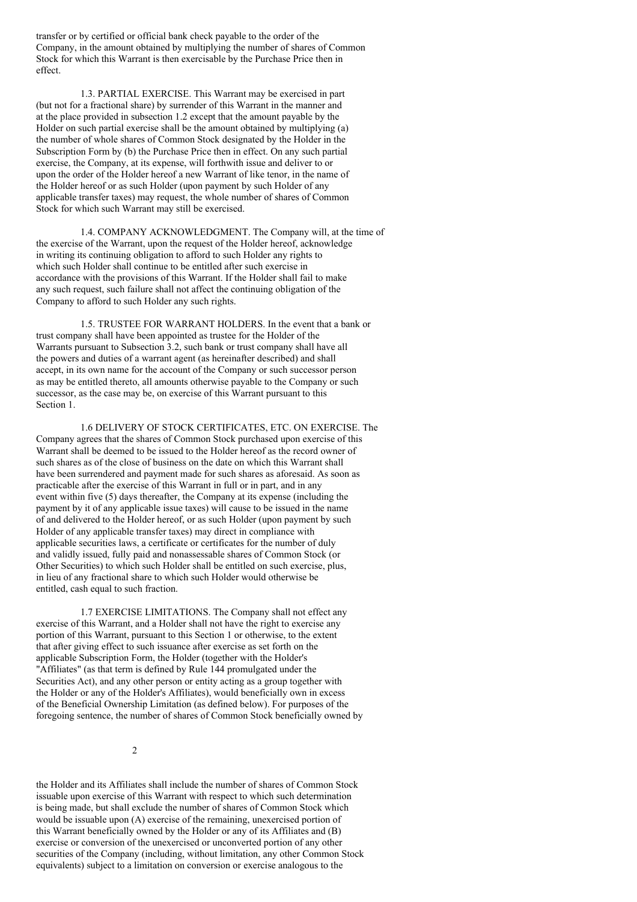transfer or by certified or official bank check payable to the order of the Company, in the amount obtained by multiplying the number of shares of Common Stock for which this Warrant is then exercisable by the Purchase Price then in effect.

1.3. PARTIAL EXERCISE. This Warrant may be exercised in part (but not for a fractional share) by surrender of this Warrant in the manner and at the place provided in subsection 1.2 except that the amount payable by the Holder on such partial exercise shall be the amount obtained by multiplying (a) the number of whole shares of Common Stock designated by the Holder in the Subscription Form by (b) the Purchase Price then in effect. On any such partial exercise, the Company, at its expense, will forthwith issue and deliver to or upon the order of the Holder hereof a new Warrant of like tenor, in the name of the Holder hereof or as such Holder (upon payment by such Holder of any applicable transfer taxes) may request, the whole number of shares of Common Stock for which such Warrant may still be exercised.

1.4. COMPANY ACKNOWLEDGMENT. The Company will, at the time of the exercise of the Warrant, upon the request of the Holder hereof, acknowledge in writing its continuing obligation to afford to such Holder any rights to which such Holder shall continue to be entitled after such exercise in accordance with the provisions of this Warrant. If the Holder shall fail to make any such request, such failure shall not affect the continuing obligation of the Company to afford to such Holder any such rights.

1.5. TRUSTEE FOR WARRANT HOLDERS. In the event that a bank or trust company shall have been appointed as trustee for the Holder of the Warrants pursuant to Subsection 3.2, such bank or trust company shall have all the powers and duties of a warrant agent (as hereinafter described) and shall accept, in its own name for the account of the Company or such successor person as may be entitled thereto, all amounts otherwise payable to the Company or such successor, as the case may be, on exercise of this Warrant pursuant to this Section 1.

1.6 DELIVERY OF STOCK CERTIFICATES, ETC. ON EXERCISE. The Company agrees that the shares of Common Stock purchased upon exercise of this Warrant shall be deemed to be issued to the Holder hereof as the record owner of such shares as of the close of business on the date on which this Warrant shall have been surrendered and payment made for such shares as aforesaid. As soon as practicable after the exercise of this Warrant in full or in part, and in any event within five (5) days thereafter, the Company at its expense (including the payment by it of any applicable issue taxes) will cause to be issued in the name of and delivered to the Holder hereof, or as such Holder (upon payment by such Holder of any applicable transfer taxes) may direct in compliance with applicable securities laws, a certificate or certificates for the number of duly and validly issued, fully paid and nonassessable shares of Common Stock (or Other Securities) to which such Holder shall be entitled on such exercise, plus, in lieu of any fractional share to which such Holder would otherwise be entitled, cash equal to such fraction.

1.7 EXERCISE LIMITATIONS. The Company shall not effect any exercise of this Warrant, and a Holder shall not have the right to exercise any portion of this Warrant, pursuant to this Section 1 or otherwise, to the extent that after giving effect to such issuance after exercise as set forth on the applicable Subscription Form, the Holder (together with the Holder's "Affiliates" (as that term is defined by Rule 144 promulgated under the Securities Act), and any other person or entity acting as a group together with the Holder or any of the Holder's Affiliates), would beneficially own in excess of the Beneficial Ownership Limitation (as defined below). For purposes of the foregoing sentence, the number of shares of Common Stock beneficially owned by the Holder and its Affiliates shall include the number of shares of Common Stock issuable upon exercise of this Warrant with respect to which such determination is being made, but shall exclude the number of shares of Common Stock which would be issuable upon (A) exercise of the remaining, unexercised portion of this Warrant beneficially owned by the Holder or any of its Affiliates and (B) exercise or conversion of the unexercised or unconverted portion of any other securities of the Company (including, without limitation, any other Common Stock equivalents) subject to a limitation on conversion or exercise analogous to the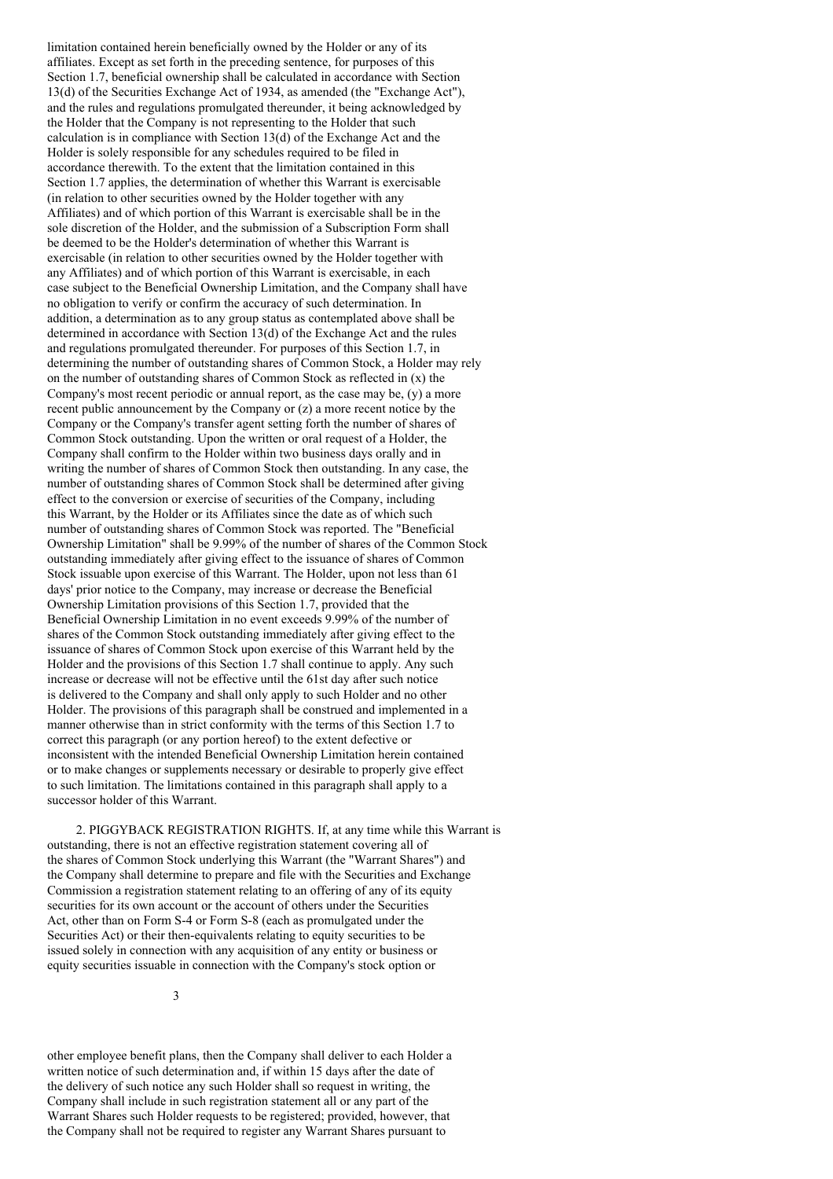limitation contained herein beneficially owned by the Holder or any of its affiliates. Except as set forth in the preceding sentence, for purposes of this Section 1.7, beneficial ownership shall be calculated in accordance with Section 13(d) of the Securities Exchange Act of 1934, as amended (the "Exchange Act"), and the rules and regulations promulgated thereunder, it being acknowledged by the Holder that the Company is not representing to the Holder that such calculation is in compliance with Section 13(d) of the Exchange Act and the Holder is solely responsible for any schedules required to be filed in accordance therewith. To the extent that the limitation contained in this Section 1.7 applies, the determination of whether this Warrant is exercisable (in relation to other securities owned by the Holder together with any Affiliates) and of which portion of this Warrant is exercisable shall be in the sole discretion of the Holder, and the submission of a Subscription Form shall be deemed to be the Holder's determination of whether this Warrant is exercisable (in relation to other securities owned by the Holder together with any Affiliates) and of which portion of this Warrant is exercisable, in each case subject to the Beneficial Ownership Limitation, and the Company shall have no obligation to verify or confirm the accuracy of such determination. In addition, a determination as to any group status as contemplated above shall be determined in accordance with Section 13(d) of the Exchange Act and the rules and regulations promulgated thereunder. For purposes of this Section 1.7, in determining the number of outstanding shares of Common Stock, a Holder may rely on the number of outstanding shares of Common Stock as reflected in (x) the Company's most recent periodic or annual report, as the case may be, (y) a more recent public announcement by the Company or (z) a more recent notice by the Company or the Company's transfer agent setting forth the number of shares of Common Stock outstanding. Upon the written or oral request of a Holder, the Company shall confirm to the Holder within two business days orally and in writing the number of shares of Common Stock then outstanding. In any case, the number of outstanding shares of Common Stock shall be determined after giving effect to the conversion or exercise of securities of the Company, including this Warrant, by the Holder or its Affiliates since the date as of which such number of outstanding shares of Common Stock was reported. The "Beneficial Ownership Limitation" shall be 9.99% of the number of shares of the Common Stock outstanding immediately after giving effect to the issuance of shares of Common Stock issuable upon exercise of this Warrant. The Holder, upon not less than 61 days' prior notice to the Company, may increase or decrease the Beneficial Ownership Limitation provisions of this Section 1.7, provided that the Beneficial Ownership Limitation in no event exceeds 9.99% of the number of shares of the Common Stock outstanding immediately after giving effect to the issuance of shares of Common Stock upon exercise of this Warrant held by the Holder and the provisions of this Section 1.7 shall continue to apply. Any such increase or decrease will not be effective until the 61st day after such notice is delivered to the Company and shall only apply to such Holder and no other Holder. The provisions of this paragraph shall be construed and implemented in a manner otherwise than in strict conformity with the terms of this Section 1.7 to correct this paragraph (or any portion hereof) to the extent defective or inconsistent with the intended Beneficial Ownership Limitation herein contained or to make changes or supplements necessary or desirable to properly give effect to such limitation. The limitations contained in this paragraph shall apply to a successor holder of this Warrant.

2. PIGGYBACK REGISTRATION RIGHTS. If, at any time while this Warrant is outstanding, there is not an effective registration statement covering all of the shares of Common Stock underlying this Warrant (the "Warrant Shares") and the Company shall determine to prepare and file with the Securities and Exchange Commission a registration statement relating to an offering of any of its equity securities for its own account or the account of others under the Securities Act, other than on Form S-4 or Form S-8 (each as promulgated under the Securities Act) or their then-equivalents relating to equity securities to be issued solely in connection with any acquisition of any entity or business or equity securities issuable in connection with the Company's stock option or other employee benefit plans, then the Company shall deliver to each Holder a written notice of such determination and, if within 15 days after the date of the delivery of such notice any such Holder shall so request in writing, the Company shall include in such registration statement all or any part of the Warrant Shares such Holder requests to be registered; provided, however, that the Company shall not be required to register any Warrant Shares pursuant to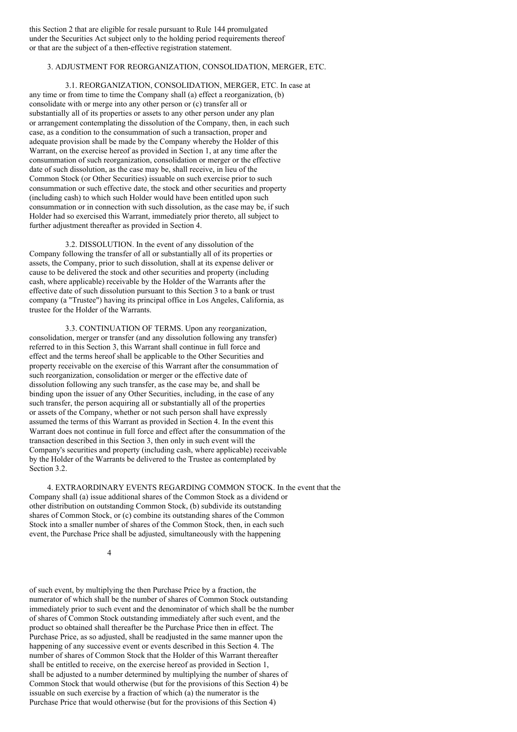this Section 2 that are eligible for resale pursuant to Rule 144 promulgated under the Securities Act subject only to the holding period requirements thereof or that are the subject of a then-effective registration statement.

3. ADJUSTMENT FOR REORGANIZATION, CONSOLIDATION, MERGER, ETC.

3.1. REORGANIZATION, CONSOLIDATION, MERGER, ETC. In case at any time or from time to time the Company shall (a) effect a reorganization, (b) consolidate with or merge into any other person or (c) transfer all or substantially all of its properties or assets to any other person under any plan or arrangement contemplating the dissolution of the Company, then, in each such case, as a condition to the consummation of such a transaction, proper and adequate provision shall be made by the Company whereby the Holder of this Warrant, on the exercise hereof as provided in Section 1, at any time after the consummation of such reorganization, consolidation or merger or the effective date of such dissolution, as the case may be, shall receive, in lieu of the Common Stock (or Other Securities) issuable on such exercise prior to such consummation or such effective date, the stock and other securities and property (including cash) to which such Holder would have been entitled upon such consummation or in connection with such dissolution, as the case may be, if such Holder had so exercised this Warrant, immediately prior thereto, all subject to further adjustment thereafter as provided in Section 4.

3.2. DISSOLUTION. In the event of any dissolution of the Company following the transfer of all or substantially all of its properties or assets, the Company, prior to such dissolution, shall at its expense deliver or cause to be delivered the stock and other securities and property (including cash, where applicable) receivable by the Holder of the Warrants after the effective date of such dissolution pursuant to this Section 3 to a bank or trust company (a "Trustee") having its principal office in Los Angeles, California, as trustee for the Holder of the Warrants.

3.3. CONTINUATION OF TERMS. Upon any reorganization, consolidation, merger or transfer (and any dissolution following any transfer) referred to in this Section 3, this Warrant shall continue in full force and effect and the terms hereof shall be applicable to the Other Securities and property receivable on the exercise of this Warrant after the consummation of such reorganization, consolidation or merger or the effective date of dissolution following any such transfer, as the case may be, and shall be binding upon the issuer of any Other Securities, including, in the case of any such transfer, the person acquiring all or substantially all of the properties or assets of the Company, whether or not such person shall have expressly assumed the terms of this Warrant as provided in Section 4. In the event this Warrant does not continue in full force and effect after the consummation of the transaction described in this Section 3, then only in such event will the Company's securities and property (including cash, where applicable) receivable by the Holder of the Warrants be delivered to the Trustee as contemplated by Section 3.2.

4. EXTRAORDINARY EVENTS REGARDING COMMON STOCK. In the event that the Company shall (a) issue additional shares of the Common Stock as a dividend or other distribution on outstanding Common Stock, (b) subdivide its outstanding shares of Common Stock, or (c) combine its outstanding shares of the Common Stock into a smaller number of shares of the Common Stock, then, in each such event, the Purchase Price shall be adjusted, simultaneously with the happening of such event, by multiplying the then Purchase Price by a fraction, the numerator of which shall be the number of shares of Common Stock outstanding immediately prior to such event and the denominator of which shall be the number of shares of Common Stock outstanding immediately after such event, and the product so obtained shall thereafter be the Purchase Price then in effect. The Purchase Price, as so adjusted, shall be readjusted in the same manner upon the happening of any successive event or events described in this Section 4. The number of shares of Common Stock that the Holder of this Warrant thereafter shall be entitled to receive, on the exercise hereof as provided in Section 1, shall be adjusted to a number determined by multiplying the number of shares of Common Stock that would otherwise (but for the provisions of this Section 4) be issuable on such exercise by a fraction of which (a) the numerator is the Purchase Price that would otherwise (but for the provisions of this Section 4)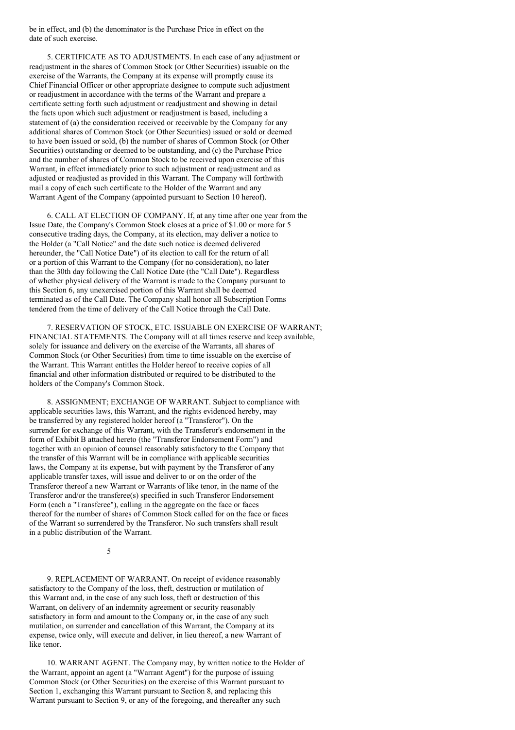be in effect, and (b) the denominator is the Purchase Price in effect on the date of such exercise.

5. CERTIFICATE AS TO ADJUSTMENTS. In each case of any adjustment or readjustment in the shares of Common Stock (or Other Securities) issuable on the exercise of the Warrants, the Company at its expense will promptly cause its Chief Financial Officer or other appropriate designee to compute such adjustment or readjustment in accordance with the terms of the Warrant and prepare a certificate setting forth such adjustment or readjustment and showing in detail the facts upon which such adjustment or readjustment is based, including a statement of (a) the consideration received or receivable by the Company for any additional shares of Common Stock (or Other Securities) issued or sold or deemed to have been issued or sold, (b) the number of shares of Common Stock (or Other Securities) outstanding or deemed to be outstanding, and (c) the Purchase Price and the number of shares of Common Stock to be received upon exercise of this Warrant, in effect immediately prior to such adjustment or readjustment and as adjusted or readjusted as provided in this Warrant. The Company will forthwith mail a copy of each such certificate to the Holder of the Warrant and any Warrant Agent of the Company (appointed pursuant to Section 10 hereof).

6. CALL AT ELECTION OF COMPANY. If, at any time after one year from the Issue Date, the Company's Common Stock closes at a price of $1.00 or more for 5 consecutive trading days, the Company, at its election, may deliver a notice to the Holder (a "Call Notice" and the date such notice is deemed delivered hereunder, the "Call Notice Date") of its election to call for the return of all or a portion of this Warrant to the Company (for no consideration), no later than the 30th day following the Call Notice Date (the "Call Date"). Regardless of whether physical delivery of the Warrant is made to the Company pursuant to this Section 6, any unexercised portion of this Warrant shall be deemed terminated as of the Call Date. The Company shall honor all Subscription Forms tendered from the time of delivery of the Call Notice through the Call Date.

7. RESERVATION OF STOCK, ETC. ISSUABLE ON EXERCISE OF WARRANT; FINANCIAL STATEMENTS. The Company will at all times reserve and keep available, solely for issuance and delivery on the exercise of the Warrants, all shares of Common Stock (or Other Securities) from time to time issuable on the exercise of the Warrant. This Warrant entitles the Holder hereof to receive copies of all financial and other information distributed or required to be distributed to the holders of the Company's Common Stock.

8. ASSIGNMENT; EXCHANGE OF WARRANT. Subject to compliance with applicable securities laws, this Warrant, and the rights evidenced hereby, may be transferred by any registered holder hereof (a "Transferor"). On the surrender for exchange of this Warrant, with the Transferor's endorsement in the form of Exhibit B attached hereto (the "Transferor Endorsement Form") and together with an opinion of counsel reasonably satisfactory to the Company that the transfer of this Warrant will be in compliance with applicable securities laws, the Company at its expense, but with payment by the Transferor of any applicable transfer taxes, will issue and deliver to or on the order of the Transferor thereof a new Warrant or Warrants of like tenor, in the name of the Transferor and/or the transferee(s) specified in such Transferor Endorsement Form (each a "Transferee"), calling in the aggregate on the face or faces thereof for the number of shares of Common Stock called for on the face or faces of the Warrant so surrendered by the Transferor. No such transfers shall result in a public distribution of the Warrant.

9. REPLACEMENT OF WARRANT. On receipt of evidence reasonably satisfactory to the Company of the loss, theft, destruction or mutilation of this Warrant and, in the case of any such loss, theft or destruction of this Warrant, on delivery of an indemnity agreement or security reasonably satisfactory in form and amount to the Company or, in the case of any such mutilation, on surrender and cancellation of this Warrant, the Company at its expense, twice only, will execute and deliver, in lieu thereof, a new Warrant of like tenor.

10. WARRANT AGENT. The Company may, by written notice to the Holder of the Warrant, appoint an agent (a "Warrant Agent") for the purpose of issuing Common Stock (or Other Securities) on the exercise of this Warrant pursuant to Section 1, exchanging this Warrant pursuant to Section 8, and replacing this Warrant pursuant to Section 9, or any of the foregoing, and thereafter any such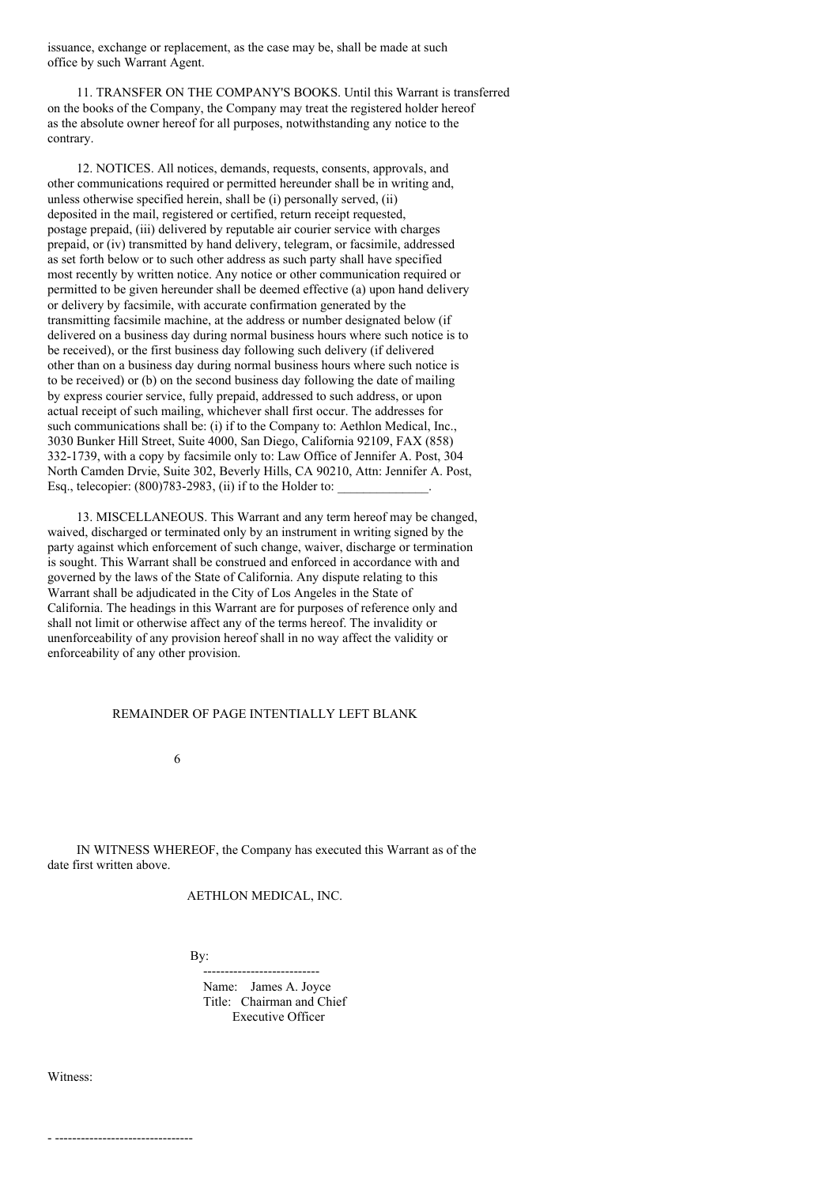issuance, exchange or replacement, as the case may be, shall be made at such office by such Warrant Agent.

11. TRANSFER ON THE COMPANY'S BOOKS. Until this Warrant is transferred on the books of the Company, the Company may treat the registered holder hereof as the absolute owner hereof for all purposes, notwithstanding any notice to the contrary.

12. NOTICES. All notices, demands, requests, consents, approvals, and other communications required or permitted hereunder shall be in writing and, unless otherwise specified herein, shall be (i) personally served, (ii) deposited in the mail, registered or certified, return receipt requested, postage prepaid, (iii) delivered by reputable air courier service with charges prepaid, or (iv) transmitted by hand delivery, telegram, or facsimile, addressed as set forth below or to such other address as such party shall have specified most recently by written notice. Any notice or other communication required or permitted to be given hereunder shall be deemed effective (a) upon hand delivery or delivery by facsimile, with accurate confirmation generated by the transmitting facsimile machine, at the address or number designated below (if delivered on a business day during normal business hours where such notice is to be received), or the first business day following such delivery (if delivered other than on a business day during normal business hours where such notice is to be received) or (b) on the second business day following the date of mailing by express courier service, fully prepaid, addressed to such address, or upon actual receipt of such mailing, whichever shall first occur. The addresses for such communications shall be: (i) if to the Company to: Aethlon Medical, Inc., 3030 Bunker Hill Street, Suite 4000, San Diego, California 92109, FAX (858) 332-1739, with a copy by facsimile only to: Law Office of Jennifer A. Post, 304 North Camden Drvie, Suite 302, Beverly Hills, CA 90210, Attn: Jennifer A. Post, Esq., telecopier: (800)783-2983, (ii) if to the Holder to: ______________.

13. MISCELLANEOUS. This Warrant and any term hereof may be changed, waived, discharged or terminated only by an instrument in writing signed by the party against which enforcement of such change, waiver, discharge or termination is sought. This Warrant shall be construed and enforced in accordance with and governed by the laws of the State of California. Any dispute relating to this Warrant shall be adjudicated in the City of Los Angeles in the State of California. The headings in this Warrant are for purposes of reference only and shall not limit or otherwise affect any of the terms hereof. The invalidity or unenforceability of any provision hereof shall in no way affect the validity or enforceability of any other provision.

REMAINDER OF PAGE INTENTIALLY LEFT BLANK

IN WITNESS WHEREOF, the Company has executed this Warrant as of the date first written above.

AETHLON MEDICAL, INC.

By:
---------------------------
Name: James A. Joyce
Title: Chairman and Chief Executive Officer

Witness:

- --------------------------------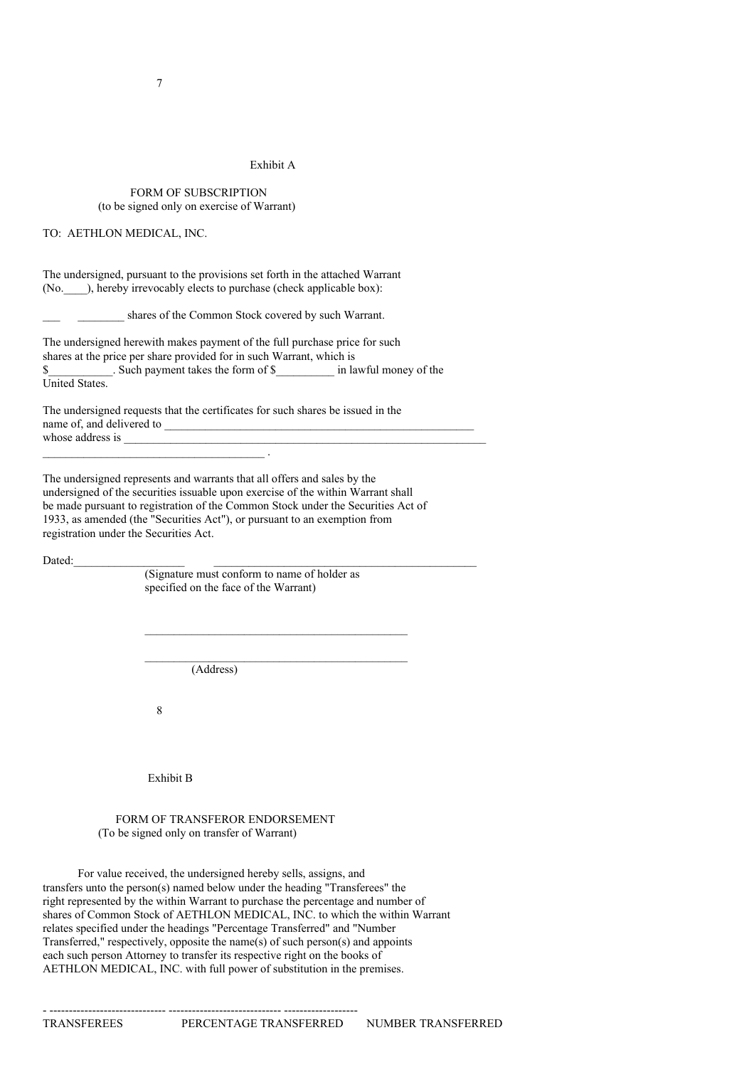Exhibit A

FORM OF SUBSCRIPTION
(to be signed only on exercise of Warrant)

TO: AETHLON MEDICAL, INC.

The undersigned, pursuant to the provisions set forth in the attached Warrant (No.\_\_\_\_), hereby irrevocably elects to purchase (check applicable box):

\_\_\_ \_\_\_\_\_\_\_\_ shares of the Common Stock covered by such Warrant.

The undersigned herewith makes payment of the full purchase price for such shares at the price per share provided for in such Warrant, which is $\_\_\_\_\_\_\_\_\_\_\_. Such payment takes the form of $\_\_\_\_\_\_\_\_\_\_ in lawful money of the United States.

The undersigned requests that the certificates for such shares be issued in the name of, and delivered to \_\_\_\_\_\_\_\_\_\_\_\_\_\_\_\_\_\_\_\_\_\_\_\_\_\_\_\_\_\_\_\_\_\_\_\_\_\_\_\_\_\_\_\_\_\_\_\_\_\_\_\_\_\_ whose address is \_\_\_\_\_\_\_\_\_\_\_\_\_\_\_\_\_\_\_\_\_\_\_\_\_\_\_\_\_\_\_\_\_\_\_\_\_\_\_\_\_\_\_\_\_\_\_\_\_\_\_\_\_\_\_\_\_\_\_\_\_\_
\_\_\_\_\_\_\_\_\_\_\_\_\_\_\_\_\_\_\_\_\_\_\_\_\_\_\_\_\_\_\_\_\_\_\_\_\_\_ .

The undersigned represents and warrants that all offers and sales by the undersigned of the securities issuable upon exercise of the within Warrant shall be made pursuant to registration of the Common Stock under the Securities Act of 1933, as amended (the "Securities Act"), or pursuant to an exemption from registration under the Securities Act.

Dated:\_\_\_\_\_\_\_\_\_\_\_\_\_\_\_\_\_\_\_ \_\_\_\_\_\_\_\_\_\_\_\_\_\_\_\_\_\_\_\_\_\_\_\_\_\_\_\_\_\_\_\_\_\_\_\_\_\_\_\_\_\_\_\_\_\_
(Signature must conform to name of holder as specified on the face of the Warrant)

\_\_\_\_\_\_\_\_\_\_\_\_\_\_\_\_\_\_\_\_\_\_\_\_\_\_\_\_\_\_\_\_\_\_\_\_\_\_\_\_\_\_\_\_\_\_

\_\_\_\_\_\_\_\_\_\_\_\_\_\_\_\_\_\_\_\_\_\_\_\_\_\_\_\_\_\_\_\_\_\_\_\_\_\_\_\_\_\_\_\_\_\_
(Address)

Exhibit B

FORM OF TRANSFEROR ENDORSEMENT
(To be signed only on transfer of Warrant)

For value received, the undersigned hereby sells, assigns, and transfers unto the person(s) named below under the heading "Transferees" the right represented by the within Warrant to purchase the percentage and number of shares of Common Stock of AETHLON MEDICAL, INC. to which the within Warrant relates specified under the headings "Percentage Transferred" and "Number Transferred," respectively, opposite the name(s) of such person(s) and appoints each such person Attorney to transfer its respective right on the books of AETHLON MEDICAL, INC. with full power of substitution in the premises.

| TRANSFEREES | PERCENTAGE TRANSFERRED | NUMBER TRANSFERRED |
| --- | --- | --- |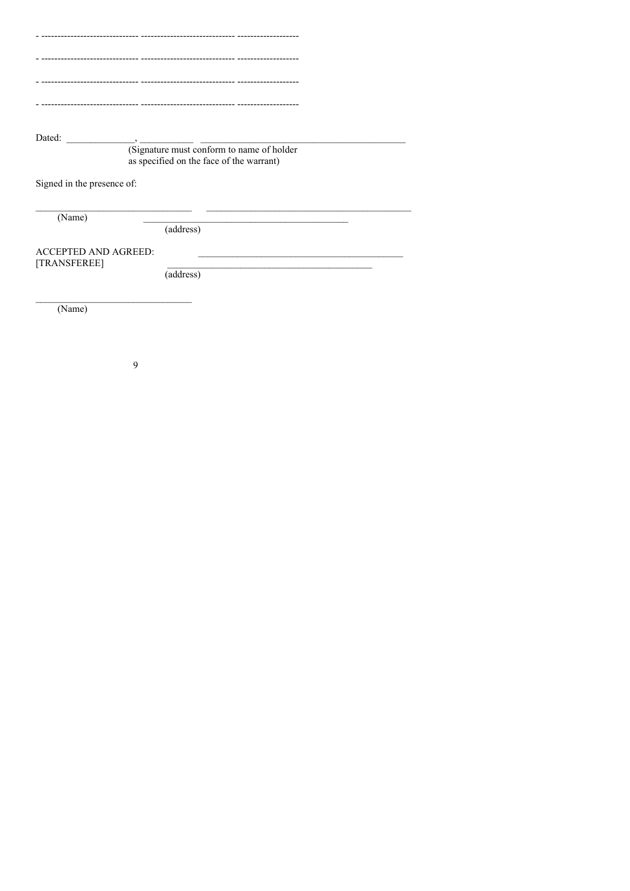- ------------------------------- ------------------------------ -------------------

- ------------------------------- ------------------------------ -------------------

- ------------------------------- ------------------------------ -------------------

- ------------------------------- ------------------------------ -------------------

Dated: ______________, ___________ ___________________________________________
(Signature must conform to name of holder as specified on the face of the warrant)

Signed in the presence of:

________________________________ ___________________________________________
(Name)
___________________________________________
(address)

ACCEPTED AND AGREED:
[TRANSFEREE]
___________________________________________
___________________________________________
(address)

________________________________
(Name)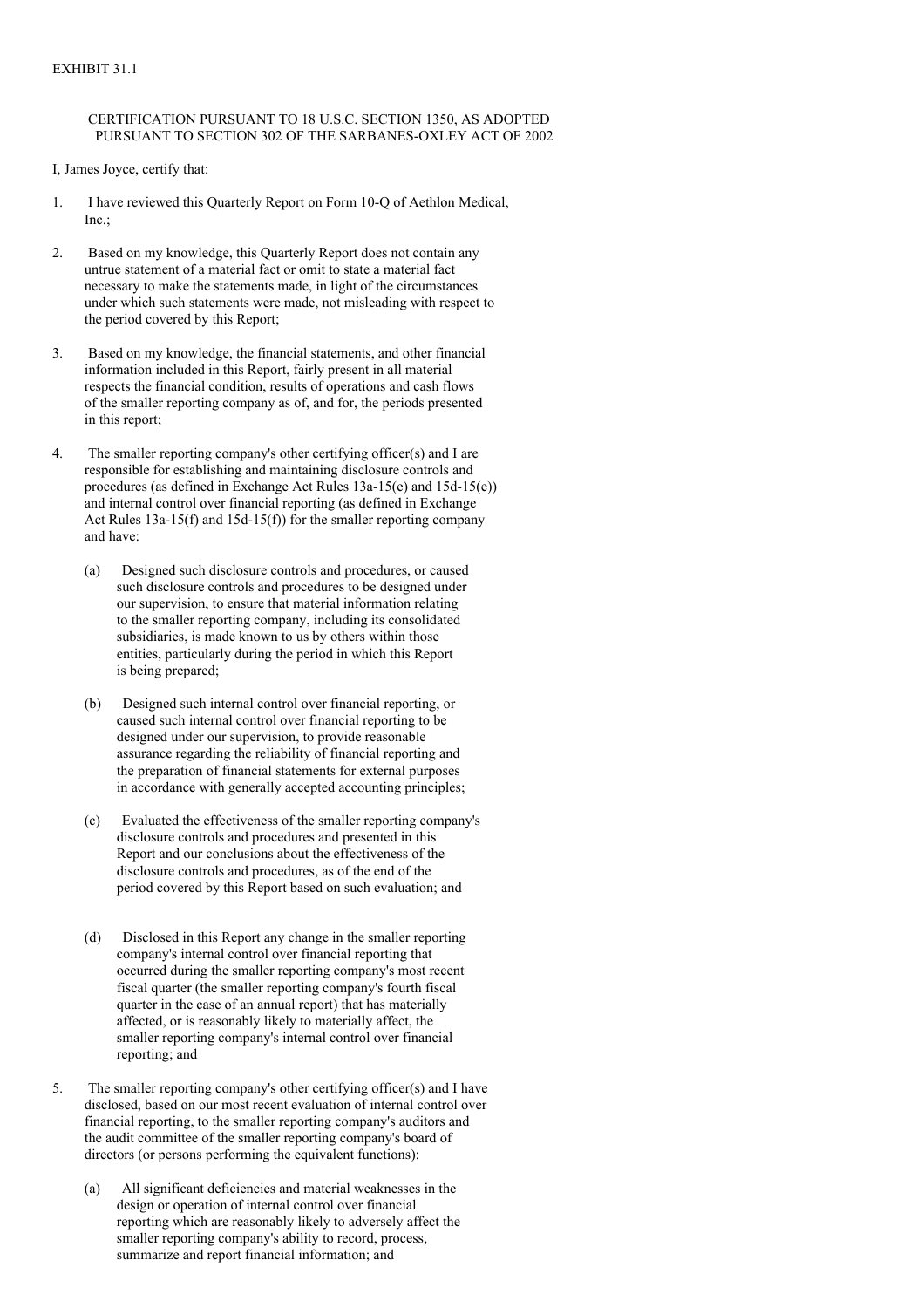EXHIBIT 31.1

CERTIFICATION PURSUANT TO 18 U.S.C. SECTION 1350, AS ADOPTED PURSUANT TO SECTION 302 OF THE SARBANES-OXLEY ACT OF 2002

I, James Joyce, certify that:

1. I have reviewed this Quarterly Report on Form 10-Q of Aethlon Medical, Inc.;

2. Based on my knowledge, this Quarterly Report does not contain any untrue statement of a material fact or omit to state a material fact necessary to make the statements made, in light of the circumstances under which such statements were made, not misleading with respect to the period covered by this Report;

3. Based on my knowledge, the financial statements, and other financial information included in this Report, fairly present in all material respects the financial condition, results of operations and cash flows of the smaller reporting company as of, and for, the periods presented in this report;

4. The smaller reporting company's other certifying officer(s) and I are responsible for establishing and maintaining disclosure controls and procedures (as defined in Exchange Act Rules 13a-15(e) and 15d-15(e)) and internal control over financial reporting (as defined in Exchange Act Rules 13a-15(f) and 15d-15(f)) for the smaller reporting company and have:

   (a) Designed such disclosure controls and procedures, or caused such disclosure controls and procedures to be designed under our supervision, to ensure that material information relating to the smaller reporting company, including its consolidated subsidiaries, is made known to us by others within those entities, particularly during the period in which this Report is being prepared;

   (b) Designed such internal control over financial reporting, or caused such internal control over financial reporting to be designed under our supervision, to provide reasonable assurance regarding the reliability of financial reporting and the preparation of financial statements for external purposes in accordance with generally accepted accounting principles;

   (c) Evaluated the effectiveness of the smaller reporting company's disclosure controls and procedures and presented in this Report and our conclusions about the effectiveness of the disclosure controls and procedures, as of the end of the period covered by this Report based on such evaluation; and

   (d) Disclosed in this Report any change in the smaller reporting company's internal control over financial reporting that occurred during the smaller reporting company's most recent fiscal quarter (the smaller reporting company's fourth fiscal quarter in the case of an annual report) that has materially affected, or is reasonably likely to materially affect, the smaller reporting company's internal control over financial reporting; and

5. The smaller reporting company's other certifying officer(s) and I have disclosed, based on our most recent evaluation of internal control over financial reporting, to the smaller reporting company's auditors and the audit committee of the smaller reporting company's board of directors (or persons performing the equivalent functions):

   (a) All significant deficiencies and material weaknesses in the design or operation of internal control over financial reporting which are reasonably likely to adversely affect the smaller reporting company's ability to record, process, summarize and report financial information; and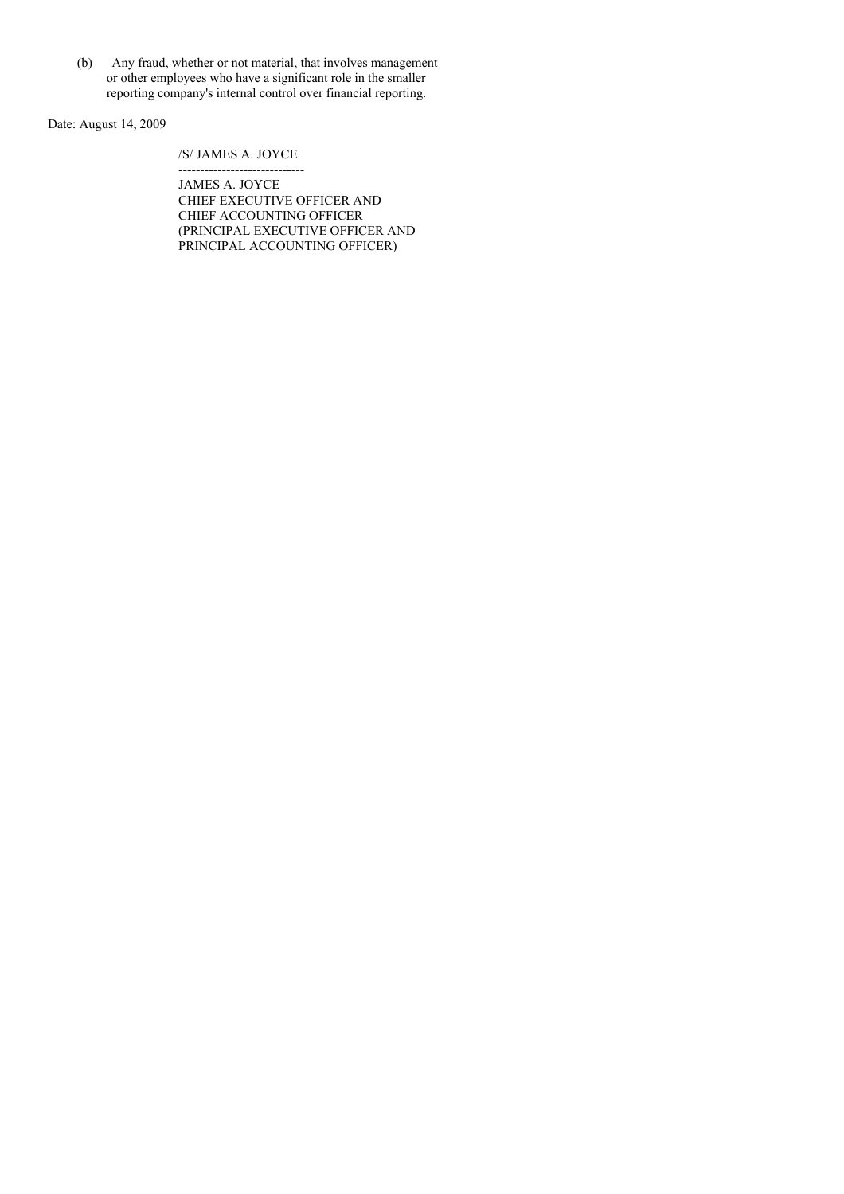(b) Any fraud, whether or not material, that involves management or other employees who have a significant role in the smaller reporting company's internal control over financial reporting.

Date: August 14, 2009

/S/ JAMES A. JOYCE

-----------------------------

JAMES A. JOYCE
CHIEF EXECUTIVE OFFICER AND
CHIEF ACCOUNTING OFFICER
(PRINCIPAL EXECUTIVE OFFICER AND
PRINCIPAL ACCOUNTING OFFICER)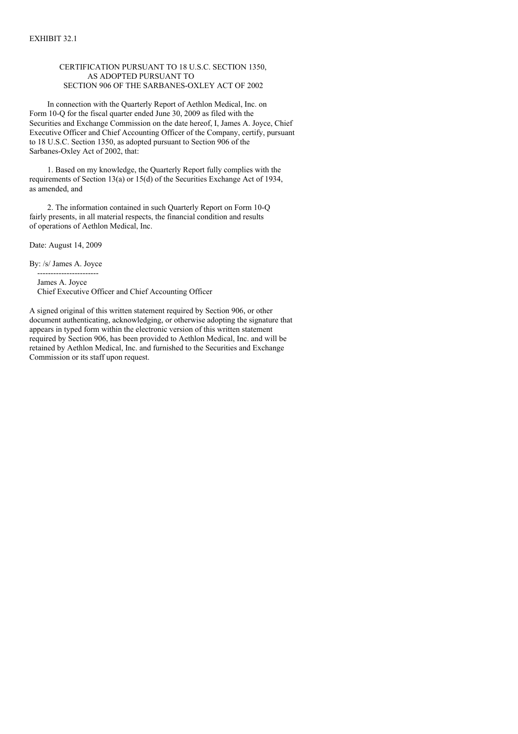EXHIBIT 32.1

## CERTIFICATION PURSUANT TO 18 U.S.C. SECTION 1350, AS ADOPTED PURSUANT TO SECTION 906 OF THE SARBANES-OXLEY ACT OF 2002

In connection with the Quarterly Report of Aethlon Medical, Inc. on Form 10-Q for the fiscal quarter ended June 30, 2009 as filed with the Securities and Exchange Commission on the date hereof, I, James A. Joyce, Chief Executive Officer and Chief Accounting Officer of the Company, certify, pursuant to 18 U.S.C. Section 1350, as adopted pursuant to Section 906 of the Sarbanes-Oxley Act of 2002, that:

1. Based on my knowledge, the Quarterly Report fully complies with the requirements of Section 13(a) or 15(d) of the Securities Exchange Act of 1934, as amended, and

2. The information contained in such Quarterly Report on Form 10-Q fairly presents, in all material respects, the financial condition and results of operations of Aethlon Medical, Inc.

Date: August 14, 2009

By: /s/ James A. Joyce

-----------------------

James A. Joyce
Chief Executive Officer and Chief Accounting Officer

A signed original of this written statement required by Section 906, or other document authenticating, acknowledging, or otherwise adopting the signature that appears in typed form within the electronic version of this written statement required by Section 906, has been provided to Aethlon Medical, Inc. and will be retained by Aethlon Medical, Inc. and furnished to the Securities and Exchange Commission or its staff upon request.